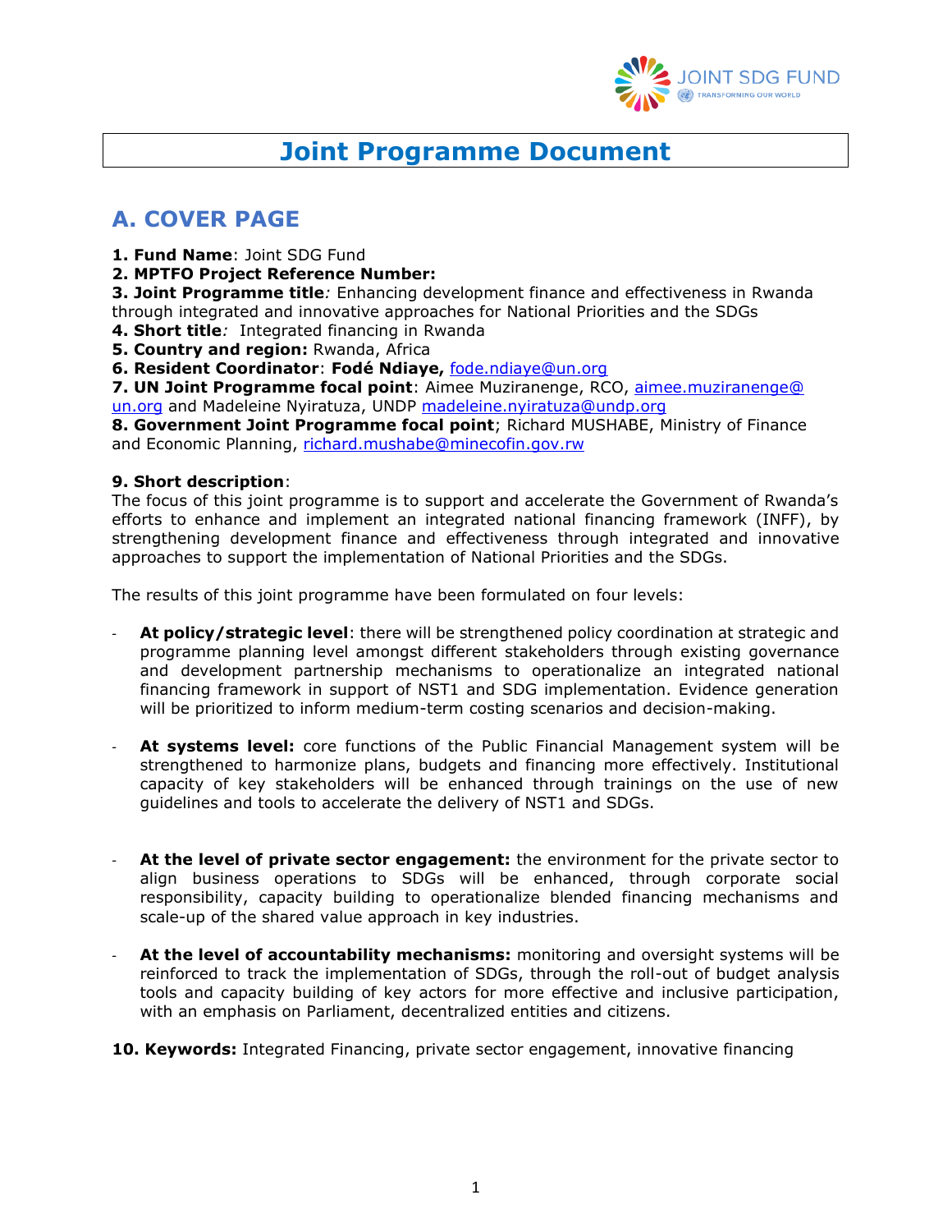# Joint Programme Document

## A. COVER PAGE

**1. Fund Name**: Joint SDG Fund
**2. MPTFO Project Reference Number:**
**3. Joint Programme title***:* Enhancing development finance and effectiveness in Rwanda through integrated and innovative approaches for National Priorities and the SDGs
**4. Short title***:* Integrated financing in Rwanda
**5. Country and region:** Rwanda, Africa
**6. Resident Coordinator**: **Fodé Ndiaye,** fode.ndiaye@un.org
**7. UN Joint Programme focal point**: Aimee Muziranenge, RCO, aimee.muziranenge@un.org and Madeleine Nyiratuza, UNDP madeleine.nyiratuza@undp.org
**8. Government Joint Programme focal point**; Richard MUSHABE, Ministry of Finance and Economic Planning, richard.mushabe@minecofin.gov.rw

**9. Short description**:
The focus of this joint programme is to support and accelerate the Government of Rwanda's efforts to enhance and implement an integrated national financing framework (INFF), by strengthening development finance and effectiveness through integrated and innovative approaches to support the implementation of National Priorities and the SDGs.

The results of this joint programme have been formulated on four levels:

- **At policy/strategic level**: there will be strengthened policy coordination at strategic and programme planning level amongst different stakeholders through existing governance and development partnership mechanisms to operationalize an integrated national financing framework in support of NST1 and SDG implementation. Evidence generation will be prioritized to inform medium-term costing scenarios and decision-making.

- **At systems level:** core functions of the Public Financial Management system will be strengthened to harmonize plans, budgets and financing more effectively. Institutional capacity of key stakeholders will be enhanced through trainings on the use of new guidelines and tools to accelerate the delivery of NST1 and SDGs.

- **At the level of private sector engagement:** the environment for the private sector to align business operations to SDGs will be enhanced, through corporate social responsibility, capacity building to operationalize blended financing mechanisms and scale-up of the shared value approach in key industries.

- **At the level of accountability mechanisms:** monitoring and oversight systems will be reinforced to track the implementation of SDGs, through the roll-out of budget analysis tools and capacity building of key actors for more effective and inclusive participation, with an emphasis on Parliament, decentralized entities and citizens.

**10. Keywords:** Integrated Financing, private sector engagement, innovative financing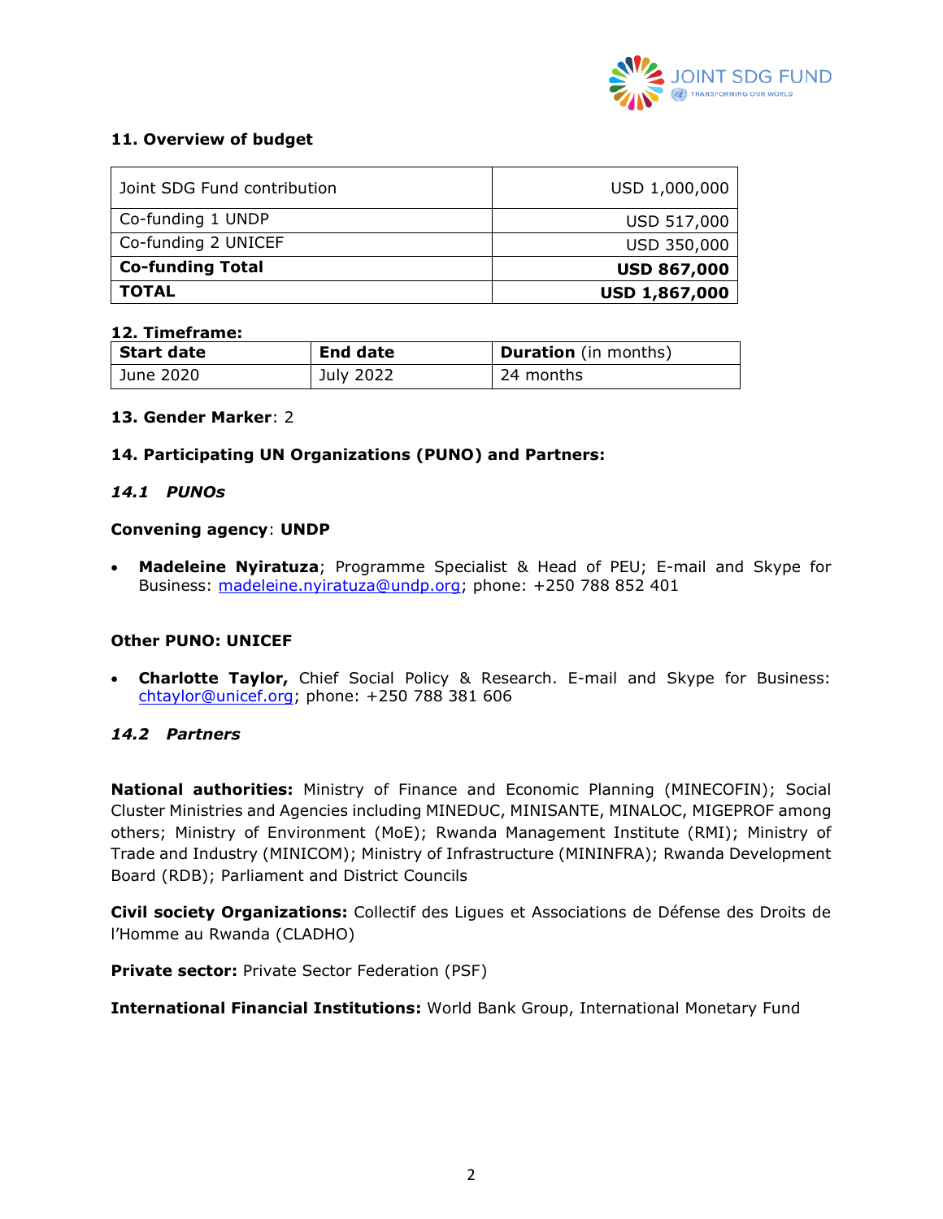**11. Overview of budget**

| Joint SDG Fund contribution | USD 1,000,000 |
|---|---|
| Co-funding 1 UNDP | USD 517,000 |
| Co-funding 2 UNICEF | USD 350,000 |
| **Co-funding Total** | **USD 867,000** |
| **TOTAL** | **USD 1,867,000** |

**12. Timeframe:**

| **Start date** | **End date** | **Duration** (in months) |
|---|---|---|
| June 2020 | July 2022 | 24 months |

**13. Gender Marker**: 2

**14. Participating UN Organizations (PUNO) and Partners:**

***14.1 PUNOs***

**Convening agency**: **UNDP**

- **Madeleine Nyiratuza**; Programme Specialist & Head of PEU; E-mail and Skype for Business: madeleine.nyiratuza@undp.org; phone: +250 788 852 401

**Other PUNO: UNICEF**

- **Charlotte Taylor,** Chief Social Policy & Research. E-mail and Skype for Business: chtaylor@unicef.org; phone: +250 788 381 606

***14.2 Partners***

**National authorities:** Ministry of Finance and Economic Planning (MINECOFIN); Social Cluster Ministries and Agencies including MINEDUC, MINISANTE, MINALOC, MIGEPROF among others; Ministry of Environment (MoE); Rwanda Management Institute (RMI); Ministry of Trade and Industry (MINICOM); Ministry of Infrastructure (MININFRA); Rwanda Development Board (RDB); Parliament and District Councils

**Civil society Organizations:** Collectif des Ligues et Associations de Défense des Droits de l'Homme au Rwanda (CLADHO)

**Private sector:** Private Sector Federation (PSF)

**International Financial Institutions:** World Bank Group, International Monetary Fund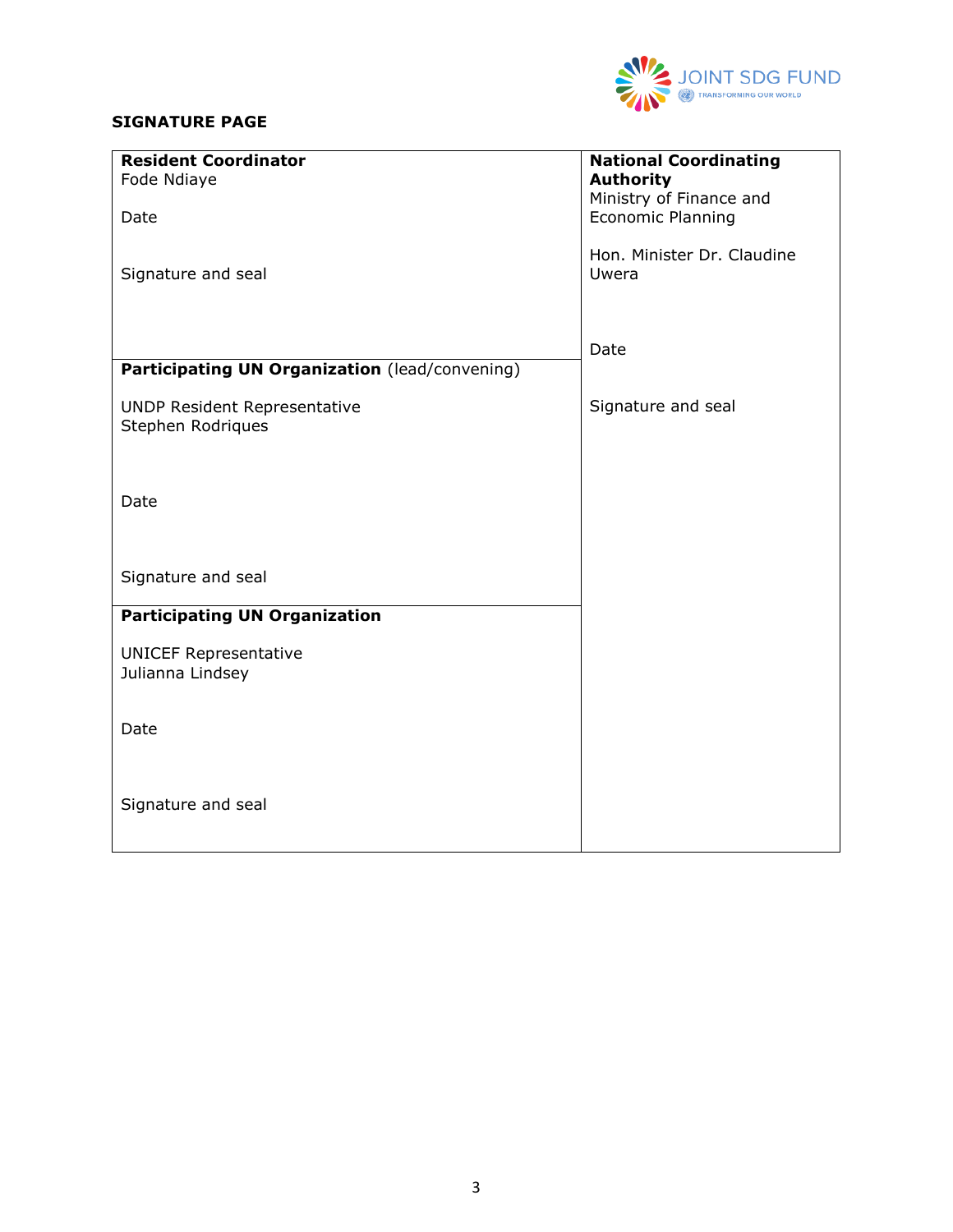**SIGNATURE PAGE**

| **Resident Coordinator**<br>Fode Ndiaye<br><br>Date<br><br>Signature and seal | **National Coordinating Authority**<br>Ministry of Finance and Economic Planning<br><br>Hon. Minister Dr. Claudine Uwera<br><br>Date<br><br>Signature and seal |
|---|---|
| **Participating UN Organization** (lead/convening)<br><br>UNDP Resident Representative<br>Stephen Rodriques<br><br>Date<br><br>Signature and seal | |
| **Participating UN Organization**<br><br>UNICEF Representative<br>Julianna Lindsey<br><br>Date<br><br>Signature and seal | |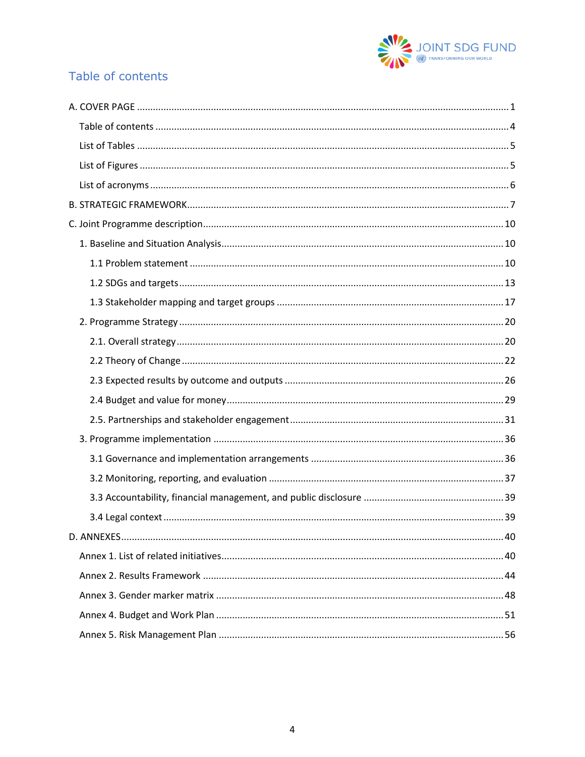## Table of contents

A. COVER PAGE ........................................................................................................................................ 1

- Table of contents ................................................................................................................................ 4
- List of Tables ........................................................................................................................................ 5
- List of Figures ...................................................................................................................................... 5
- List of acronyms .................................................................................................................................. 6

B. STRATEGIC FRAMEWORK..................................................................................................................... 7

C. Joint Programme description.............................................................................................................. 10

- 1. Baseline and Situation Analysis...................................................................................................... 10
  - 1.1 Problem statement .................................................................................................................. 10
  - 1.2 SDGs and targets...................................................................................................................... 13
  - 1.3 Stakeholder mapping and target groups .................................................................................. 17
- 2. Programme Strategy ...................................................................................................................... 20
  - 2.1. Overall strategy ....................................................................................................................... 20
  - 2.2 Theory of Change ..................................................................................................................... 22
  - 2.3 Expected results by outcome and outputs ............................................................................... 26
  - 2.4 Budget and value for money..................................................................................................... 29
  - 2.5. Partnerships and stakeholder engagement .............................................................................. 31
- 3. Programme implementation .......................................................................................................... 36
  - 3.1 Governance and implementation arrangements ...................................................................... 36
  - 3.2 Monitoring, reporting, and evaluation ...................................................................................... 37
  - 3.3 Accountability, financial management, and public disclosure .................................................. 39
  - 3.4 Legal context ............................................................................................................................ 39

D. ANNEXES ............................................................................................................................................ 40

- Annex 1. List of related initiatives....................................................................................................... 40
- Annex 2. Results Framework .............................................................................................................. 44
- Annex 3. Gender marker matrix ......................................................................................................... 48
- Annex 4. Budget and Work Plan ......................................................................................................... 51
- Annex 5. Risk Management Plan ........................................................................................................ 56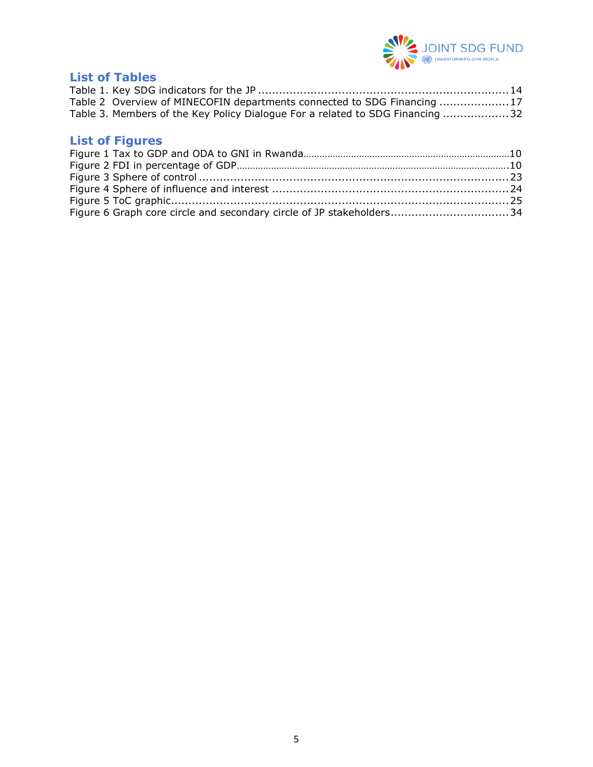## List of Tables

Table 1. Key SDG indicators for the JP ........................................................................ 14
Table 2 Overview of MINECOFIN departments connected to SDG Financing .................... 17
Table 3. Members of the Key Policy Dialogue For a related to SDG Financing ................... 32

## List of Figures

Figure 1 Tax to GDP and ODA to GNI in Rwanda.............................................................................10
Figure 2 FDI in percentage of GDP.....................................................................................................10
Figure 3 Sphere of control .......................................................................................... 23
Figure 4 Sphere of influence and interest .................................................................... 24
Figure 5 ToC graphic.................................................................................................. 25
Figure 6 Graph core circle and secondary circle of JP stakeholders.................................. 34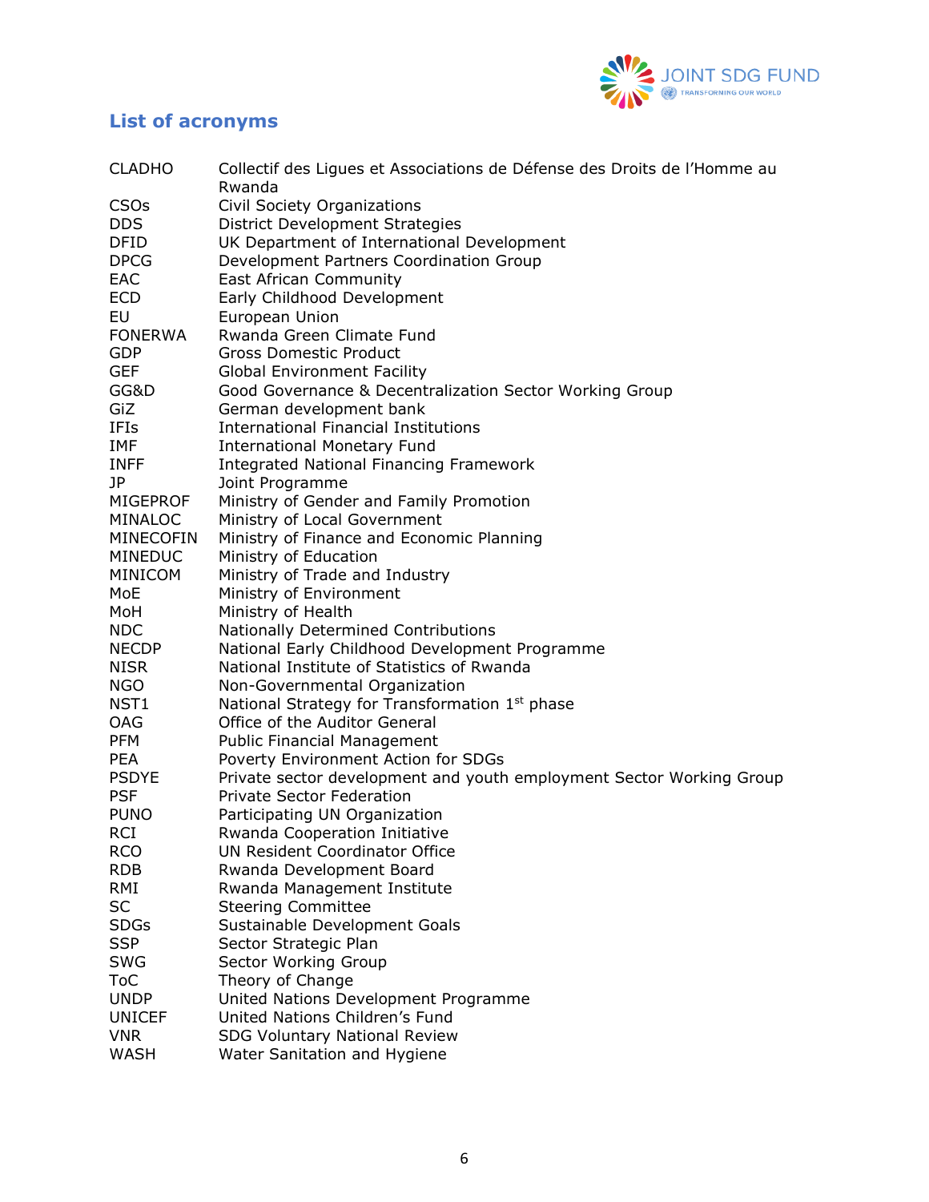## List of acronyms

| | |
|---|---|
| CLADHO | Collectif des Ligues et Associations de Défense des Droits de l'Homme au Rwanda |
| CSOs | Civil Society Organizations |
| DDS | District Development Strategies |
| DFID | UK Department of International Development |
| DPCG | Development Partners Coordination Group |
| EAC | East African Community |
| ECD | Early Childhood Development |
| EU | European Union |
| FONERWA | Rwanda Green Climate Fund |
| GDP | Gross Domestic Product |
| GEF | Global Environment Facility |
| GG&D | Good Governance & Decentralization Sector Working Group |
| GiZ | German development bank |
| IFIs | International Financial Institutions |
| IMF | International Monetary Fund |
| INFF | Integrated National Financing Framework |
| JP | Joint Programme |
| MIGEPROF | Ministry of Gender and Family Promotion |
| MINALOC | Ministry of Local Government |
| MINECOFIN | Ministry of Finance and Economic Planning |
| MINEDUC | Ministry of Education |
| MINICOM | Ministry of Trade and Industry |
| MoE | Ministry of Environment |
| MoH | Ministry of Health |
| NDC | Nationally Determined Contributions |
| NECDP | National Early Childhood Development Programme |
| NISR | National Institute of Statistics of Rwanda |
| NGO | Non-Governmental Organization |
| NST1 | National Strategy for Transformation 1st phase |
| OAG | Office of the Auditor General |
| PFM | Public Financial Management |
| PEA | Poverty Environment Action for SDGs |
| PSDYE | Private sector development and youth employment Sector Working Group |
| PSF | Private Sector Federation |
| PUNO | Participating UN Organization |
| RCI | Rwanda Cooperation Initiative |
| RCO | UN Resident Coordinator Office |
| RDB | Rwanda Development Board |
| RMI | Rwanda Management Institute |
| SC | Steering Committee |
| SDGs | Sustainable Development Goals |
| SSP | Sector Strategic Plan |
| SWG | Sector Working Group |
| ToC | Theory of Change |
| UNDP | United Nations Development Programme |
| UNICEF | United Nations Children's Fund |
| VNR | SDG Voluntary National Review |
| WASH | Water Sanitation and Hygiene |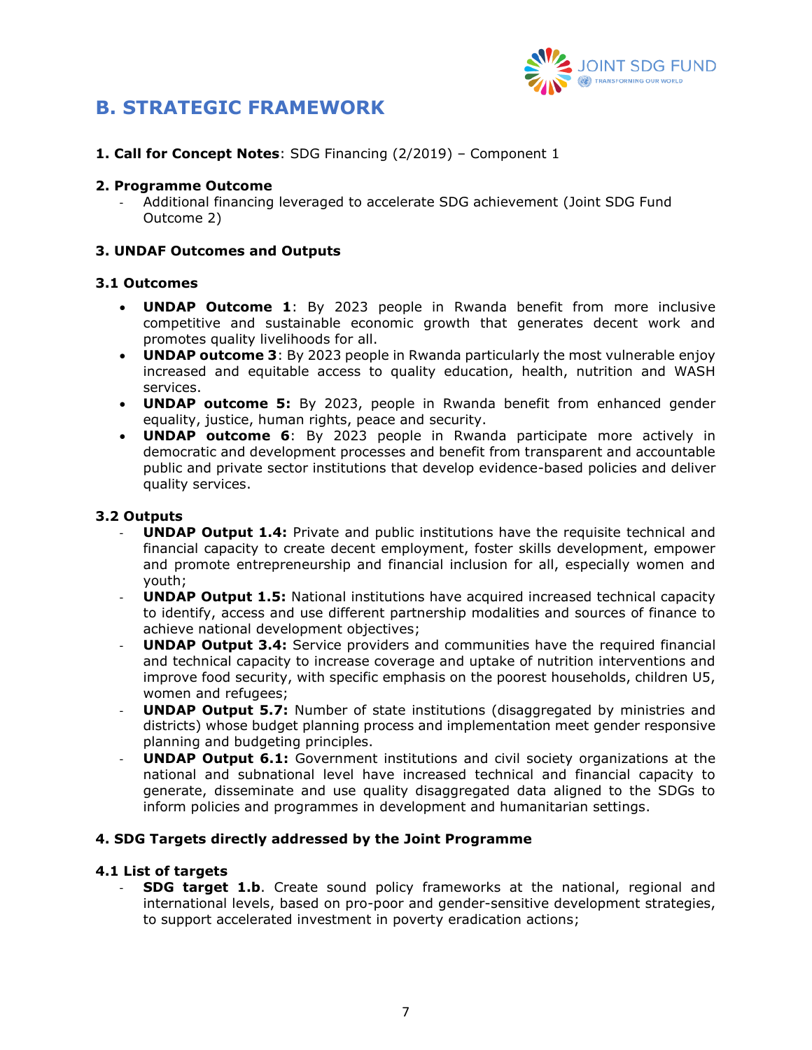# B. STRATEGIC FRAMEWORK

**1. Call for Concept Notes**: SDG Financing (2/2019) – Component 1

**2. Programme Outcome**

- Additional financing leveraged to accelerate SDG achievement (Joint SDG Fund Outcome 2)

**3. UNDAF Outcomes and Outputs**

**3.1 Outcomes**

- **UNDAP Outcome 1**: By 2023 people in Rwanda benefit from more inclusive competitive and sustainable economic growth that generates decent work and promotes quality livelihoods for all.
- **UNDAP outcome 3**: By 2023 people in Rwanda particularly the most vulnerable enjoy increased and equitable access to quality education, health, nutrition and WASH services.
- **UNDAP outcome 5:** By 2023, people in Rwanda benefit from enhanced gender equality, justice, human rights, peace and security.
- **UNDAP outcome 6**: By 2023 people in Rwanda participate more actively in democratic and development processes and benefit from transparent and accountable public and private sector institutions that develop evidence-based policies and deliver quality services.

**3.2 Outputs**

- **UNDAP Output 1.4:** Private and public institutions have the requisite technical and financial capacity to create decent employment, foster skills development, empower and promote entrepreneurship and financial inclusion for all, especially women and youth;
- **UNDAP Output 1.5:** National institutions have acquired increased technical capacity to identify, access and use different partnership modalities and sources of finance to achieve national development objectives;
- **UNDAP Output 3.4:** Service providers and communities have the required financial and technical capacity to increase coverage and uptake of nutrition interventions and improve food security, with specific emphasis on the poorest households, children U5, women and refugees;
- **UNDAP Output 5.7:** Number of state institutions (disaggregated by ministries and districts) whose budget planning process and implementation meet gender responsive planning and budgeting principles.
- **UNDAP Output 6.1:** Government institutions and civil society organizations at the national and subnational level have increased technical and financial capacity to generate, disseminate and use quality disaggregated data aligned to the SDGs to inform policies and programmes in development and humanitarian settings.

**4. SDG Targets directly addressed by the Joint Programme**

**4.1 List of targets**

- **SDG target 1.b**. Create sound policy frameworks at the national, regional and international levels, based on pro-poor and gender-sensitive development strategies, to support accelerated investment in poverty eradication actions;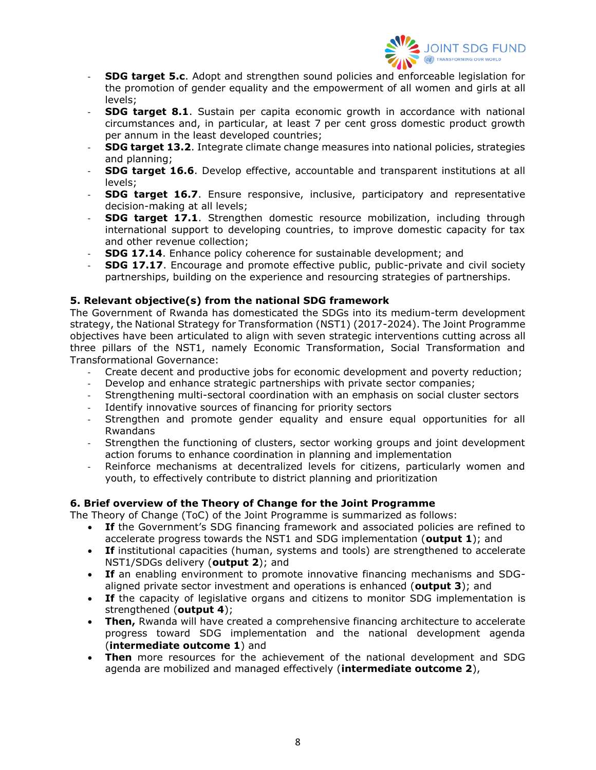- **SDG target 5.c**. Adopt and strengthen sound policies and enforceable legislation for the promotion of gender equality and the empowerment of all women and girls at all levels;
- **SDG target 8.1**. Sustain per capita economic growth in accordance with national circumstances and, in particular, at least 7 per cent gross domestic product growth per annum in the least developed countries;
- **SDG target 13.2**. Integrate climate change measures into national policies, strategies and planning;
- **SDG target 16.6**. Develop effective, accountable and transparent institutions at all levels;
- **SDG target 16.7**. Ensure responsive, inclusive, participatory and representative decision-making at all levels;
- **SDG target 17.1**. Strengthen domestic resource mobilization, including through international support to developing countries, to improve domestic capacity for tax and other revenue collection;
- **SDG 17.14**. Enhance policy coherence for sustainable development; and
- **SDG 17.17**. Encourage and promote effective public, public-private and civil society partnerships, building on the experience and resourcing strategies of partnerships.

### 5. Relevant objective(s) from the national SDG framework

The Government of Rwanda has domesticated the SDGs into its medium-term development strategy, the National Strategy for Transformation (NST1) (2017-2024). The Joint Programme objectives have been articulated to align with seven strategic interventions cutting across all three pillars of the NST1, namely Economic Transformation, Social Transformation and Transformational Governance:

- Create decent and productive jobs for economic development and poverty reduction;
- Develop and enhance strategic partnerships with private sector companies;
- Strengthening multi-sectoral coordination with an emphasis on social cluster sectors
- Identify innovative sources of financing for priority sectors
- Strengthen and promote gender equality and ensure equal opportunities for all Rwandans
- Strengthen the functioning of clusters, sector working groups and joint development action forums to enhance coordination in planning and implementation
- Reinforce mechanisms at decentralized levels for citizens, particularly women and youth, to effectively contribute to district planning and prioritization

### 6. Brief overview of the Theory of Change for the Joint Programme

The Theory of Change (ToC) of the Joint Programme is summarized as follows:

- **If** the Government's SDG financing framework and associated policies are refined to accelerate progress towards the NST1 and SDG implementation (**output 1**); and
- **If** institutional capacities (human, systems and tools) are strengthened to accelerate NST1/SDGs delivery (**output 2**); and
- **If** an enabling environment to promote innovative financing mechanisms and SDG-aligned private sector investment and operations is enhanced (**output 3**); and
- **If** the capacity of legislative organs and citizens to monitor SDG implementation is strengthened (**output 4**);
- **Then,** Rwanda will have created a comprehensive financing architecture to accelerate progress toward SDG implementation and the national development agenda (**intermediate outcome 1**) and
- **Then** more resources for the achievement of the national development and SDG agenda are mobilized and managed effectively (**intermediate outcome 2**),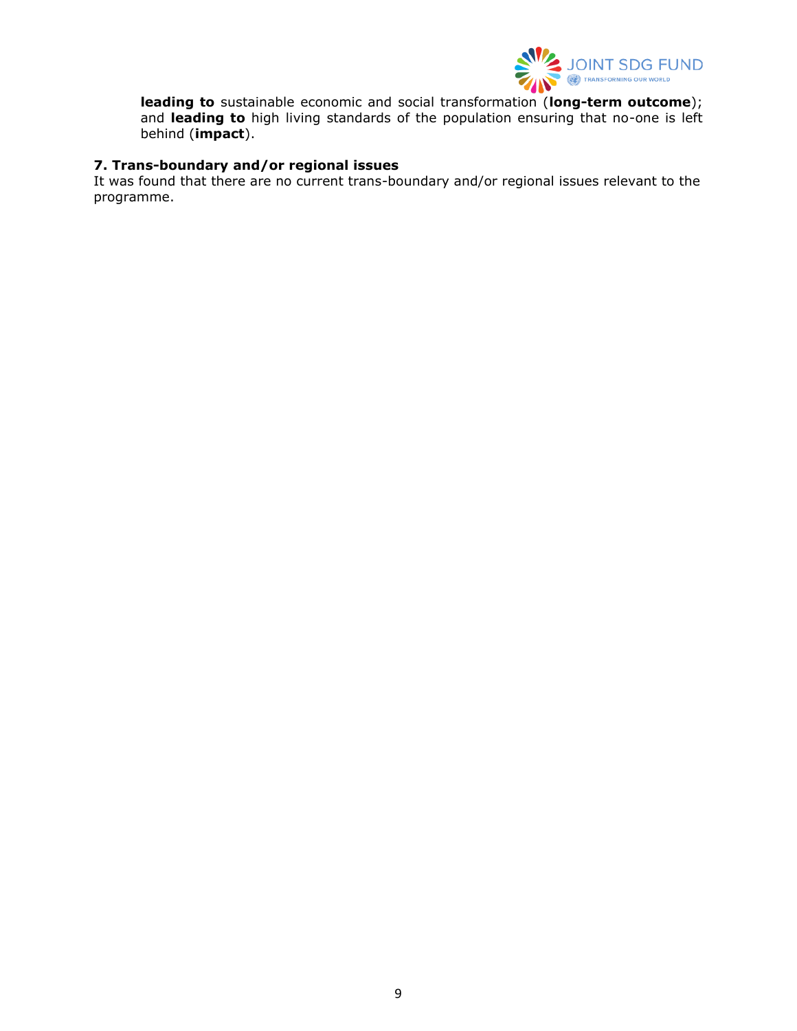**leading to** sustainable economic and social transformation (**long-term outcome**); and **leading to** high living standards of the population ensuring that no-one is left behind (**impact**).

### 7. Trans-boundary and/or regional issues

It was found that there are no current trans-boundary and/or regional issues relevant to the programme.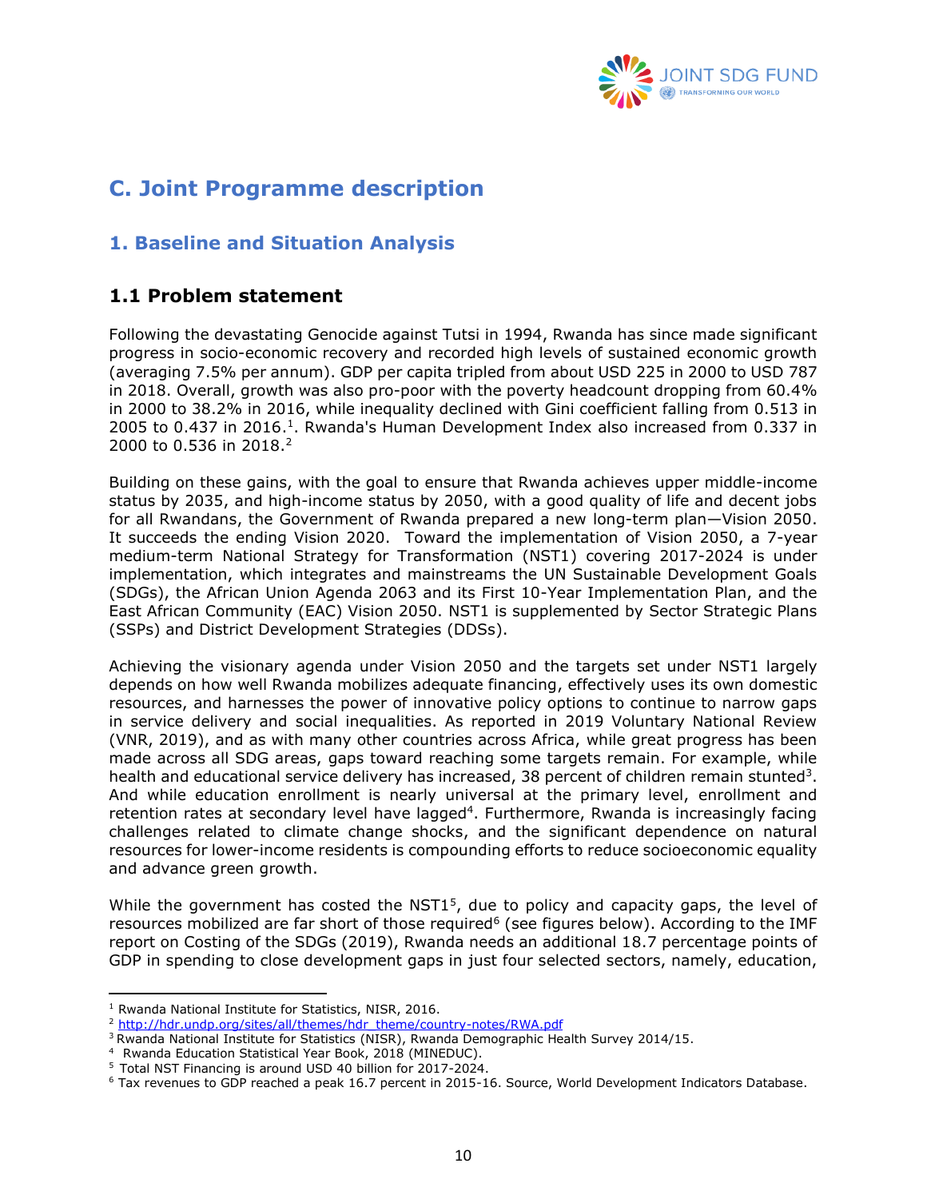# C. Joint Programme description

## 1. Baseline and Situation Analysis

### 1.1 Problem statement

Following the devastating Genocide against Tutsi in 1994, Rwanda has since made significant progress in socio-economic recovery and recorded high levels of sustained economic growth (averaging 7.5% per annum). GDP per capita tripled from about USD 225 in 2000 to USD 787 in 2018. Overall, growth was also pro-poor with the poverty headcount dropping from 60.4% in 2000 to 38.2% in 2016, while inequality declined with Gini coefficient falling from 0.513 in 2005 to 0.437 in 2016.[1]. Rwanda's Human Development Index also increased from 0.337 in 2000 to 0.536 in 2018.[2]

Building on these gains, with the goal to ensure that Rwanda achieves upper middle-income status by 2035, and high-income status by 2050, with a good quality of life and decent jobs for all Rwandans, the Government of Rwanda prepared a new long-term plan—Vision 2050. It succeeds the ending Vision 2020. Toward the implementation of Vision 2050, a 7-year medium-term National Strategy for Transformation (NST1) covering 2017-2024 is under implementation, which integrates and mainstreams the UN Sustainable Development Goals (SDGs), the African Union Agenda 2063 and its First 10-Year Implementation Plan, and the East African Community (EAC) Vision 2050. NST1 is supplemented by Sector Strategic Plans (SSPs) and District Development Strategies (DDSs).

Achieving the visionary agenda under Vision 2050 and the targets set under NST1 largely depends on how well Rwanda mobilizes adequate financing, effectively uses its own domestic resources, and harnesses the power of innovative policy options to continue to narrow gaps in service delivery and social inequalities. As reported in 2019 Voluntary National Review (VNR, 2019), and as with many other countries across Africa, while great progress has been made across all SDG areas, gaps toward reaching some targets remain. For example, while health and educational service delivery has increased, 38 percent of children remain stunted[3]. And while education enrollment is nearly universal at the primary level, enrollment and retention rates at secondary level have lagged[4]. Furthermore, Rwanda is increasingly facing challenges related to climate change shocks, and the significant dependence on natural resources for lower-income residents is compounding efforts to reduce socioeconomic equality and advance green growth.

While the government has costed the NST1[5], due to policy and capacity gaps, the level of resources mobilized are far short of those required[6] (see figures below). According to the IMF report on Costing of the SDGs (2019), Rwanda needs an additional 18.7 percentage points of GDP in spending to close development gaps in just four selected sectors, namely, education,

---

[1] Rwanda National Institute for Statistics, NISR, 2016.

[2] http://hdr.undp.org/sites/all/themes/hdr_theme/country-notes/RWA.pdf

[3] Rwanda National Institute for Statistics (NISR), Rwanda Demographic Health Survey 2014/15.

[4] Rwanda Education Statistical Year Book, 2018 (MINEDUC).

[5] Total NST Financing is around USD 40 billion for 2017-2024.

[6] Tax revenues to GDP reached a peak 16.7 percent in 2015-16. Source, World Development Indicators Database.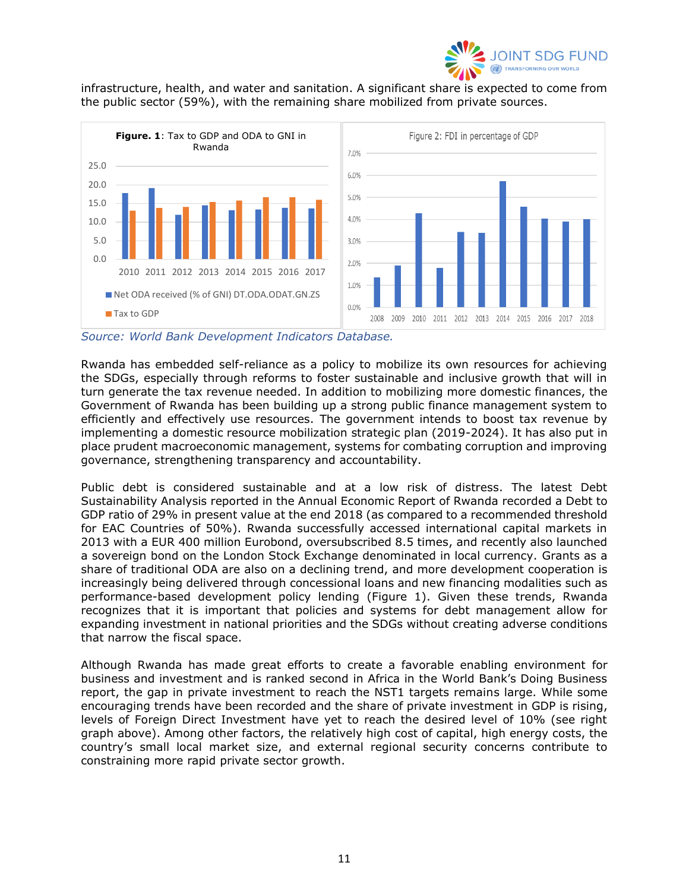infrastructure, health, and water and sanitation. A significant share is expected to come from the public sector (59%), with the remaining share mobilized from private sources.

**Figure. 1**: Tax to GDP and ODA to GNI in Rwanda

Figure 2: FDI in percentage of GDP

*Source: World Bank Development Indicators Database.*

Rwanda has embedded self-reliance as a policy to mobilize its own resources for achieving the SDGs, especially through reforms to foster sustainable and inclusive growth that will in turn generate the tax revenue needed. In addition to mobilizing more domestic finances, the Government of Rwanda has been building up a strong public finance management system to efficiently and effectively use resources. The government intends to boost tax revenue by implementing a domestic resource mobilization strategic plan (2019-2024). It has also put in place prudent macroeconomic management, systems for combating corruption and improving governance, strengthening transparency and accountability.

Public debt is considered sustainable and at a low risk of distress. The latest Debt Sustainability Analysis reported in the Annual Economic Report of Rwanda recorded a Debt to GDP ratio of 29% in present value at the end 2018 (as compared to a recommended threshold for EAC Countries of 50%). Rwanda successfully accessed international capital markets in 2013 with a EUR 400 million Eurobond, oversubscribed 8.5 times, and recently also launched a sovereign bond on the London Stock Exchange denominated in local currency. Grants as a share of traditional ODA are also on a declining trend, and more development cooperation is increasingly being delivered through concessional loans and new financing modalities such as performance-based development policy lending (Figure 1). Given these trends, Rwanda recognizes that it is important that policies and systems for debt management allow for expanding investment in national priorities and the SDGs without creating adverse conditions that narrow the fiscal space.

Although Rwanda has made great efforts to create a favorable enabling environment for business and investment and is ranked second in Africa in the World Bank's Doing Business report, the gap in private investment to reach the NST1 targets remains large. While some encouraging trends have been recorded and the share of private investment in GDP is rising, levels of Foreign Direct Investment have yet to reach the desired level of 10% (see right graph above). Among other factors, the relatively high cost of capital, high energy costs, the country's small local market size, and external regional security concerns contribute to constraining more rapid private sector growth.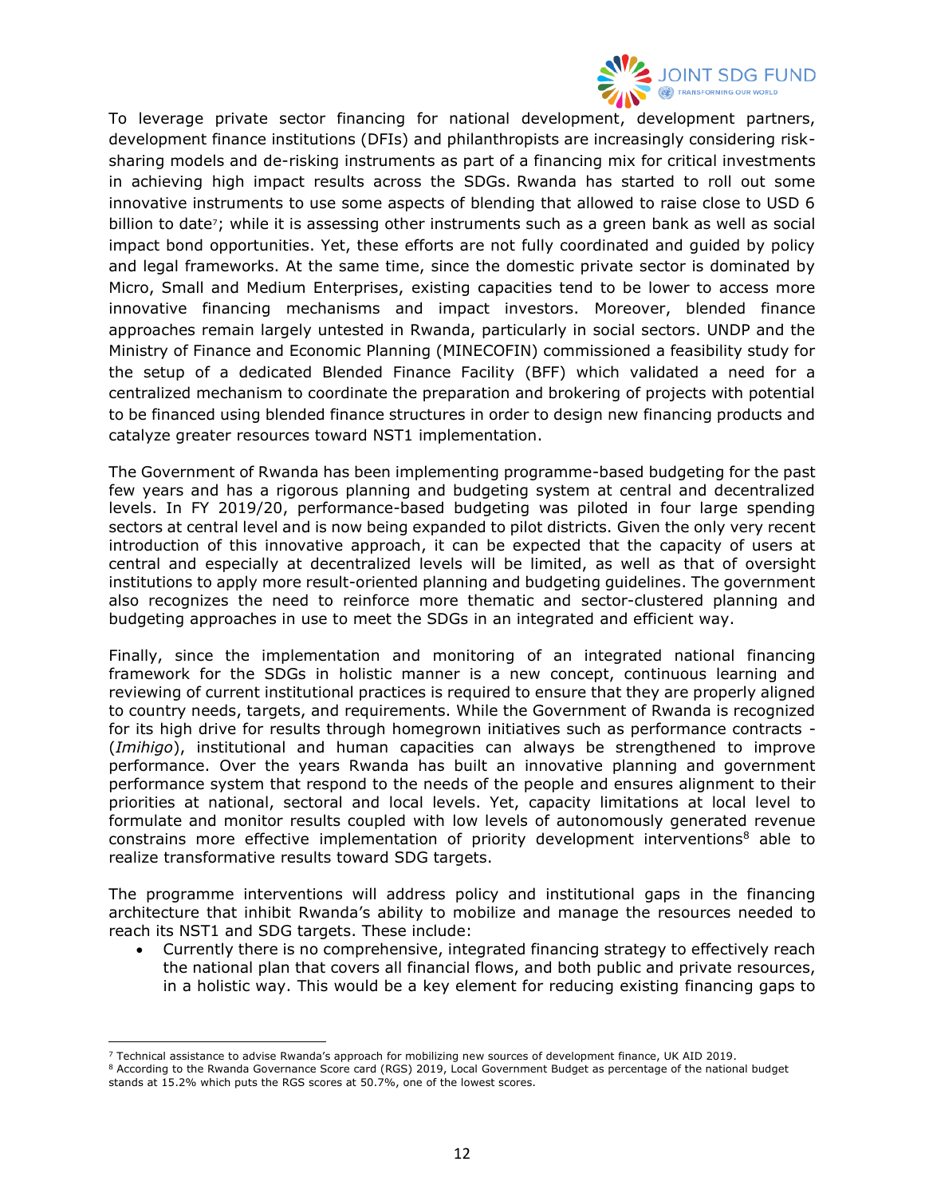To leverage private sector financing for national development, development partners, development finance institutions (DFIs) and philanthropists are increasingly considering risk-sharing models and de-risking instruments as part of a financing mix for critical investments in achieving high impact results across the SDGs. Rwanda has started to roll out some innovative instruments to use some aspects of blending that allowed to raise close to USD 6 billion to date[7]; while it is assessing other instruments such as a green bank as well as social impact bond opportunities. Yet, these efforts are not fully coordinated and guided by policy and legal frameworks. At the same time, since the domestic private sector is dominated by Micro, Small and Medium Enterprises, existing capacities tend to be lower to access more innovative financing mechanisms and impact investors. Moreover, blended finance approaches remain largely untested in Rwanda, particularly in social sectors. UNDP and the Ministry of Finance and Economic Planning (MINECOFIN) commissioned a feasibility study for the setup of a dedicated Blended Finance Facility (BFF) which validated a need for a centralized mechanism to coordinate the preparation and brokering of projects with potential to be financed using blended finance structures in order to design new financing products and catalyze greater resources toward NST1 implementation.

The Government of Rwanda has been implementing programme-based budgeting for the past few years and has a rigorous planning and budgeting system at central and decentralized levels. In FY 2019/20, performance-based budgeting was piloted in four large spending sectors at central level and is now being expanded to pilot districts. Given the only very recent introduction of this innovative approach, it can be expected that the capacity of users at central and especially at decentralized levels will be limited, as well as that of oversight institutions to apply more result-oriented planning and budgeting guidelines. The government also recognizes the need to reinforce more thematic and sector-clustered planning and budgeting approaches in use to meet the SDGs in an integrated and efficient way.

Finally, since the implementation and monitoring of an integrated national financing framework for the SDGs in holistic manner is a new concept, continuous learning and reviewing of current institutional practices is required to ensure that they are properly aligned to country needs, targets, and requirements. While the Government of Rwanda is recognized for its high drive for results through homegrown initiatives such as performance contracts - (*Imihigo*), institutional and human capacities can always be strengthened to improve performance. Over the years Rwanda has built an innovative planning and government performance system that respond to the needs of the people and ensures alignment to their priorities at national, sectoral and local levels. Yet, capacity limitations at local level to formulate and monitor results coupled with low levels of autonomously generated revenue constrains more effective implementation of priority development interventions[8] able to realize transformative results toward SDG targets.

The programme interventions will address policy and institutional gaps in the financing architecture that inhibit Rwanda's ability to mobilize and manage the resources needed to reach its NST1 and SDG targets. These include:

- Currently there is no comprehensive, integrated financing strategy to effectively reach the national plan that covers all financial flows, and both public and private resources, in a holistic way. This would be a key element for reducing existing financing gaps to

[7] Technical assistance to advise Rwanda's approach for mobilizing new sources of development finance, UK AID 2019.

[8] According to the Rwanda Governance Score card (RGS) 2019, Local Government Budget as percentage of the national budget stands at 15.2% which puts the RGS scores at 50.7%, one of the lowest scores.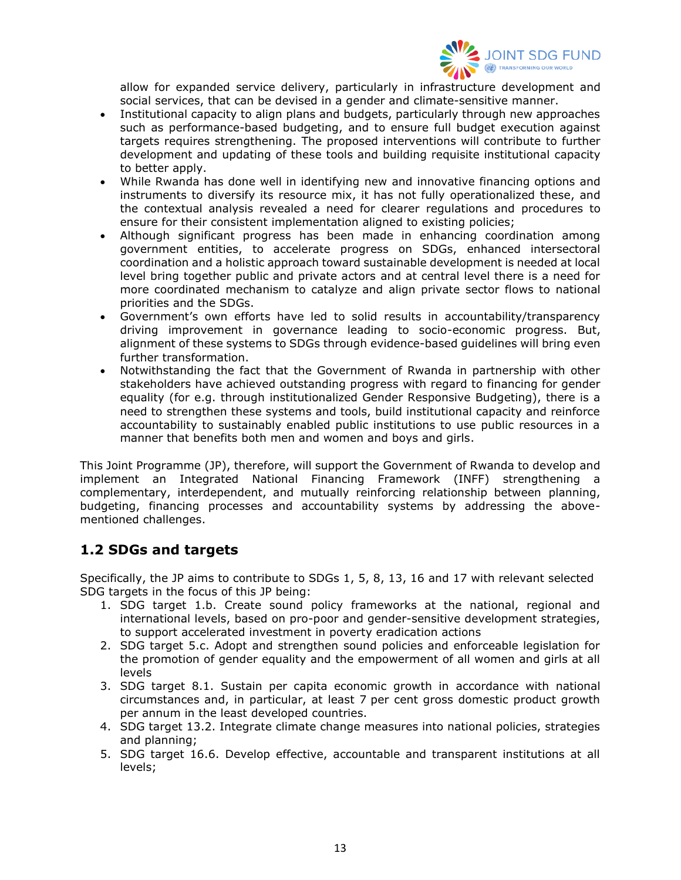allow for expanded service delivery, particularly in infrastructure development and social services, that can be devised in a gender and climate-sensitive manner.

- Institutional capacity to align plans and budgets, particularly through new approaches such as performance-based budgeting, and to ensure full budget execution against targets requires strengthening. The proposed interventions will contribute to further development and updating of these tools and building requisite institutional capacity to better apply.
- While Rwanda has done well in identifying new and innovative financing options and instruments to diversify its resource mix, it has not fully operationalized these, and the contextual analysis revealed a need for clearer regulations and procedures to ensure for their consistent implementation aligned to existing policies;
- Although significant progress has been made in enhancing coordination among government entities, to accelerate progress on SDGs, enhanced intersectoral coordination and a holistic approach toward sustainable development is needed at local level bring together public and private actors and at central level there is a need for more coordinated mechanism to catalyze and align private sector flows to national priorities and the SDGs.
- Government's own efforts have led to solid results in accountability/transparency driving improvement in governance leading to socio-economic progress. But, alignment of these systems to SDGs through evidence-based guidelines will bring even further transformation.
- Notwithstanding the fact that the Government of Rwanda in partnership with other stakeholders have achieved outstanding progress with regard to financing for gender equality (for e.g. through institutionalized Gender Responsive Budgeting), there is a need to strengthen these systems and tools, build institutional capacity and reinforce accountability to sustainably enabled public institutions to use public resources in a manner that benefits both men and women and boys and girls.

This Joint Programme (JP), therefore, will support the Government of Rwanda to develop and implement an Integrated National Financing Framework (INFF) strengthening a complementary, interdependent, and mutually reinforcing relationship between planning, budgeting, financing processes and accountability systems by addressing the above-mentioned challenges.

## 1.2 SDGs and targets

Specifically, the JP aims to contribute to SDGs 1, 5, 8, 13, 16 and 17 with relevant selected SDG targets in the focus of this JP being:

1. SDG target 1.b. Create sound policy frameworks at the national, regional and international levels, based on pro-poor and gender-sensitive development strategies, to support accelerated investment in poverty eradication actions
2. SDG target 5.c. Adopt and strengthen sound policies and enforceable legislation for the promotion of gender equality and the empowerment of all women and girls at all levels
3. SDG target 8.1. Sustain per capita economic growth in accordance with national circumstances and, in particular, at least 7 per cent gross domestic product growth per annum in the least developed countries.
4. SDG target 13.2. Integrate climate change measures into national policies, strategies and planning;
5. SDG target 16.6. Develop effective, accountable and transparent institutions at all levels;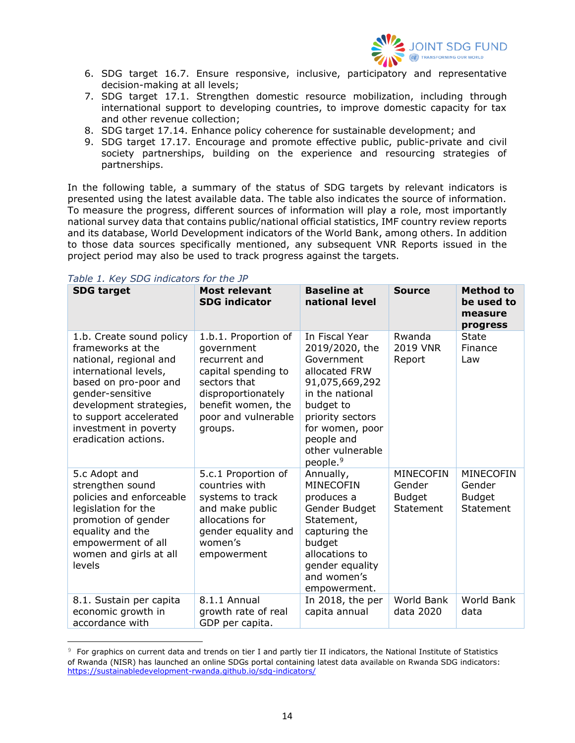6. SDG target 16.7. Ensure responsive, inclusive, participatory and representative decision-making at all levels;
7. SDG target 17.1. Strengthen domestic resource mobilization, including through international support to developing countries, to improve domestic capacity for tax and other revenue collection;
8. SDG target 17.14. Enhance policy coherence for sustainable development; and
9. SDG target 17.17. Encourage and promote effective public, public-private and civil society partnerships, building on the experience and resourcing strategies of partnerships.

In the following table, a summary of the status of SDG targets by relevant indicators is presented using the latest available data. The table also indicates the source of information. To measure the progress, different sources of information will play a role, most importantly national survey data that contains public/national official statistics, IMF country review reports and its database, World Development indicators of the World Bank, among others. In addition to those data sources specifically mentioned, any subsequent VNR Reports issued in the project period may also be used to track progress against the targets.

*Table 1. Key SDG indicators for the JP*

| SDG target | Most relevant SDG indicator | Baseline at national level | Source | Method to be used to measure progress |
|---|---|---|---|---|
| 1.b. Create sound policy frameworks at the national, regional and international levels, based on pro-poor and gender-sensitive development strategies, to support accelerated investment in poverty eradication actions. | 1.b.1. Proportion of government recurrent and capital spending to sectors that disproportionately benefit women, the poor and vulnerable groups. | In Fiscal Year 2019/2020, the Government allocated FRW 91,075,669,292 in the national budget to priority sectors for women, poor people and other vulnerable people.[9] | Rwanda 2019 VNR Report | State Finance Law |
| 5.c Adopt and strengthen sound policies and enforceable legislation for the promotion of gender equality and the empowerment of all women and girls at all levels | 5.c.1 Proportion of countries with systems to track and make public allocations for gender equality and women's empowerment | Annually, MINECOFIN produces a Gender Budget Statement, capturing the budget allocations to gender equality and women's empowerment. | MINECOFIN Gender Budget Statement | MINECOFIN Gender Budget Statement |
| 8.1. Sustain per capita economic growth in accordance with | 8.1.1 Annual growth rate of real GDP per capita. | In 2018, the per capita annual | World Bank data 2020 | World Bank data |

[9] For graphics on current data and trends on tier I and partly tier II indicators, the National Institute of Statistics of Rwanda (NISR) has launched an online SDGs portal containing latest data available on Rwanda SDG indicators: https://sustainabledevelopment-rwanda.github.io/sdg-indicators/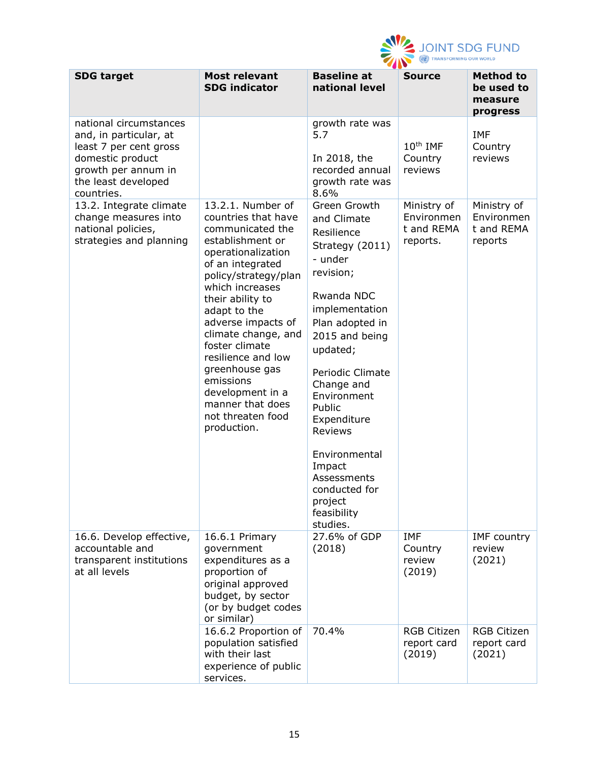| SDG target | Most relevant SDG indicator | Baseline at national level | Source | Method to be used to measure progress |
|---|---|---|---|---|
| national circumstances and, in particular, at least 7 per cent gross domestic product growth per annum in the least developed countries. | | growth rate was 5.7<br><br>In 2018, the recorded annual growth rate was 8.6% | 10th IMF Country reviews | IMF Country reviews |
| 13.2. Integrate climate change measures into national policies, strategies and planning | 13.2.1. Number of countries that have communicated the establishment or operationalization of an integrated policy/strategy/plan which increases their ability to adapt to the adverse impacts of climate change, and foster climate resilience and low greenhouse gas emissions development in a manner that does not threaten food production. | Green Growth and Climate Resilience Strategy (2011) - under revision;<br><br>Rwanda NDC implementation Plan adopted in 2015 and being updated;<br><br>Periodic Climate Change and Environment Public Expenditure Reviews<br><br>Environmental Impact Assessments conducted for project feasibility studies. | Ministry of Environment and REMA reports. | Ministry of Environment and REMA reports |
| 16.6. Develop effective, accountable and transparent institutions at all levels | 16.6.1 Primary government expenditures as a proportion of original approved budget, by sector (or by budget codes or similar) | 27.6% of GDP (2018) | IMF Country review (2019) | IMF country review (2021) |
| | 16.6.2 Proportion of population satisfied with their last experience of public services. | 70.4% | RGB Citizen report card (2019) | RGB Citizen report card (2021) |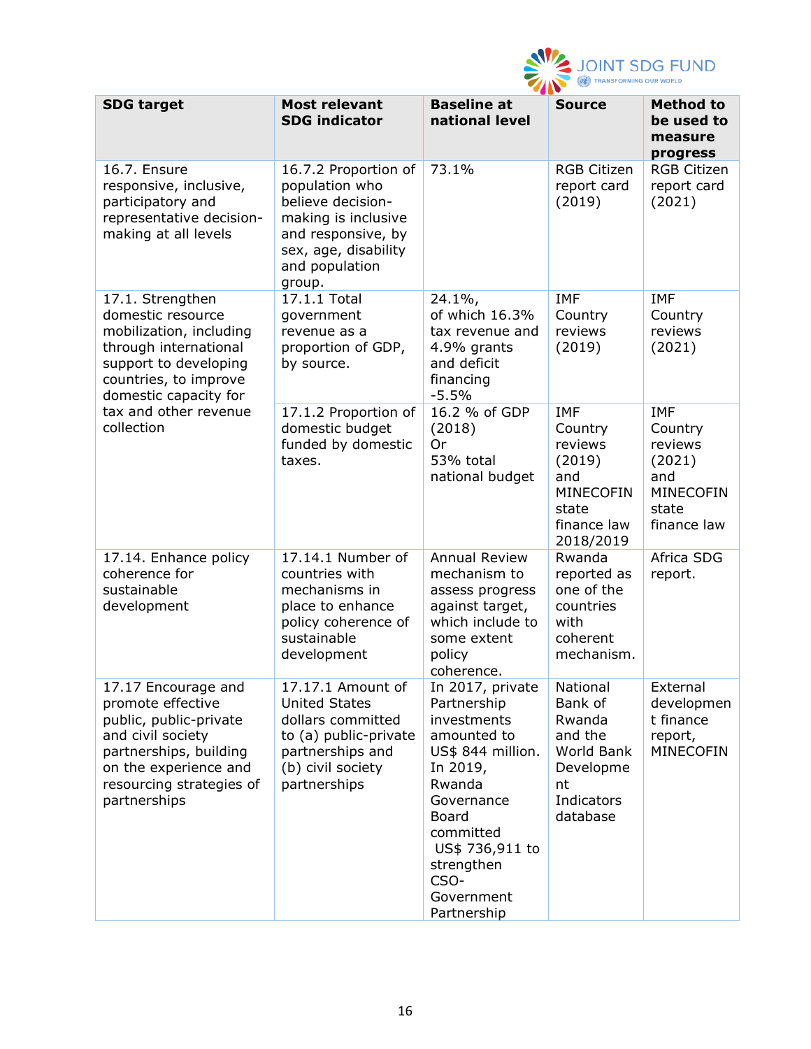| SDG target | Most relevant SDG indicator | Baseline at national level | Source | Method to be used to measure progress |
|---|---|---|---|---|
| 16.7. Ensure responsive, inclusive, participatory and representative decision-making at all levels | 16.7.2 Proportion of population who believe decision-making is inclusive and responsive, by sex, age, disability and population group. | 73.1% | RGB Citizen report card (2019) | RGB Citizen report card (2021) |
| 17.1. Strengthen domestic resource mobilization, including through international support to developing countries, to improve domestic capacity for tax and other revenue collection | 17.1.1 Total government revenue as a proportion of GDP, by source. | 24.1%, of which 16.3% tax revenue and 4.9% grants and deficit financing -5.5% | IMF Country reviews (2019) | IMF Country reviews (2021) |
| | 17.1.2 Proportion of domestic budget funded by domestic taxes. | 16.2 % of GDP (2018) Or 53% total national budget | IMF Country reviews (2019) and MINECOFIN state finance law 2018/2019 | IMF Country reviews (2021) and MINECOFIN state finance law |
| 17.14. Enhance policy coherence for sustainable development | 17.14.1 Number of countries with mechanisms in place to enhance policy coherence of sustainable development | Annual Review mechanism to assess progress against target, which include to some extent policy coherence. | Rwanda reported as one of the countries with coherent mechanism. | Africa SDG report. |
| 17.17 Encourage and promote effective public, public-private and civil society partnerships, building on the experience and resourcing strategies of partnerships | 17.17.1 Amount of United States dollars committed to (a) public-private partnerships and (b) civil society partnerships | In 2017, private Partnership investments amounted to US$ 844 million. In 2019, Rwanda Governance Board committed US$ 736,911 to strengthen CSO-Government Partnership | National Bank of Rwanda and the World Bank Development Indicators database | External development finance report, MINECOFIN |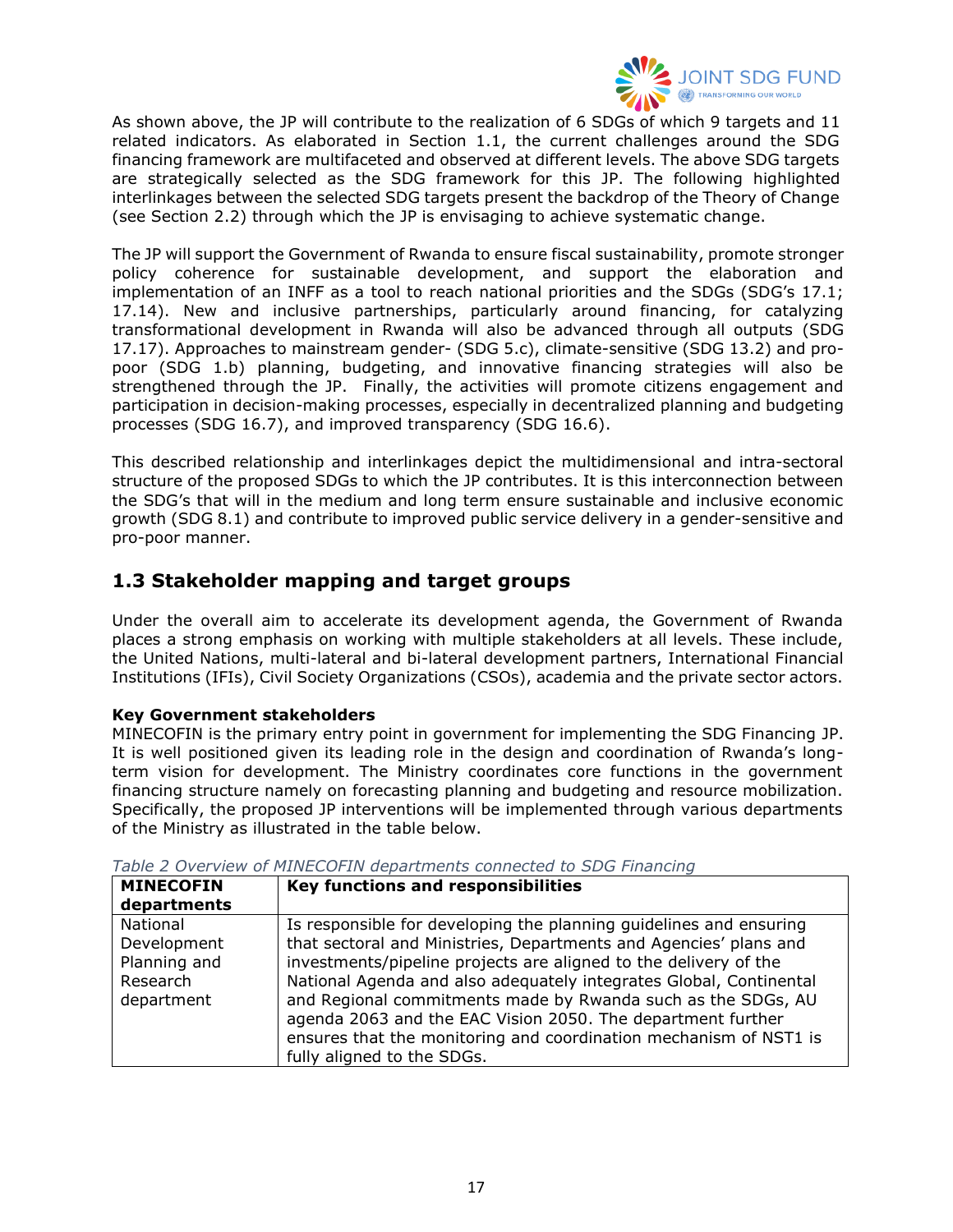As shown above, the JP will contribute to the realization of 6 SDGs of which 9 targets and 11 related indicators. As elaborated in Section 1.1, the current challenges around the SDG financing framework are multifaceted and observed at different levels. The above SDG targets are strategically selected as the SDG framework for this JP. The following highlighted interlinkages between the selected SDG targets present the backdrop of the Theory of Change (see Section 2.2) through which the JP is envisaging to achieve systematic change.

The JP will support the Government of Rwanda to ensure fiscal sustainability, promote stronger policy coherence for sustainable development, and support the elaboration and implementation of an INFF as a tool to reach national priorities and the SDGs (SDG's 17.1; 17.14). New and inclusive partnerships, particularly around financing, for catalyzing transformational development in Rwanda will also be advanced through all outputs (SDG 17.17). Approaches to mainstream gender- (SDG 5.c), climate-sensitive (SDG 13.2) and pro-poor (SDG 1.b) planning, budgeting, and innovative financing strategies will also be strengthened through the JP. Finally, the activities will promote citizens engagement and participation in decision-making processes, especially in decentralized planning and budgeting processes (SDG 16.7), and improved transparency (SDG 16.6).

This described relationship and interlinkages depict the multidimensional and intra-sectoral structure of the proposed SDGs to which the JP contributes. It is this interconnection between the SDG's that will in the medium and long term ensure sustainable and inclusive economic growth (SDG 8.1) and contribute to improved public service delivery in a gender-sensitive and pro-poor manner.

## 1.3 Stakeholder mapping and target groups

Under the overall aim to accelerate its development agenda, the Government of Rwanda places a strong emphasis on working with multiple stakeholders at all levels. These include, the United Nations, multi-lateral and bi-lateral development partners, International Financial Institutions (IFIs), Civil Society Organizations (CSOs), academia and the private sector actors.

**Key Government stakeholders**

MINECOFIN is the primary entry point in government for implementing the SDG Financing JP. It is well positioned given its leading role in the design and coordination of Rwanda's long-term vision for development. The Ministry coordinates core functions in the government financing structure namely on forecasting planning and budgeting and resource mobilization. Specifically, the proposed JP interventions will be implemented through various departments of the Ministry as illustrated in the table below.

*Table 2 Overview of MINECOFIN departments connected to SDG Financing*

| MINECOFIN departments | Key functions and responsibilities |
|---|---|
| National Development Planning and Research department | Is responsible for developing the planning guidelines and ensuring that sectoral and Ministries, Departments and Agencies' plans and investments/pipeline projects are aligned to the delivery of the National Agenda and also adequately integrates Global, Continental and Regional commitments made by Rwanda such as the SDGs, AU agenda 2063 and the EAC Vision 2050. The department further ensures that the monitoring and coordination mechanism of NST1 is fully aligned to the SDGs. |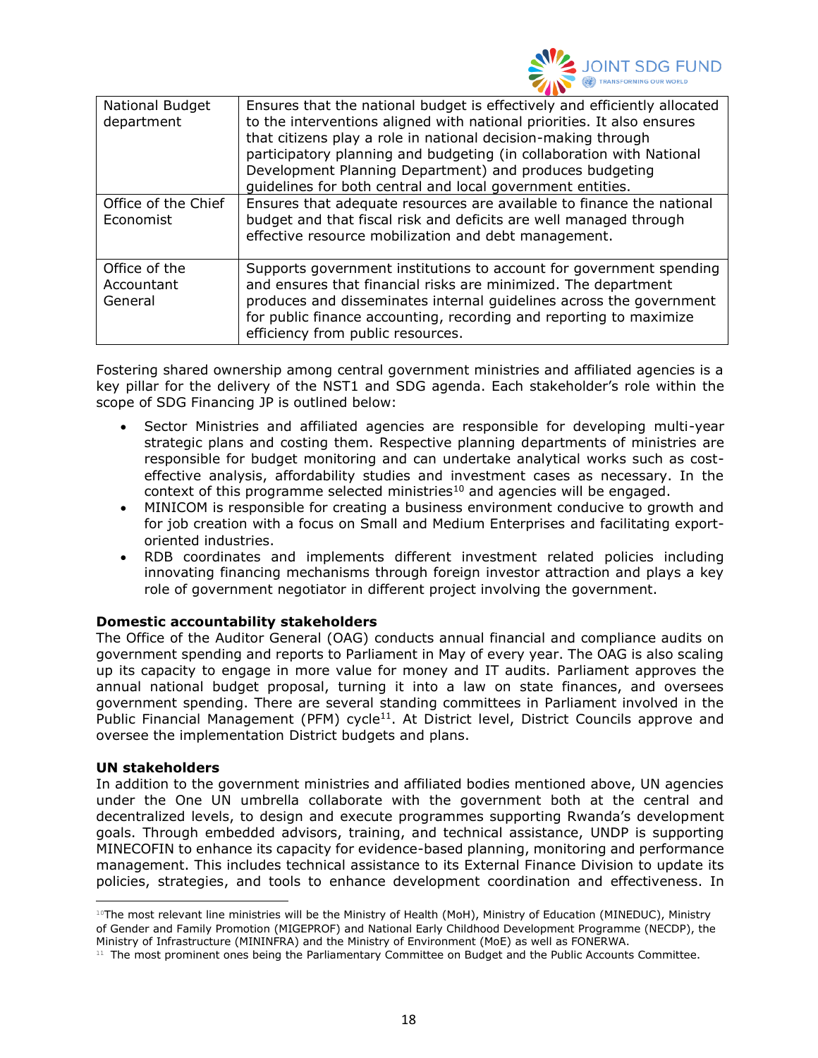| National Budget department | Ensures that the national budget is effectively and efficiently allocated to the interventions aligned with national priorities. It also ensures that citizens play a role in national decision-making through participatory planning and budgeting (in collaboration with National Development Planning Department) and produces budgeting guidelines for both central and local government entities. |
|---|---|
| Office of the Chief Economist | Ensures that adequate resources are available to finance the national budget and that fiscal risk and deficits are well managed through effective resource mobilization and debt management. |
| Office of the Accountant General | Supports government institutions to account for government spending and ensures that financial risks are minimized. The department produces and disseminates internal guidelines across the government for public finance accounting, recording and reporting to maximize efficiency from public resources. |

Fostering shared ownership among central government ministries and affiliated agencies is a key pillar for the delivery of the NST1 and SDG agenda. Each stakeholder's role within the scope of SDG Financing JP is outlined below:

- Sector Ministries and affiliated agencies are responsible for developing multi-year strategic plans and costing them. Respective planning departments of ministries are responsible for budget monitoring and can undertake analytical works such as cost-effective analysis, affordability studies and investment cases as necessary. In the context of this programme selected ministries[10] and agencies will be engaged.
- MINICOM is responsible for creating a business environment conducive to growth and for job creation with a focus on Small and Medium Enterprises and facilitating export-oriented industries.
- RDB coordinates and implements different investment related policies including innovating financing mechanisms through foreign investor attraction and plays a key role of government negotiator in different project involving the government.

**Domestic accountability stakeholders**

The Office of the Auditor General (OAG) conducts annual financial and compliance audits on government spending and reports to Parliament in May of every year. The OAG is also scaling up its capacity to engage in more value for money and IT audits. Parliament approves the annual national budget proposal, turning it into a law on state finances, and oversees government spending. There are several standing committees in Parliament involved in the Public Financial Management (PFM) cycle[11]. At District level, District Councils approve and oversee the implementation District budgets and plans.

**UN stakeholders**

In addition to the government ministries and affiliated bodies mentioned above, UN agencies under the One UN umbrella collaborate with the government both at the central and decentralized levels, to design and execute programmes supporting Rwanda's development goals. Through embedded advisors, training, and technical assistance, UNDP is supporting MINECOFIN to enhance its capacity for evidence-based planning, monitoring and performance management. This includes technical assistance to its External Finance Division to update its policies, strategies, and tools to enhance development coordination and effectiveness. In

[10] The most relevant line ministries will be the Ministry of Health (MoH), Ministry of Education (MINEDUC), Ministry of Gender and Family Promotion (MIGEPROF) and National Early Childhood Development Programme (NECDP), the Ministry of Infrastructure (MININFRA) and the Ministry of Environment (MoE) as well as FONERWA.

[11] The most prominent ones being the Parliamentary Committee on Budget and the Public Accounts Committee.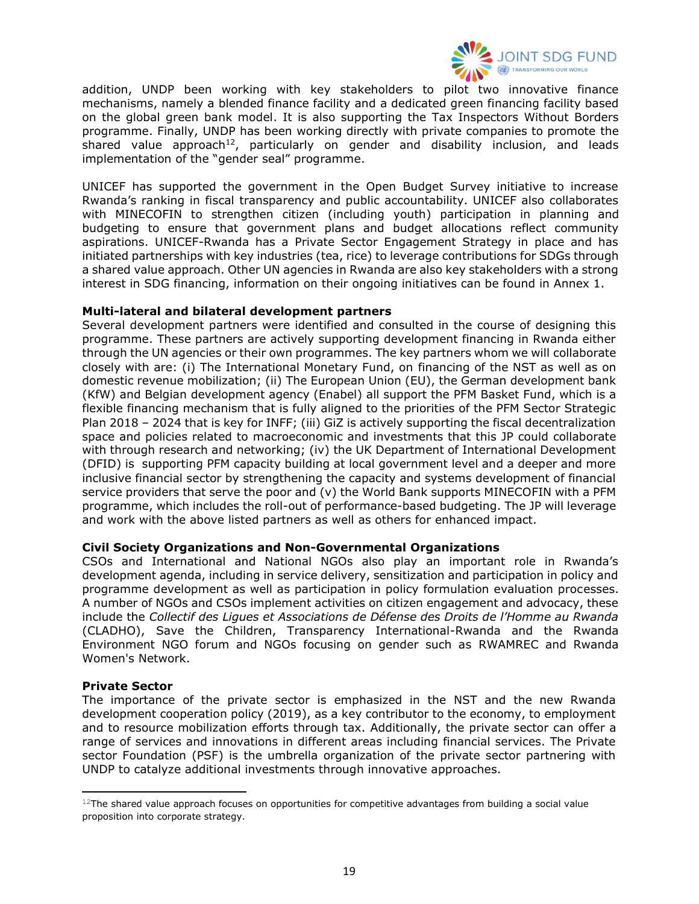addition, UNDP been working with key stakeholders to pilot two innovative finance mechanisms, namely a blended finance facility and a dedicated green financing facility based on the global green bank model. It is also supporting the Tax Inspectors Without Borders programme. Finally, UNDP has been working directly with private companies to promote the shared value approach[12], particularly on gender and disability inclusion, and leads implementation of the "gender seal" programme.

UNICEF has supported the government in the Open Budget Survey initiative to increase Rwanda's ranking in fiscal transparency and public accountability. UNICEF also collaborates with MINECOFIN to strengthen citizen (including youth) participation in planning and budgeting to ensure that government plans and budget allocations reflect community aspirations. UNICEF-Rwanda has a Private Sector Engagement Strategy in place and has initiated partnerships with key industries (tea, rice) to leverage contributions for SDGs through a shared value approach. Other UN agencies in Rwanda are also key stakeholders with a strong interest in SDG financing, information on their ongoing initiatives can be found in Annex 1.

**Multi-lateral and bilateral development partners**

Several development partners were identified and consulted in the course of designing this programme. These partners are actively supporting development financing in Rwanda either through the UN agencies or their own programmes. The key partners whom we will collaborate closely with are: (i) The International Monetary Fund, on financing of the NST as well as on domestic revenue mobilization; (ii) The European Union (EU), the German development bank (KfW) and Belgian development agency (Enabel) all support the PFM Basket Fund, which is a flexible financing mechanism that is fully aligned to the priorities of the PFM Sector Strategic Plan 2018 – 2024 that is key for INFF; (iii) GiZ is actively supporting the fiscal decentralization space and policies related to macroeconomic and investments that this JP could collaborate with through research and networking; (iv) the UK Department of International Development (DFID) is supporting PFM capacity building at local government level and a deeper and more inclusive financial sector by strengthening the capacity and systems development of financial service providers that serve the poor and (v) the World Bank supports MINECOFIN with a PFM programme, which includes the roll-out of performance-based budgeting. The JP will leverage and work with the above listed partners as well as others for enhanced impact.

**Civil Society Organizations and Non-Governmental Organizations**

CSOs and International and National NGOs also play an important role in Rwanda's development agenda, including in service delivery, sensitization and participation in policy and programme development as well as participation in policy formulation evaluation processes. A number of NGOs and CSOs implement activities on citizen engagement and advocacy, these include the *Collectif des Ligues et Associations de Défense des Droits de l'Homme au Rwanda* (CLADHO), Save the Children, Transparency International-Rwanda and the Rwanda Environment NGO forum and NGOs focusing on gender such as RWAMREC and Rwanda Women's Network.

**Private Sector**

The importance of the private sector is emphasized in the NST and the new Rwanda development cooperation policy (2019), as a key contributor to the economy, to employment and to resource mobilization efforts through tax. Additionally, the private sector can offer a range of services and innovations in different areas including financial services. The Private sector Foundation (PSF) is the umbrella organization of the private sector partnering with UNDP to catalyze additional investments through innovative approaches.

---

[12] The shared value approach focuses on opportunities for competitive advantages from building a social value proposition into corporate strategy.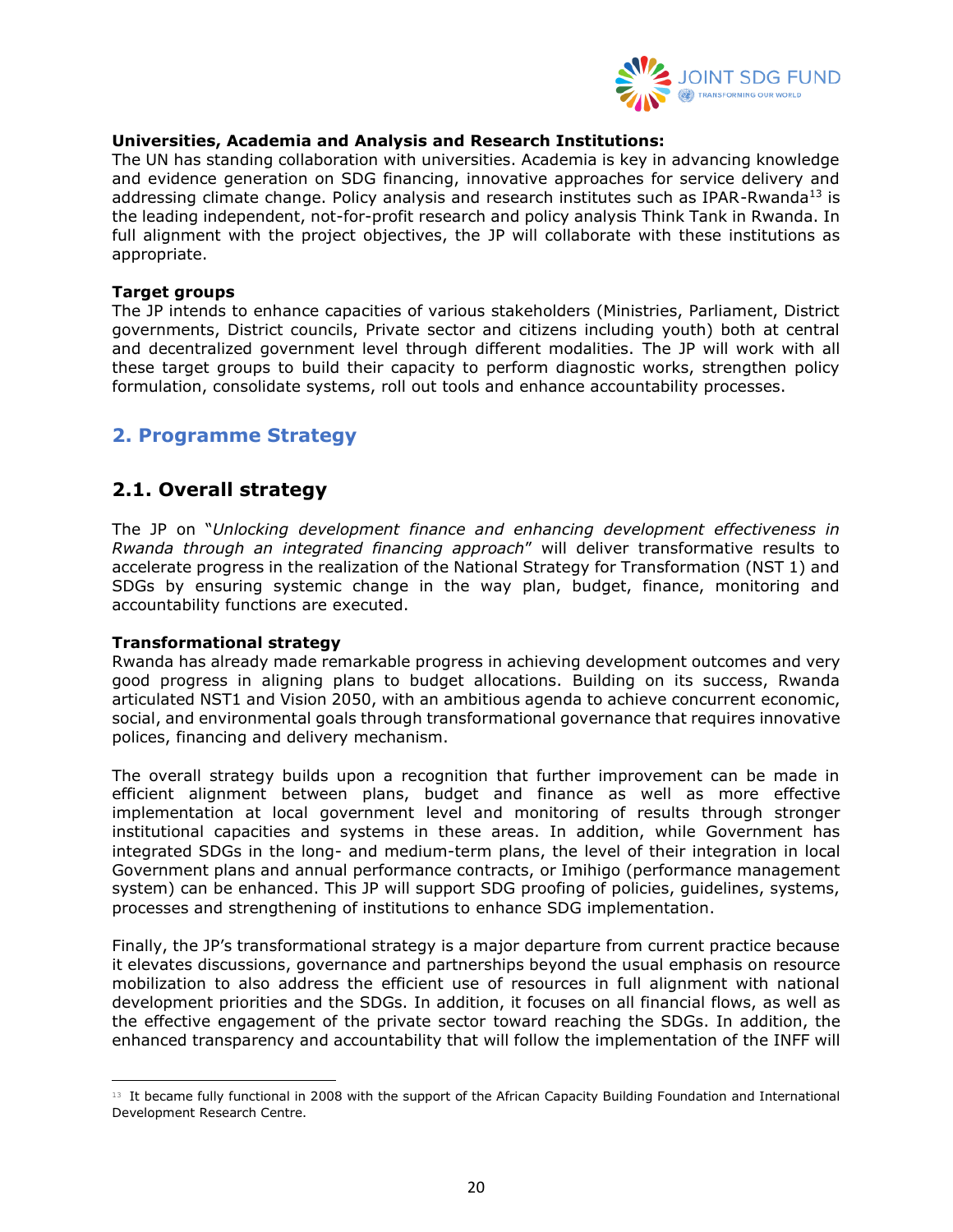**Universities, Academia and Analysis and Research Institutions:**
The UN has standing collaboration with universities. Academia is key in advancing knowledge and evidence generation on SDG financing, innovative approaches for service delivery and addressing climate change. Policy analysis and research institutes such as IPAR-Rwanda[13] is the leading independent, not-for-profit research and policy analysis Think Tank in Rwanda. In full alignment with the project objectives, the JP will collaborate with these institutions as appropriate.

**Target groups**
The JP intends to enhance capacities of various stakeholders (Ministries, Parliament, District governments, District councils, Private sector and citizens including youth) both at central and decentralized government level through different modalities. The JP will work with all these target groups to build their capacity to perform diagnostic works, strengthen policy formulation, consolidate systems, roll out tools and enhance accountability processes.

## 2. Programme Strategy

### 2.1. Overall strategy

The JP on "*Unlocking development finance and enhancing development effectiveness in Rwanda through an integrated financing approach*" will deliver transformative results to accelerate progress in the realization of the National Strategy for Transformation (NST 1) and SDGs by ensuring systemic change in the way plan, budget, finance, monitoring and accountability functions are executed.

**Transformational strategy**
Rwanda has already made remarkable progress in achieving development outcomes and very good progress in aligning plans to budget allocations. Building on its success, Rwanda articulated NST1 and Vision 2050, with an ambitious agenda to achieve concurrent economic, social, and environmental goals through transformational governance that requires innovative polices, financing and delivery mechanism.

The overall strategy builds upon a recognition that further improvement can be made in efficient alignment between plans, budget and finance as well as more effective implementation at local government level and monitoring of results through stronger institutional capacities and systems in these areas. In addition, while Government has integrated SDGs in the long- and medium-term plans, the level of their integration in local Government plans and annual performance contracts, or Imihigo (performance management system) can be enhanced. This JP will support SDG proofing of policies, guidelines, systems, processes and strengthening of institutions to enhance SDG implementation.

Finally, the JP's transformational strategy is a major departure from current practice because it elevates discussions, governance and partnerships beyond the usual emphasis on resource mobilization to also address the efficient use of resources in full alignment with national development priorities and the SDGs. In addition, it focuses on all financial flows, as well as the effective engagement of the private sector toward reaching the SDGs. In addition, the enhanced transparency and accountability that will follow the implementation of the INFF will

[13] It became fully functional in 2008 with the support of the African Capacity Building Foundation and International Development Research Centre.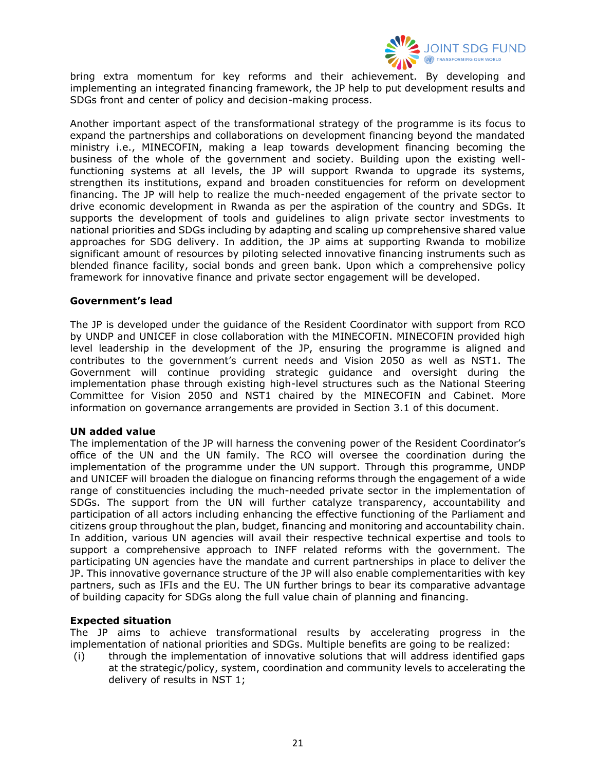bring extra momentum for key reforms and their achievement. By developing and implementing an integrated financing framework, the JP help to put development results and SDGs front and center of policy and decision-making process.

Another important aspect of the transformational strategy of the programme is its focus to expand the partnerships and collaborations on development financing beyond the mandated ministry i.e., MINECOFIN, making a leap towards development financing becoming the business of the whole of the government and society. Building upon the existing well-functioning systems at all levels, the JP will support Rwanda to upgrade its systems, strengthen its institutions, expand and broaden constituencies for reform on development financing. The JP will help to realize the much-needed engagement of the private sector to drive economic development in Rwanda as per the aspiration of the country and SDGs. It supports the development of tools and guidelines to align private sector investments to national priorities and SDGs including by adapting and scaling up comprehensive shared value approaches for SDG delivery. In addition, the JP aims at supporting Rwanda to mobilize significant amount of resources by piloting selected innovative financing instruments such as blended finance facility, social bonds and green bank. Upon which a comprehensive policy framework for innovative finance and private sector engagement will be developed.

**Government's lead**

The JP is developed under the guidance of the Resident Coordinator with support from RCO by UNDP and UNICEF in close collaboration with the MINECOFIN. MINECOFIN provided high level leadership in the development of the JP, ensuring the programme is aligned and contributes to the government's current needs and Vision 2050 as well as NST1. The Government will continue providing strategic guidance and oversight during the implementation phase through existing high-level structures such as the National Steering Committee for Vision 2050 and NST1 chaired by the MINECOFIN and Cabinet. More information on governance arrangements are provided in Section 3.1 of this document.

**UN added value**

The implementation of the JP will harness the convening power of the Resident Coordinator's office of the UN and the UN family. The RCO will oversee the coordination during the implementation of the programme under the UN support. Through this programme, UNDP and UNICEF will broaden the dialogue on financing reforms through the engagement of a wide range of constituencies including the much-needed private sector in the implementation of SDGs. The support from the UN will further catalyze transparency, accountability and participation of all actors including enhancing the effective functioning of the Parliament and citizens group throughout the plan, budget, financing and monitoring and accountability chain. In addition, various UN agencies will avail their respective technical expertise and tools to support a comprehensive approach to INFF related reforms with the government. The participating UN agencies have the mandate and current partnerships in place to deliver the JP. This innovative governance structure of the JP will also enable complementarities with key partners, such as IFIs and the EU. The UN further brings to bear its comparative advantage of building capacity for SDGs along the full value chain of planning and financing.

**Expected situation**

The JP aims to achieve transformational results by accelerating progress in the implementation of national priorities and SDGs. Multiple benefits are going to be realized:

(i) through the implementation of innovative solutions that will address identified gaps at the strategic/policy, system, coordination and community levels to accelerating the delivery of results in NST 1;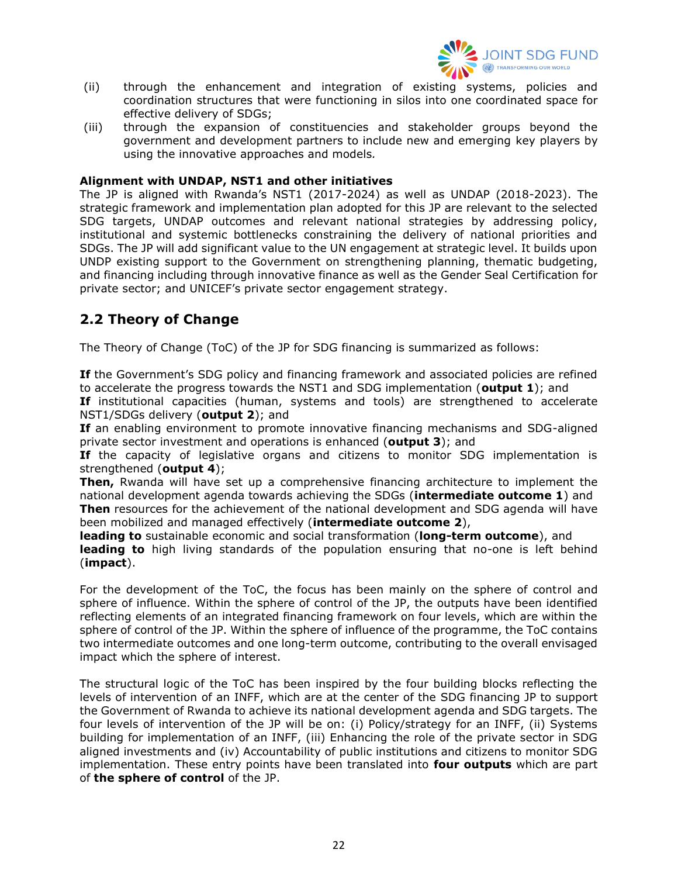(ii) through the enhancement and integration of existing systems, policies and coordination structures that were functioning in silos into one coordinated space for effective delivery of SDGs;

(iii) through the expansion of constituencies and stakeholder groups beyond the government and development partners to include new and emerging key players by using the innovative approaches and models*.*

**Alignment with UNDAP, NST1 and other initiatives**

The JP is aligned with Rwanda's NST1 (2017-2024) as well as UNDAP (2018-2023). The strategic framework and implementation plan adopted for this JP are relevant to the selected SDG targets, UNDAP outcomes and relevant national strategies by addressing policy, institutional and systemic bottlenecks constraining the delivery of national priorities and SDGs. The JP will add significant value to the UN engagement at strategic level. It builds upon UNDP existing support to the Government on strengthening planning, thematic budgeting, and financing including through innovative finance as well as the Gender Seal Certification for private sector; and UNICEF's private sector engagement strategy.

## 2.2 Theory of Change

The Theory of Change (ToC) of the JP for SDG financing is summarized as follows:

**If** the Government's SDG policy and financing framework and associated policies are refined to accelerate the progress towards the NST1 and SDG implementation (**output 1**); and
**If** institutional capacities (human, systems and tools) are strengthened to accelerate NST1/SDGs delivery (**output 2**); and
**If** an enabling environment to promote innovative financing mechanisms and SDG-aligned private sector investment and operations is enhanced (**output 3**); and
**If** the capacity of legislative organs and citizens to monitor SDG implementation is strengthened (**output 4**);
**Then,** Rwanda will have set up a comprehensive financing architecture to implement the national development agenda towards achieving the SDGs (**intermediate outcome 1**) and
**Then** resources for the achievement of the national development and SDG agenda will have been mobilized and managed effectively (**intermediate outcome 2**),
**leading to** sustainable economic and social transformation (**long-term outcome**), and
**leading to** high living standards of the population ensuring that no-one is left behind (**impact**).

For the development of the ToC, the focus has been mainly on the sphere of control and sphere of influence. Within the sphere of control of the JP, the outputs have been identified reflecting elements of an integrated financing framework on four levels, which are within the sphere of control of the JP. Within the sphere of influence of the programme, the ToC contains two intermediate outcomes and one long-term outcome, contributing to the overall envisaged impact which the sphere of interest.

The structural logic of the ToC has been inspired by the four building blocks reflecting the levels of intervention of an INFF, which are at the center of the SDG financing JP to support the Government of Rwanda to achieve its national development agenda and SDG targets. The four levels of intervention of the JP will be on: (i) Policy/strategy for an INFF, (ii) Systems building for implementation of an INFF, (iii) Enhancing the role of the private sector in SDG aligned investments and (iv) Accountability of public institutions and citizens to monitor SDG implementation. These entry points have been translated into **four outputs** which are part of **the sphere of control** of the JP.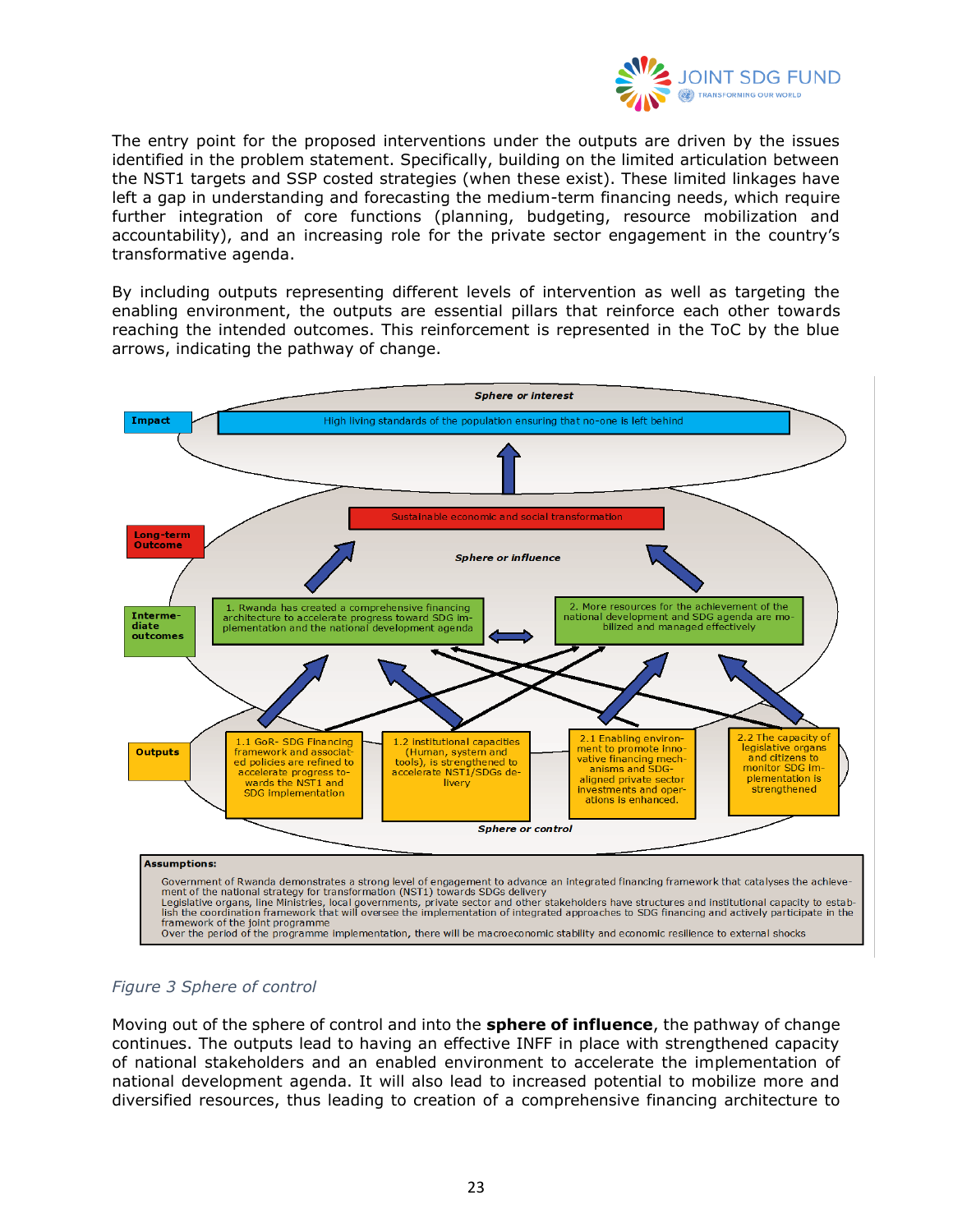The entry point for the proposed interventions under the outputs are driven by the issues identified in the problem statement. Specifically, building on the limited articulation between the NST1 targets and SSP costed strategies (when these exist). These limited linkages have left a gap in understanding and forecasting the medium-term financing needs, which require further integration of core functions (planning, budgeting, resource mobilization and accountability), and an increasing role for the private sector engagement in the country's transformative agenda.

By including outputs representing different levels of intervention as well as targeting the enabling environment, the outputs are essential pillars that reinforce each other towards reaching the intended outcomes. This reinforcement is represented in the ToC by the blue arrows, indicating the pathway of change.

*Sphere or interest*

**Impact**: High living standards of the population ensuring that no-one is left behind

**Long-term Outcome**: Sustainable economic and social transformation

*Sphere or influence*

**Intermediate outcomes**:

1. Rwanda has created a comprehensive financing architecture to accelerate progress toward SDG implementation and the national development agenda
2. More resources for the achievement of the national development and SDG agenda are mobilized and managed effectively

**Outputs**:

- 1.1 GoR- SDG Financing framework and associated policies are refined to accelerate progress towards the NST1 and SDG implementation
- 1.2 institutional capacities (Human, system and tools), is strengthened to accelerate NST1/SDGs delivery
- 2.1 Enabling environment to promote innovative financing mechanisms and SDG-aligned private sector investments and operations is enhanced.
- 2.2 The capacity of legislative organs and citizens to monitor SDG implementation is strengthened

*Sphere or control*

**Assumptions:**

Government of Rwanda demonstrates a strong level of engagement to advance an integrated financing framework that catalyses the achievement of the national strategy for transformation (NST1) towards SDGs delivery

Legislative organs, line Ministries, local governments, private sector and other stakeholders have structures and institutional capacity to establish the coordination framework that will oversee the implementation of integrated approaches to SDG financing and actively participate in the framework of the joint programme

Over the period of the programme implementation, there will be macroeconomic stability and economic resilience to external shocks

*Figure 3 Sphere of control*

Moving out of the sphere of control and into the **sphere of influence**, the pathway of change continues. The outputs lead to having an effective INFF in place with strengthened capacity of national stakeholders and an enabled environment to accelerate the implementation of national development agenda. It will also lead to increased potential to mobilize more and diversified resources, thus leading to creation of a comprehensive financing architecture to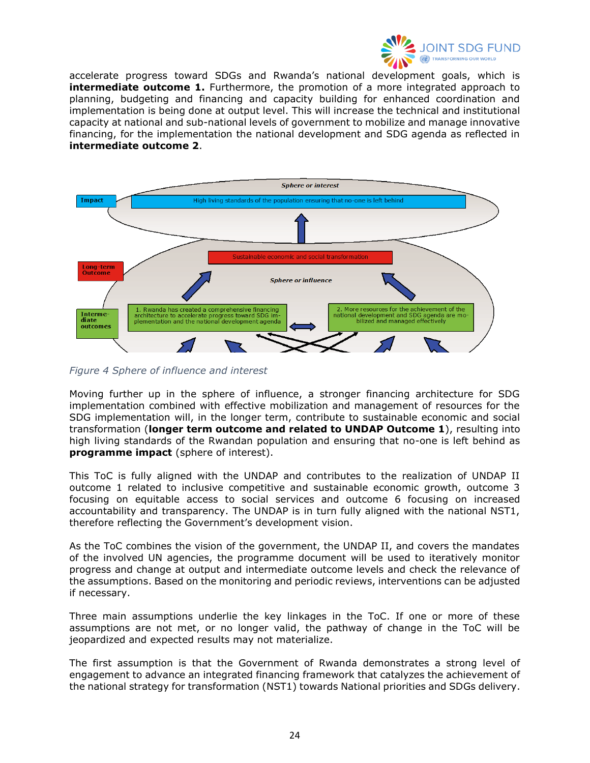accelerate progress toward SDGs and Rwanda's national development goals, which is **intermediate outcome 1.** Furthermore, the promotion of a more integrated approach to planning, budgeting and financing and capacity building for enhanced coordination and implementation is being done at output level. This will increase the technical and institutional capacity at national and sub-national levels of government to mobilize and manage innovative financing, for the implementation the national development and SDG agenda as reflected in **intermediate outcome 2**.

Sphere or interest

Impact: High living standards of the population ensuring that no-one is left behind

Long-term Outcome: Sustainable economic and social transformation

Sphere or influence

Intermediate outcomes:
1. Rwanda has created a comprehensive financing architecture to accelerate progress toward SDG implementation and the national development agenda
2. More resources for the achievement of the national development and SDG agenda are mobilized and managed effectively

*Figure 4 Sphere of influence and interest*

Moving further up in the sphere of influence, a stronger financing architecture for SDG implementation combined with effective mobilization and management of resources for the SDG implementation will, in the longer term, contribute to sustainable economic and social transformation (**longer term outcome and related to UNDAP Outcome 1**), resulting into high living standards of the Rwandan population and ensuring that no-one is left behind as **programme impact** (sphere of interest).

This ToC is fully aligned with the UNDAP and contributes to the realization of UNDAP II outcome 1 related to inclusive competitive and sustainable economic growth, outcome 3 focusing on equitable access to social services and outcome 6 focusing on increased accountability and transparency. The UNDAP is in turn fully aligned with the national NST1, therefore reflecting the Government's development vision.

As the ToC combines the vision of the government, the UNDAP II, and covers the mandates of the involved UN agencies, the programme document will be used to iteratively monitor progress and change at output and intermediate outcome levels and check the relevance of the assumptions. Based on the monitoring and periodic reviews, interventions can be adjusted if necessary.

Three main assumptions underlie the key linkages in the ToC. If one or more of these assumptions are not met, or no longer valid, the pathway of change in the ToC will be jeopardized and expected results may not materialize.

The first assumption is that the Government of Rwanda demonstrates a strong level of engagement to advance an integrated financing framework that catalyzes the achievement of the national strategy for transformation (NST1) towards National priorities and SDGs delivery.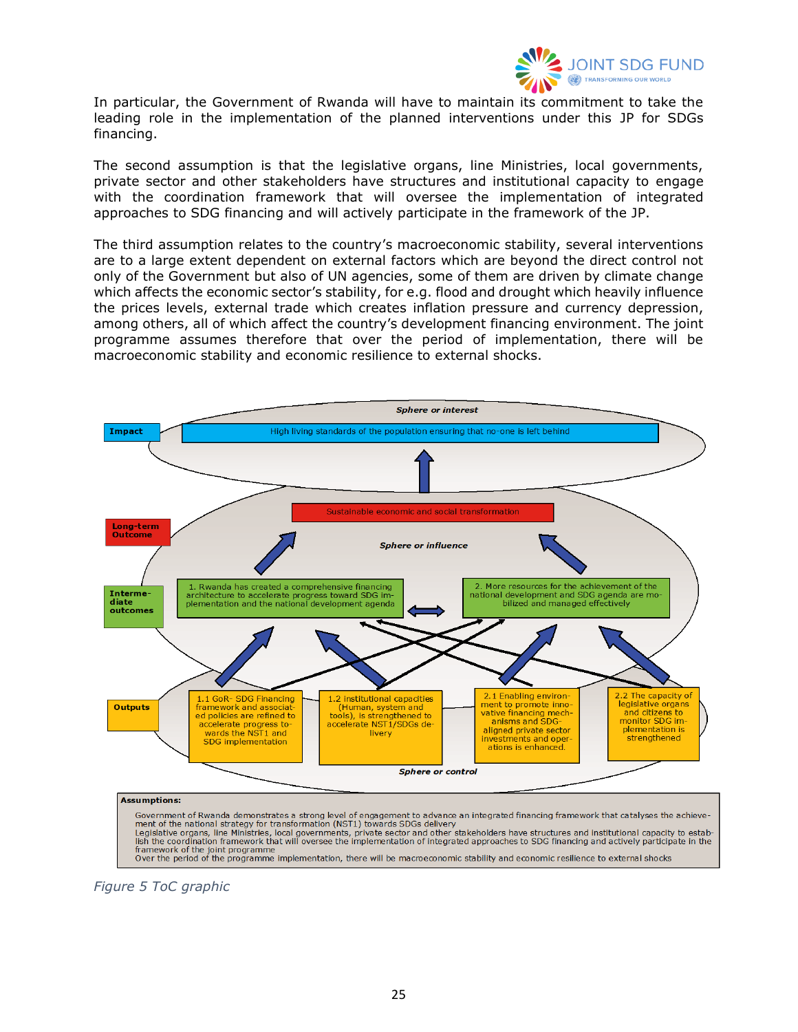In particular, the Government of Rwanda will have to maintain its commitment to take the leading role in the implementation of the planned interventions under this JP for SDGs financing.

The second assumption is that the legislative organs, line Ministries, local governments, private sector and other stakeholders have structures and institutional capacity to engage with the coordination framework that will oversee the implementation of integrated approaches to SDG financing and will actively participate in the framework of the JP.

The third assumption relates to the country's macroeconomic stability, several interventions are to a large extent dependent on external factors which are beyond the direct control not only of the Government but also of UN agencies, some of them are driven by climate change which affects the economic sector's stability, for e.g. flood and drought which heavily influence the prices levels, external trade which creates inflation pressure and currency depression, among others, all of which affect the country's development financing environment. The joint programme assumes therefore that over the period of implementation, there will be macroeconomic stability and economic resilience to external shocks.

*Sphere or interest*

**Impact** — High living standards of the population ensuring that no-one is left behind

**Long-term Outcome** — Sustainable economic and social transformation

*Sphere or influence*

**Intermediate outcomes**

1. Rwanda has created a comprehensive financing architecture to accelerate progress toward SDG implementation and the national development agenda
2. More resources for the achievement of the national development and SDG agenda are mobilized and managed effectively

**Outputs**

- 1.1 GoR- SDG Financing framework and associated policies are refined to accelerate progress towards the NST1 and SDG implementation
- 1.2 Institutional capacities (Human, system and tools), is strengthened to accelerate NST1/SDGs delivery
- 2.1 Enabling environment to promote innovative financing mechanisms and SDG-aligned private sector investments and operations is enhanced.
- 2.2 The capacity of legislative organs and citizens to monitor SDG implementation is strengthened

*Sphere or control*

**Assumptions:**

Government of Rwanda demonstrates a strong level of engagement to advance an integrated financing framework that catalyses the achievement of the national strategy for transformation (NST1) towards SDGs delivery
Legislative organs, line Ministries, local governments, private sector and other stakeholders have structures and institutional capacity to establish the coordination framework that will oversee the implementation of integrated approaches to SDG financing and actively participate in the framework of the joint programme
Over the period of the programme implementation, there will be macroeconomic stability and economic resilience to external shocks

*Figure 5 ToC graphic*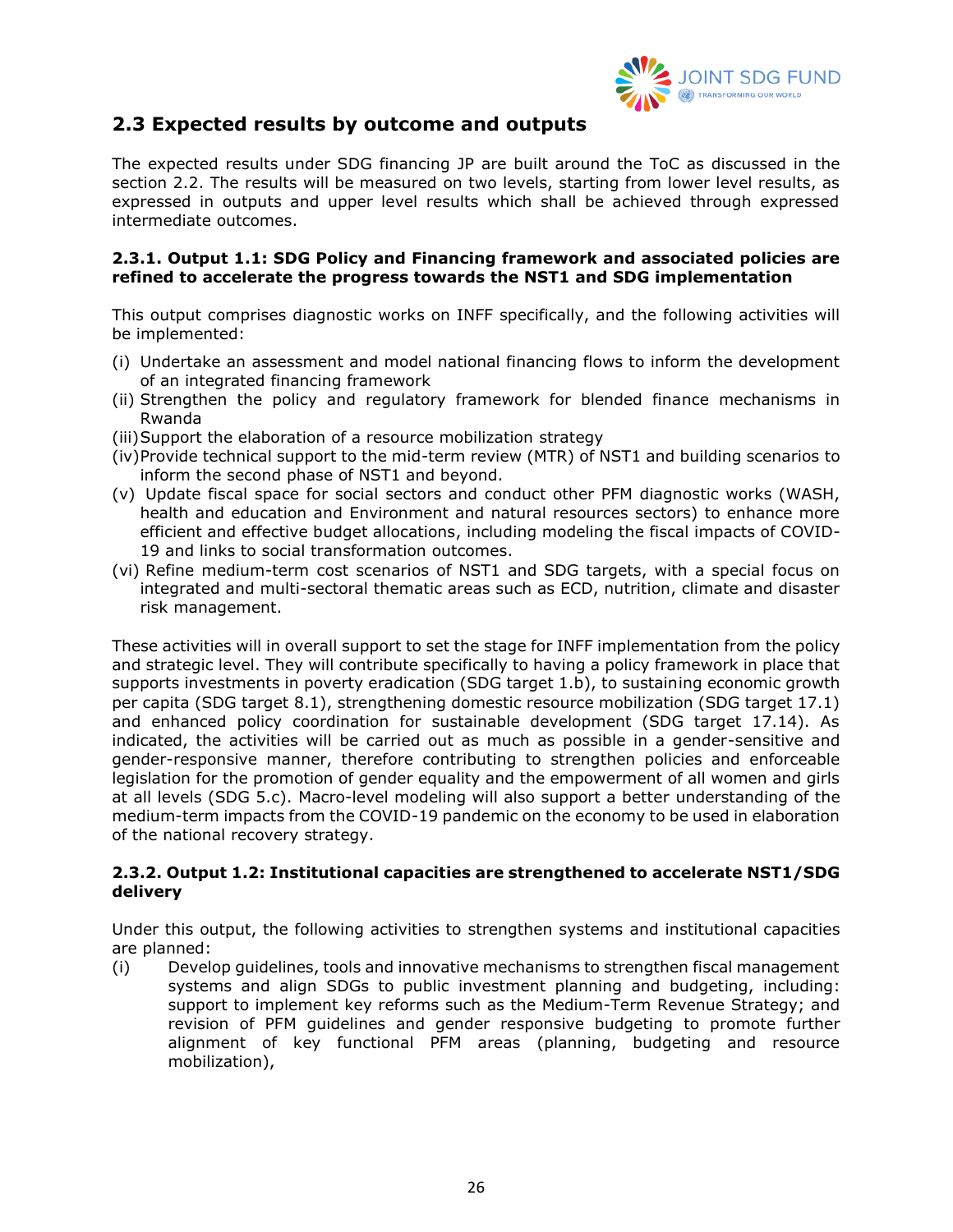## 2.3 Expected results by outcome and outputs

The expected results under SDG financing JP are built around the ToC as discussed in the section 2.2. The results will be measured on two levels, starting from lower level results, as expressed in outputs and upper level results which shall be achieved through expressed intermediate outcomes.

### 2.3.1. Output 1.1: SDG Policy and Financing framework and associated policies are refined to accelerate the progress towards the NST1 and SDG implementation

This output comprises diagnostic works on INFF specifically, and the following activities will be implemented:

(i) Undertake an assessment and model national financing flows to inform the development of an integrated financing framework
(ii) Strengthen the policy and regulatory framework for blended finance mechanisms in Rwanda
(iii) Support the elaboration of a resource mobilization strategy
(iv) Provide technical support to the mid-term review (MTR) of NST1 and building scenarios to inform the second phase of NST1 and beyond.
(v) Update fiscal space for social sectors and conduct other PFM diagnostic works (WASH, health and education and Environment and natural resources sectors) to enhance more efficient and effective budget allocations, including modeling the fiscal impacts of COVID-19 and links to social transformation outcomes.
(vi) Refine medium-term cost scenarios of NST1 and SDG targets, with a special focus on integrated and multi-sectoral thematic areas such as ECD, nutrition, climate and disaster risk management.

These activities will in overall support to set the stage for INFF implementation from the policy and strategic level. They will contribute specifically to having a policy framework in place that supports investments in poverty eradication (SDG target 1.b), to sustaining economic growth per capita (SDG target 8.1), strengthening domestic resource mobilization (SDG target 17.1) and enhanced policy coordination for sustainable development (SDG target 17.14). As indicated, the activities will be carried out as much as possible in a gender-sensitive and gender-responsive manner, therefore contributing to strengthen policies and enforceable legislation for the promotion of gender equality and the empowerment of all women and girls at all levels (SDG 5.c). Macro-level modeling will also support a better understanding of the medium-term impacts from the COVID-19 pandemic on the economy to be used in elaboration of the national recovery strategy.

### 2.3.2. Output 1.2: Institutional capacities are strengthened to accelerate NST1/SDG delivery

Under this output, the following activities to strengthen systems and institutional capacities are planned:

(i) Develop guidelines, tools and innovative mechanisms to strengthen fiscal management systems and align SDGs to public investment planning and budgeting, including: support to implement key reforms such as the Medium-Term Revenue Strategy; and revision of PFM guidelines and gender responsive budgeting to promote further alignment of key functional PFM areas (planning, budgeting and resource mobilization),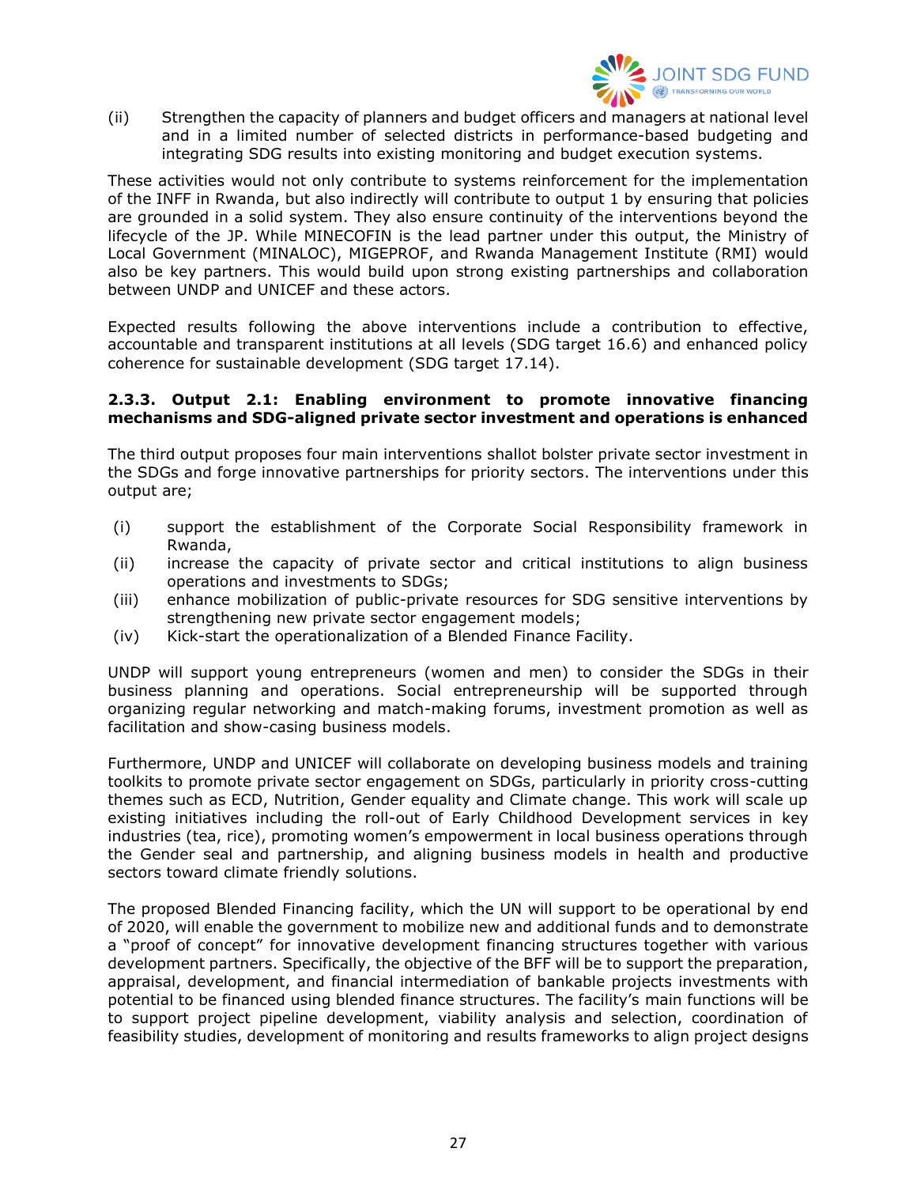(ii) Strengthen the capacity of planners and budget officers and managers at national level and in a limited number of selected districts in performance-based budgeting and integrating SDG results into existing monitoring and budget execution systems.

These activities would not only contribute to systems reinforcement for the implementation of the INFF in Rwanda, but also indirectly will contribute to output 1 by ensuring that policies are grounded in a solid system. They also ensure continuity of the interventions beyond the lifecycle of the JP. While MINECOFIN is the lead partner under this output, the Ministry of Local Government (MINALOC), MIGEPROF, and Rwanda Management Institute (RMI) would also be key partners. This would build upon strong existing partnerships and collaboration between UNDP and UNICEF and these actors.

Expected results following the above interventions include a contribution to effective, accountable and transparent institutions at all levels (SDG target 16.6) and enhanced policy coherence for sustainable development (SDG target 17.14).

### 2.3.3. Output 2.1: Enabling environment to promote innovative financing mechanisms and SDG-aligned private sector investment and operations is enhanced

The third output proposes four main interventions shallot bolster private sector investment in the SDGs and forge innovative partnerships for priority sectors. The interventions under this output are;

(i) support the establishment of the Corporate Social Responsibility framework in Rwanda,
(ii) increase the capacity of private sector and critical institutions to align business operations and investments to SDGs;
(iii) enhance mobilization of public-private resources for SDG sensitive interventions by strengthening new private sector engagement models;
(iv) Kick-start the operationalization of a Blended Finance Facility.

UNDP will support young entrepreneurs (women and men) to consider the SDGs in their business planning and operations. Social entrepreneurship will be supported through organizing regular networking and match-making forums, investment promotion as well as facilitation and show-casing business models.

Furthermore, UNDP and UNICEF will collaborate on developing business models and training toolkits to promote private sector engagement on SDGs, particularly in priority cross-cutting themes such as ECD, Nutrition, Gender equality and Climate change. This work will scale up existing initiatives including the roll-out of Early Childhood Development services in key industries (tea, rice), promoting women's empowerment in local business operations through the Gender seal and partnership, and aligning business models in health and productive sectors toward climate friendly solutions.

The proposed Blended Financing facility, which the UN will support to be operational by end of 2020, will enable the government to mobilize new and additional funds and to demonstrate a "proof of concept" for innovative development financing structures together with various development partners. Specifically, the objective of the BFF will be to support the preparation, appraisal, development, and financial intermediation of bankable projects investments with potential to be financed using blended finance structures. The facility's main functions will be to support project pipeline development, viability analysis and selection, coordination of feasibility studies, development of monitoring and results frameworks to align project designs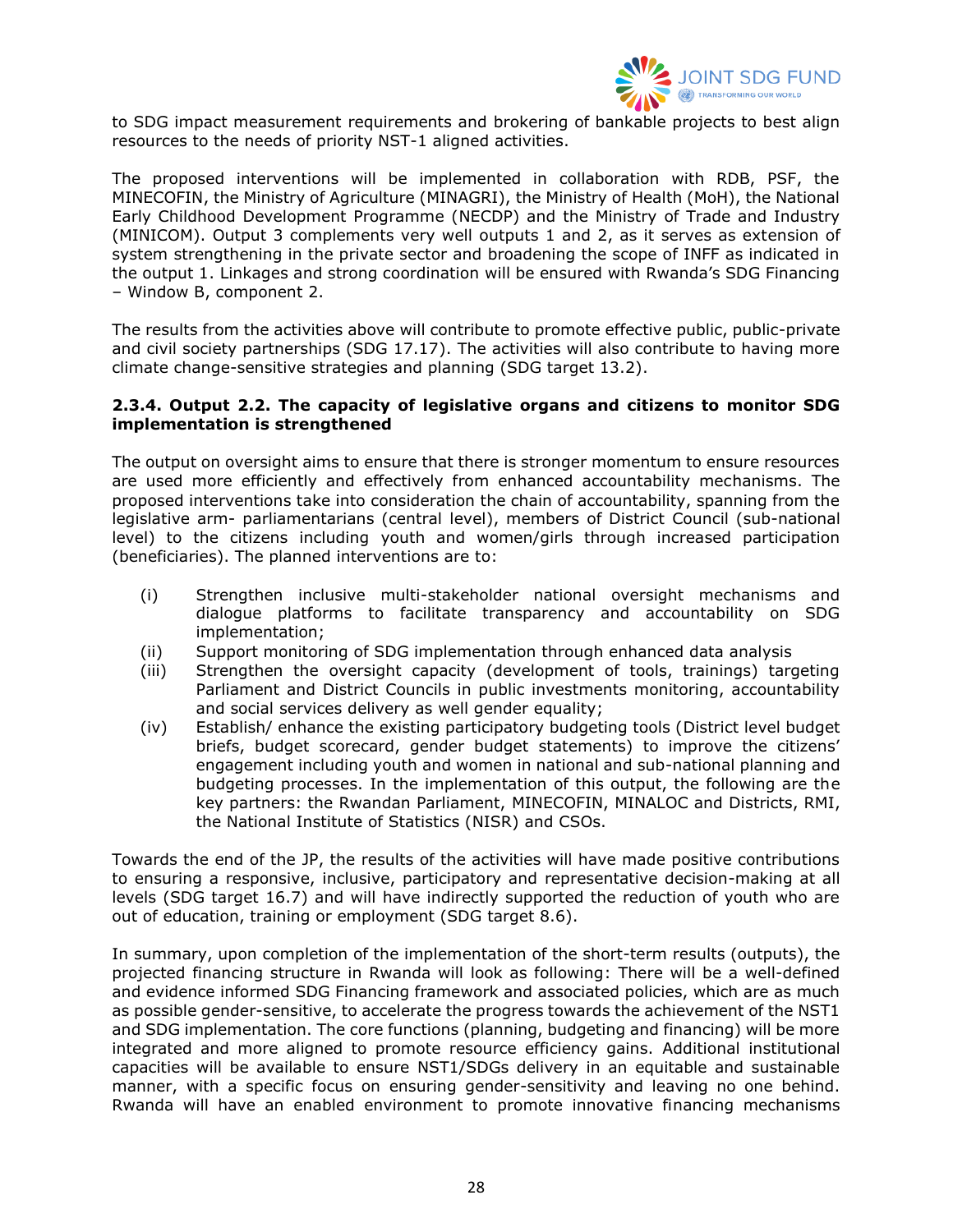to SDG impact measurement requirements and brokering of bankable projects to best align resources to the needs of priority NST-1 aligned activities.

The proposed interventions will be implemented in collaboration with RDB, PSF, the MINECOFIN, the Ministry of Agriculture (MINAGRI), the Ministry of Health (MoH), the National Early Childhood Development Programme (NECDP) and the Ministry of Trade and Industry (MINICOM). Output 3 complements very well outputs 1 and 2, as it serves as extension of system strengthening in the private sector and broadening the scope of INFF as indicated in the output 1. Linkages and strong coordination will be ensured with Rwanda's SDG Financing – Window B, component 2.

The results from the activities above will contribute to promote effective public, public-private and civil society partnerships (SDG 17.17). The activities will also contribute to having more climate change-sensitive strategies and planning (SDG target 13.2).

#### 2.3.4. Output 2.2. The capacity of legislative organs and citizens to monitor SDG implementation is strengthened

The output on oversight aims to ensure that there is stronger momentum to ensure resources are used more efficiently and effectively from enhanced accountability mechanisms. The proposed interventions take into consideration the chain of accountability, spanning from the legislative arm- parliamentarians (central level), members of District Council (sub-national level) to the citizens including youth and women/girls through increased participation (beneficiaries). The planned interventions are to:

(i) Strengthen inclusive multi-stakeholder national oversight mechanisms and dialogue platforms to facilitate transparency and accountability on SDG implementation;
(ii) Support monitoring of SDG implementation through enhanced data analysis
(iii) Strengthen the oversight capacity (development of tools, trainings) targeting Parliament and District Councils in public investments monitoring, accountability and social services delivery as well gender equality;
(iv) Establish/ enhance the existing participatory budgeting tools (District level budget briefs, budget scorecard, gender budget statements) to improve the citizens' engagement including youth and women in national and sub-national planning and budgeting processes. In the implementation of this output, the following are the key partners: the Rwandan Parliament, MINECOFIN, MINALOC and Districts, RMI, the National Institute of Statistics (NISR) and CSOs.

Towards the end of the JP, the results of the activities will have made positive contributions to ensuring a responsive, inclusive, participatory and representative decision-making at all levels (SDG target 16.7) and will have indirectly supported the reduction of youth who are out of education, training or employment (SDG target 8.6).

In summary, upon completion of the implementation of the short-term results (outputs), the projected financing structure in Rwanda will look as following: There will be a well-defined and evidence informed SDG Financing framework and associated policies, which are as much as possible gender-sensitive, to accelerate the progress towards the achievement of the NST1 and SDG implementation. The core functions (planning, budgeting and financing) will be more integrated and more aligned to promote resource efficiency gains. Additional institutional capacities will be available to ensure NST1/SDGs delivery in an equitable and sustainable manner, with a specific focus on ensuring gender-sensitivity and leaving no one behind. Rwanda will have an enabled environment to promote innovative financing mechanisms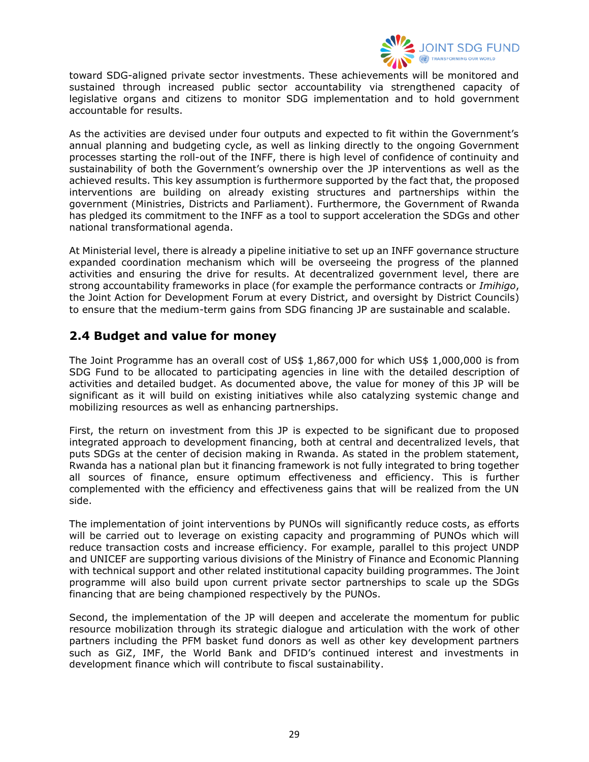toward SDG-aligned private sector investments. These achievements will be monitored and sustained through increased public sector accountability via strengthened capacity of legislative organs and citizens to monitor SDG implementation and to hold government accountable for results.

As the activities are devised under four outputs and expected to fit within the Government's annual planning and budgeting cycle, as well as linking directly to the ongoing Government processes starting the roll-out of the INFF, there is high level of confidence of continuity and sustainability of both the Government's ownership over the JP interventions as well as the achieved results. This key assumption is furthermore supported by the fact that, the proposed interventions are building on already existing structures and partnerships within the government (Ministries, Districts and Parliament). Furthermore, the Government of Rwanda has pledged its commitment to the INFF as a tool to support acceleration the SDGs and other national transformational agenda.

At Ministerial level, there is already a pipeline initiative to set up an INFF governance structure expanded coordination mechanism which will be overseeing the progress of the planned activities and ensuring the drive for results. At decentralized government level, there are strong accountability frameworks in place (for example the performance contracts or *Imihigo*, the Joint Action for Development Forum at every District, and oversight by District Councils) to ensure that the medium-term gains from SDG financing JP are sustainable and scalable.

## 2.4 Budget and value for money

The Joint Programme has an overall cost of US$ 1,867,000 for which US$ 1,000,000 is from SDG Fund to be allocated to participating agencies in line with the detailed description of activities and detailed budget. As documented above, the value for money of this JP will be significant as it will build on existing initiatives while also catalyzing systemic change and mobilizing resources as well as enhancing partnerships.

First, the return on investment from this JP is expected to be significant due to proposed integrated approach to development financing, both at central and decentralized levels, that puts SDGs at the center of decision making in Rwanda. As stated in the problem statement, Rwanda has a national plan but it financing framework is not fully integrated to bring together all sources of finance, ensure optimum effectiveness and efficiency. This is further complemented with the efficiency and effectiveness gains that will be realized from the UN side.

The implementation of joint interventions by PUNOs will significantly reduce costs, as efforts will be carried out to leverage on existing capacity and programming of PUNOs which will reduce transaction costs and increase efficiency. For example, parallel to this project UNDP and UNICEF are supporting various divisions of the Ministry of Finance and Economic Planning with technical support and other related institutional capacity building programmes. The Joint programme will also build upon current private sector partnerships to scale up the SDGs financing that are being championed respectively by the PUNOs.

Second, the implementation of the JP will deepen and accelerate the momentum for public resource mobilization through its strategic dialogue and articulation with the work of other partners including the PFM basket fund donors as well as other key development partners such as GiZ, IMF, the World Bank and DFID's continued interest and investments in development finance which will contribute to fiscal sustainability.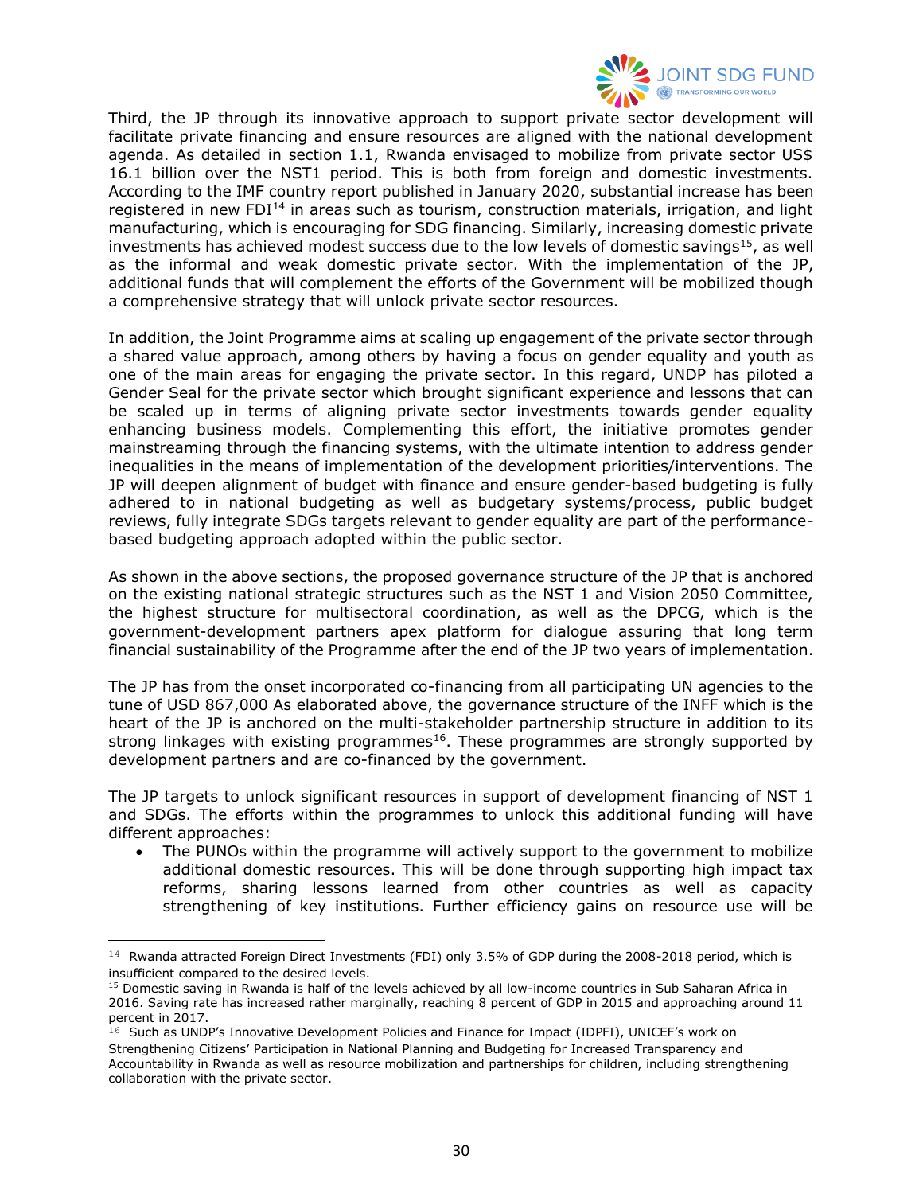Third, the JP through its innovative approach to support private sector development will facilitate private financing and ensure resources are aligned with the national development agenda. As detailed in section 1.1, Rwanda envisaged to mobilize from private sector US$ 16.1 billion over the NST1 period. This is both from foreign and domestic investments. According to the IMF country report published in January 2020, substantial increase has been registered in new FDI[14] in areas such as tourism, construction materials, irrigation, and light manufacturing, which is encouraging for SDG financing. Similarly, increasing domestic private investments has achieved modest success due to the low levels of domestic savings[15], as well as the informal and weak domestic private sector. With the implementation of the JP, additional funds that will complement the efforts of the Government will be mobilized though a comprehensive strategy that will unlock private sector resources.

In addition, the Joint Programme aims at scaling up engagement of the private sector through a shared value approach, among others by having a focus on gender equality and youth as one of the main areas for engaging the private sector. In this regard, UNDP has piloted a Gender Seal for the private sector which brought significant experience and lessons that can be scaled up in terms of aligning private sector investments towards gender equality enhancing business models. Complementing this effort, the initiative promotes gender mainstreaming through the financing systems, with the ultimate intention to address gender inequalities in the means of implementation of the development priorities/interventions. The JP will deepen alignment of budget with finance and ensure gender-based budgeting is fully adhered to in national budgeting as well as budgetary systems/process, public budget reviews, fully integrate SDGs targets relevant to gender equality are part of the performance-based budgeting approach adopted within the public sector.

As shown in the above sections, the proposed governance structure of the JP that is anchored on the existing national strategic structures such as the NST 1 and Vision 2050 Committee, the highest structure for multisectoral coordination, as well as the DPCG, which is the government-development partners apex platform for dialogue assuring that long term financial sustainability of the Programme after the end of the JP two years of implementation.

The JP has from the onset incorporated co-financing from all participating UN agencies to the tune of USD 867,000 As elaborated above, the governance structure of the INFF which is the heart of the JP is anchored on the multi-stakeholder partnership structure in addition to its strong linkages with existing programmes[16]. These programmes are strongly supported by development partners and are co-financed by the government.

The JP targets to unlock significant resources in support of development financing of NST 1 and SDGs. The efforts within the programmes to unlock this additional funding will have different approaches:

- The PUNOs within the programme will actively support to the government to mobilize additional domestic resources. This will be done through supporting high impact tax reforms, sharing lessons learned from other countries as well as capacity strengthening of key institutions. Further efficiency gains on resource use will be

---

[14] Rwanda attracted Foreign Direct Investments (FDI) only 3.5% of GDP during the 2008-2018 period, which is insufficient compared to the desired levels.

[15] Domestic saving in Rwanda is half of the levels achieved by all low-income countries in Sub Saharan Africa in 2016. Saving rate has increased rather marginally, reaching 8 percent of GDP in 2015 and approaching around 11 percent in 2017.

[16] Such as UNDP's Innovative Development Policies and Finance for Impact (IDPFI), UNICEF's work on Strengthening Citizens' Participation in National Planning and Budgeting for Increased Transparency and Accountability in Rwanda as well as resource mobilization and partnerships for children, including strengthening collaboration with the private sector.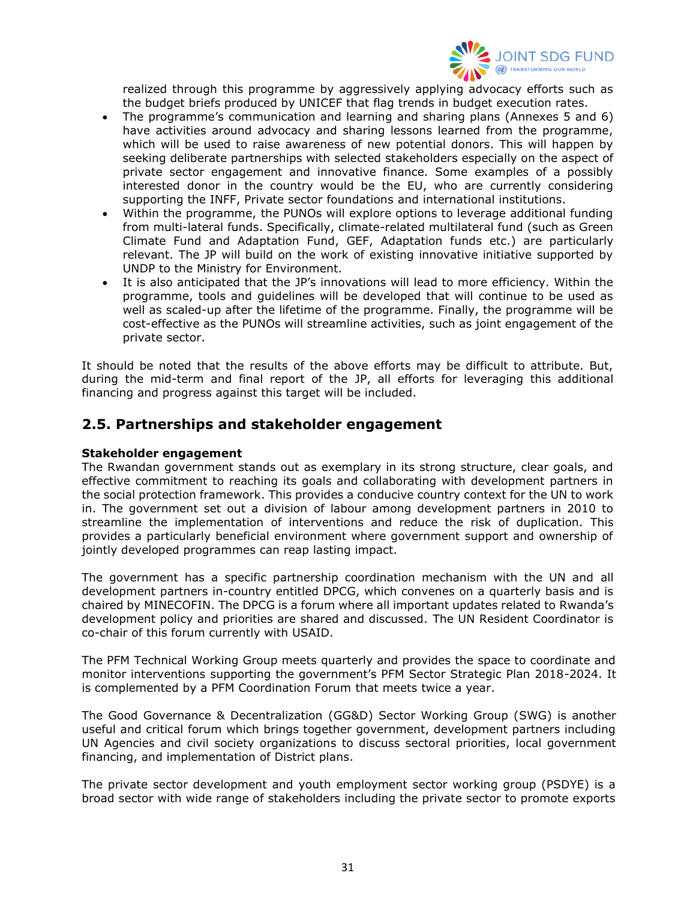realized through this programme by aggressively applying advocacy efforts such as the budget briefs produced by UNICEF that flag trends in budget execution rates.

- The programme's communication and learning and sharing plans (Annexes 5 and 6) have activities around advocacy and sharing lessons learned from the programme, which will be used to raise awareness of new potential donors. This will happen by seeking deliberate partnerships with selected stakeholders especially on the aspect of private sector engagement and innovative finance. Some examples of a possibly interested donor in the country would be the EU, who are currently considering supporting the INFF, Private sector foundations and international institutions.
- Within the programme, the PUNOs will explore options to leverage additional funding from multi-lateral funds. Specifically, climate-related multilateral fund (such as Green Climate Fund and Adaptation Fund, GEF, Adaptation funds etc.) are particularly relevant. The JP will build on the work of existing innovative initiative supported by UNDP to the Ministry for Environment.
- It is also anticipated that the JP's innovations will lead to more efficiency. Within the programme, tools and guidelines will be developed that will continue to be used as well as scaled-up after the lifetime of the programme. Finally, the programme will be cost-effective as the PUNOs will streamline activities, such as joint engagement of the private sector.

It should be noted that the results of the above efforts may be difficult to attribute. But, during the mid-term and final report of the JP, all efforts for leveraging this additional financing and progress against this target will be included.

## 2.5. Partnerships and stakeholder engagement

**Stakeholder engagement**

The Rwandan government stands out as exemplary in its strong structure, clear goals, and effective commitment to reaching its goals and collaborating with development partners in the social protection framework. This provides a conducive country context for the UN to work in. The government set out a division of labour among development partners in 2010 to streamline the implementation of interventions and reduce the risk of duplication. This provides a particularly beneficial environment where government support and ownership of jointly developed programmes can reap lasting impact.

The government has a specific partnership coordination mechanism with the UN and all development partners in-country entitled DPCG, which convenes on a quarterly basis and is chaired by MINECOFIN. The DPCG is a forum where all important updates related to Rwanda's development policy and priorities are shared and discussed. The UN Resident Coordinator is co-chair of this forum currently with USAID.

The PFM Technical Working Group meets quarterly and provides the space to coordinate and monitor interventions supporting the government's PFM Sector Strategic Plan 2018-2024. It is complemented by a PFM Coordination Forum that meets twice a year.

The Good Governance & Decentralization (GG&D) Sector Working Group (SWG) is another useful and critical forum which brings together government, development partners including UN Agencies and civil society organizations to discuss sectoral priorities, local government financing, and implementation of District plans.

The private sector development and youth employment sector working group (PSDYE) is a broad sector with wide range of stakeholders including the private sector to promote exports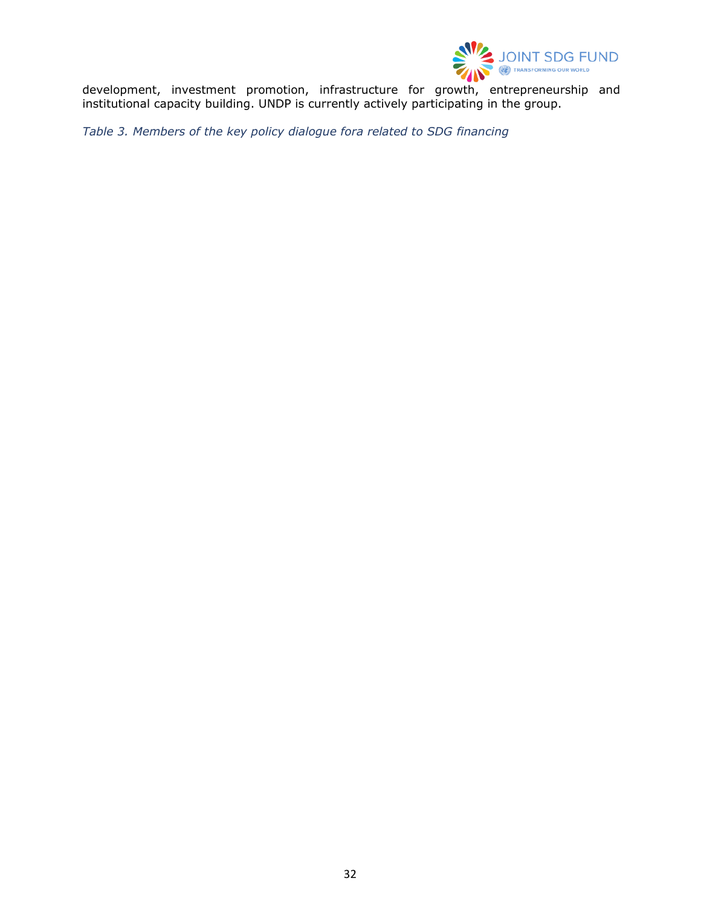development, investment promotion, infrastructure for growth, entrepreneurship and institutional capacity building. UNDP is currently actively participating in the group.

*Table 3. Members of the key policy dialogue fora related to SDG financing*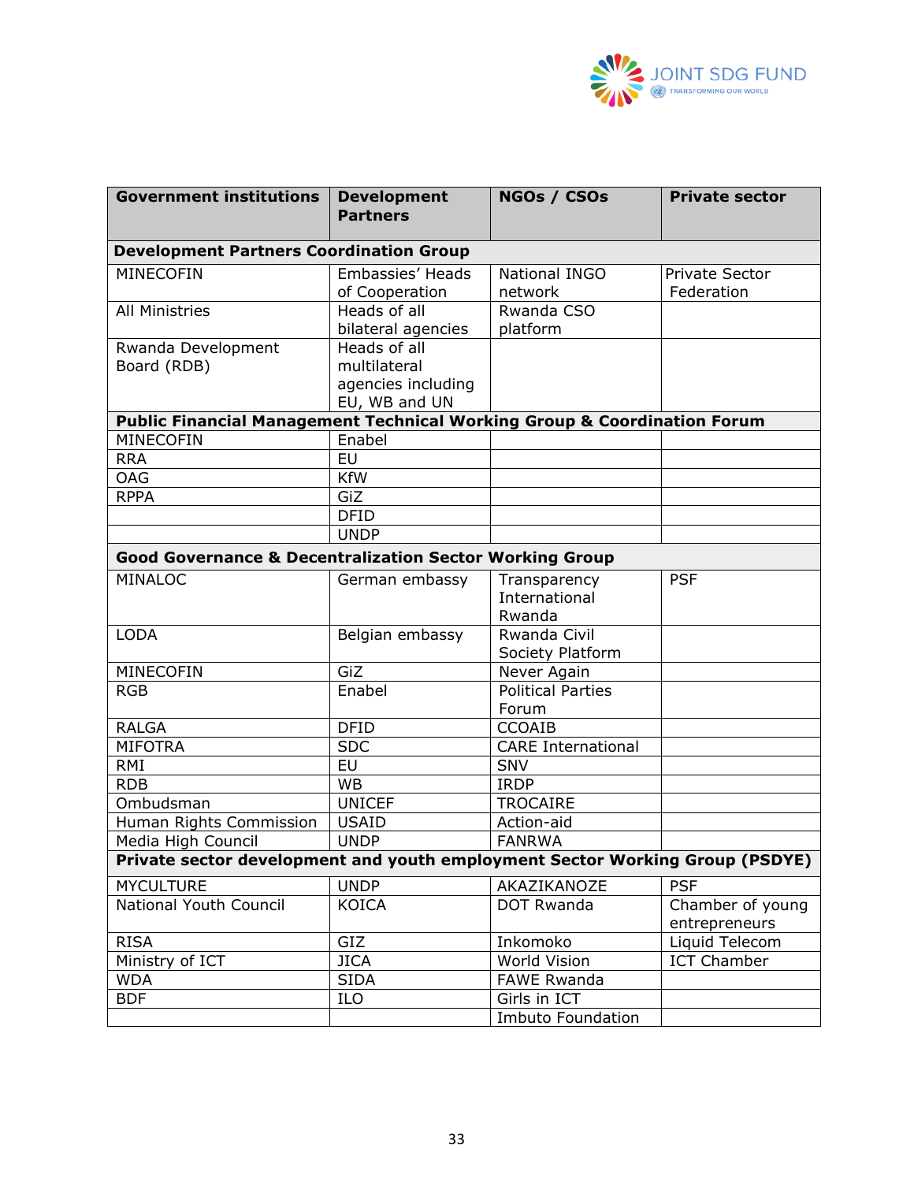| Government institutions | Development Partners | NGOs / CSOs | Private sector |
|---|---|---|---|
| **Development Partners Coordination Group** | | | |
| MINECOFIN | Embassies' Heads of Cooperation | National INGO network | Private Sector Federation |
| All Ministries | Heads of all bilateral agencies | Rwanda CSO platform | |
| Rwanda Development Board (RDB) | Heads of all multilateral agencies including EU, WB and UN | | |
| **Public Financial Management Technical Working Group & Coordination Forum** | | | |
| MINECOFIN | Enabel | | |
| RRA | EU | | |
| OAG | KfW | | |
| RPPA | GiZ | | |
| | DFID | | |
| | UNDP | | |
| **Good Governance & Decentralization Sector Working Group** | | | |
| MINALOC | German embassy | Transparency International Rwanda | PSF |
| LODA | Belgian embassy | Rwanda Civil Society Platform | |
| MINECOFIN | GiZ | Never Again | |
| RGB | Enabel | Political Parties Forum | |
| RALGA | DFID | CCOAIB | |
| MIFOTRA | SDC | CARE International | |
| RMI | EU | SNV | |
| RDB | WB | IRDP | |
| Ombudsman | UNICEF | TROCAIRE | |
| Human Rights Commission | USAID | Action-aid | |
| Media High Council | UNDP | FANRWA | |
| **Private sector development and youth employment Sector Working Group (PSDYE)** | | | |
| MYCULTURE | UNDP | AKAZIKANOZE | PSF |
| National Youth Council | KOICA | DOT Rwanda | Chamber of young entrepreneurs |
| RISA | GIZ | Inkomoko | Liquid Telecom |
| Ministry of ICT | JICA | World Vision | ICT Chamber |
| WDA | SIDA | FAWE Rwanda | |
| BDF | ILO | Girls in ICT | |
| | | Imbuto Foundation | |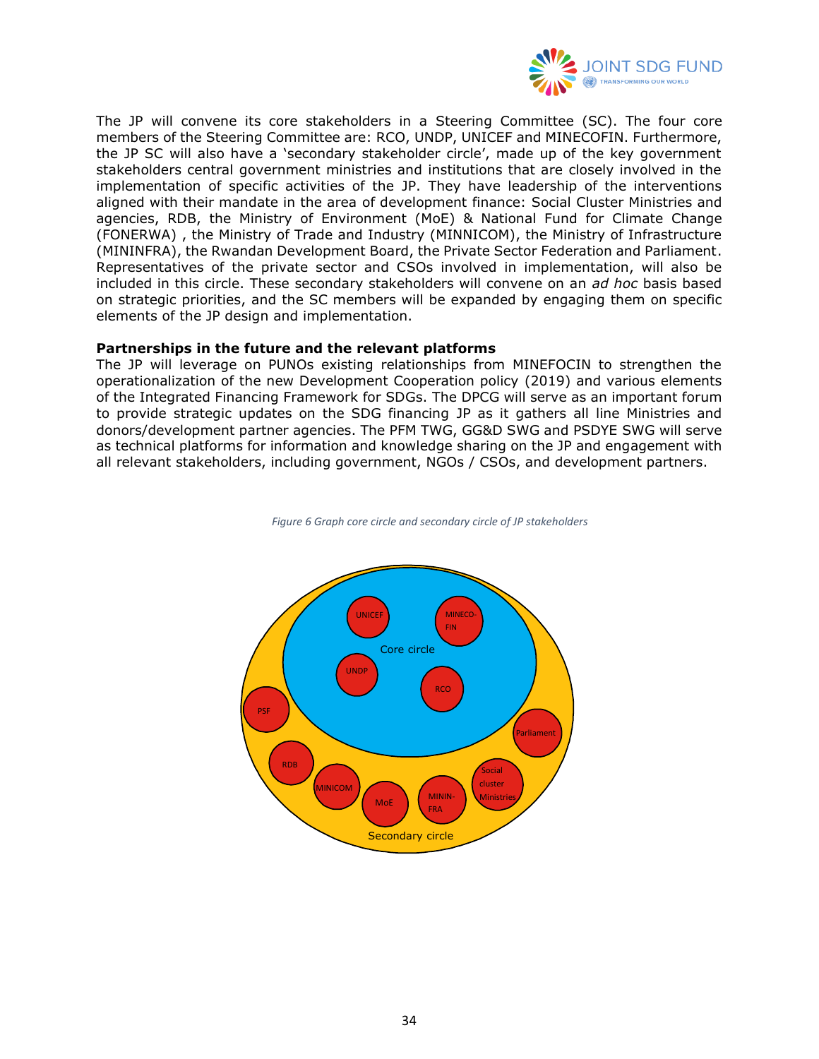The JP will convene its core stakeholders in a Steering Committee (SC). The four core members of the Steering Committee are: RCO, UNDP, UNICEF and MINECOFIN. Furthermore, the JP SC will also have a 'secondary stakeholder circle', made up of the key government stakeholders central government ministries and institutions that are closely involved in the implementation of specific activities of the JP. They have leadership of the interventions aligned with their mandate in the area of development finance: Social Cluster Ministries and agencies, RDB, the Ministry of Environment (MoE) & National Fund for Climate Change (FONERWA) , the Ministry of Trade and Industry (MINNICOM), the Ministry of Infrastructure (MININFRA), the Rwandan Development Board, the Private Sector Federation and Parliament. Representatives of the private sector and CSOs involved in implementation, will also be included in this circle. These secondary stakeholders will convene on an *ad hoc* basis based on strategic priorities, and the SC members will be expanded by engaging them on specific elements of the JP design and implementation.

**Partnerships in the future and the relevant platforms**

The JP will leverage on PUNOs existing relationships from MINEFOCIN to strengthen the operationalization of the new Development Cooperation policy (2019) and various elements of the Integrated Financing Framework for SDGs. The DPCG will serve as an important forum to provide strategic updates on the SDG financing JP as it gathers all line Ministries and donors/development partner agencies. The PFM TWG, GG&D SWG and PSDYE SWG will serve as technical platforms for information and knowledge sharing on the JP and engagement with all relevant stakeholders, including government, NGOs / CSOs, and development partners.

*Figure 6 Graph core circle and secondary circle of JP stakeholders*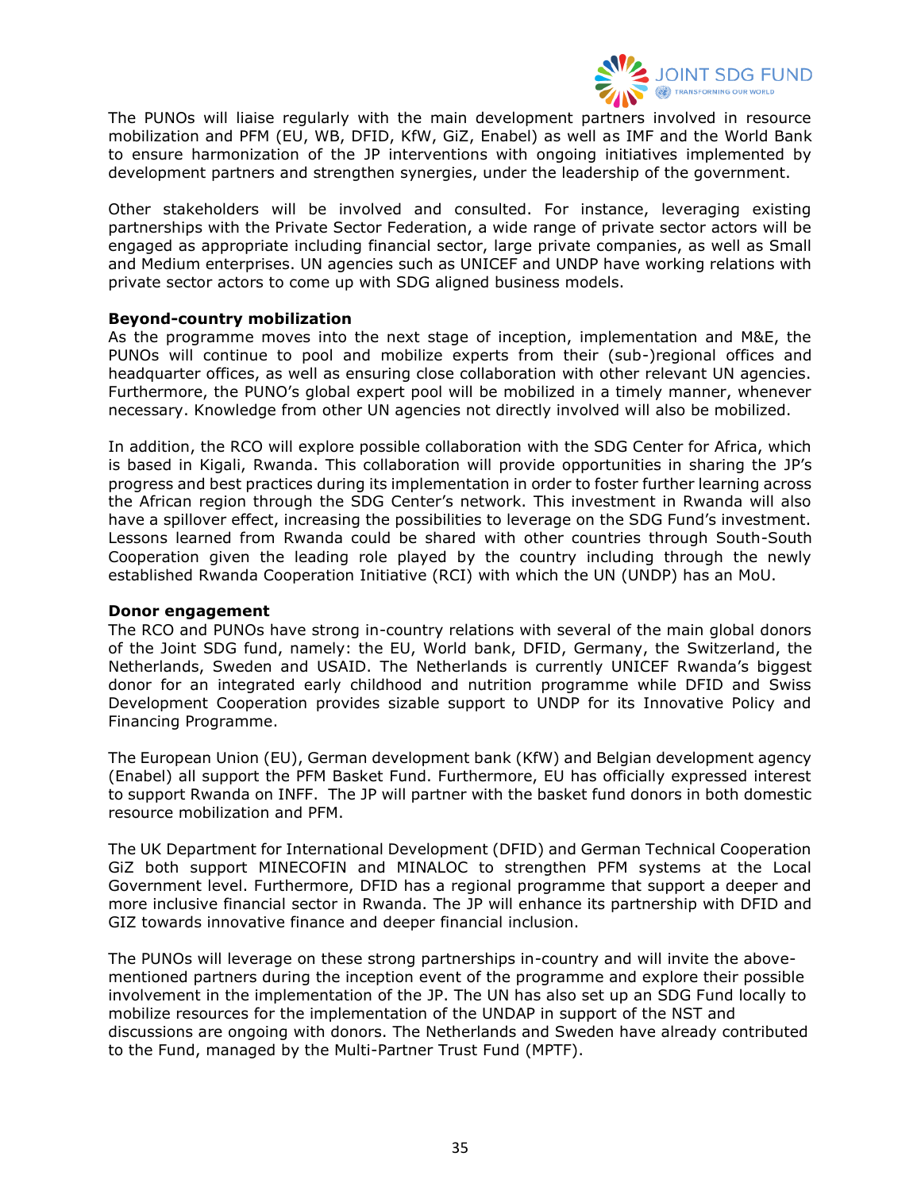The PUNOs will liaise regularly with the main development partners involved in resource mobilization and PFM (EU, WB, DFID, KfW, GiZ, Enabel) as well as IMF and the World Bank to ensure harmonization of the JP interventions with ongoing initiatives implemented by development partners and strengthen synergies, under the leadership of the government.

Other stakeholders will be involved and consulted. For instance, leveraging existing partnerships with the Private Sector Federation, a wide range of private sector actors will be engaged as appropriate including financial sector, large private companies, as well as Small and Medium enterprises. UN agencies such as UNICEF and UNDP have working relations with private sector actors to come up with SDG aligned business models.

**Beyond-country mobilization**

As the programme moves into the next stage of inception, implementation and M&E, the PUNOs will continue to pool and mobilize experts from their (sub-)regional offices and headquarter offices, as well as ensuring close collaboration with other relevant UN agencies. Furthermore, the PUNO's global expert pool will be mobilized in a timely manner, whenever necessary. Knowledge from other UN agencies not directly involved will also be mobilized.

In addition, the RCO will explore possible collaboration with the SDG Center for Africa, which is based in Kigali, Rwanda. This collaboration will provide opportunities in sharing the JP's progress and best practices during its implementation in order to foster further learning across the African region through the SDG Center's network. This investment in Rwanda will also have a spillover effect, increasing the possibilities to leverage on the SDG Fund's investment. Lessons learned from Rwanda could be shared with other countries through South-South Cooperation given the leading role played by the country including through the newly established Rwanda Cooperation Initiative (RCI) with which the UN (UNDP) has an MoU.

**Donor engagement**

The RCO and PUNOs have strong in-country relations with several of the main global donors of the Joint SDG fund, namely: the EU, World bank, DFID, Germany, the Switzerland, the Netherlands, Sweden and USAID. The Netherlands is currently UNICEF Rwanda's biggest donor for an integrated early childhood and nutrition programme while DFID and Swiss Development Cooperation provides sizable support to UNDP for its Innovative Policy and Financing Programme.

The European Union (EU), German development bank (KfW) and Belgian development agency (Enabel) all support the PFM Basket Fund. Furthermore, EU has officially expressed interest to support Rwanda on INFF. The JP will partner with the basket fund donors in both domestic resource mobilization and PFM.

The UK Department for International Development (DFID) and German Technical Cooperation GiZ both support MINECOFIN and MINALOC to strengthen PFM systems at the Local Government level. Furthermore, DFID has a regional programme that support a deeper and more inclusive financial sector in Rwanda. The JP will enhance its partnership with DFID and GIZ towards innovative finance and deeper financial inclusion.

The PUNOs will leverage on these strong partnerships in-country and will invite the above-mentioned partners during the inception event of the programme and explore their possible involvement in the implementation of the JP. The UN has also set up an SDG Fund locally to mobilize resources for the implementation of the UNDAP in support of the NST and discussions are ongoing with donors. The Netherlands and Sweden have already contributed to the Fund, managed by the Multi-Partner Trust Fund (MPTF).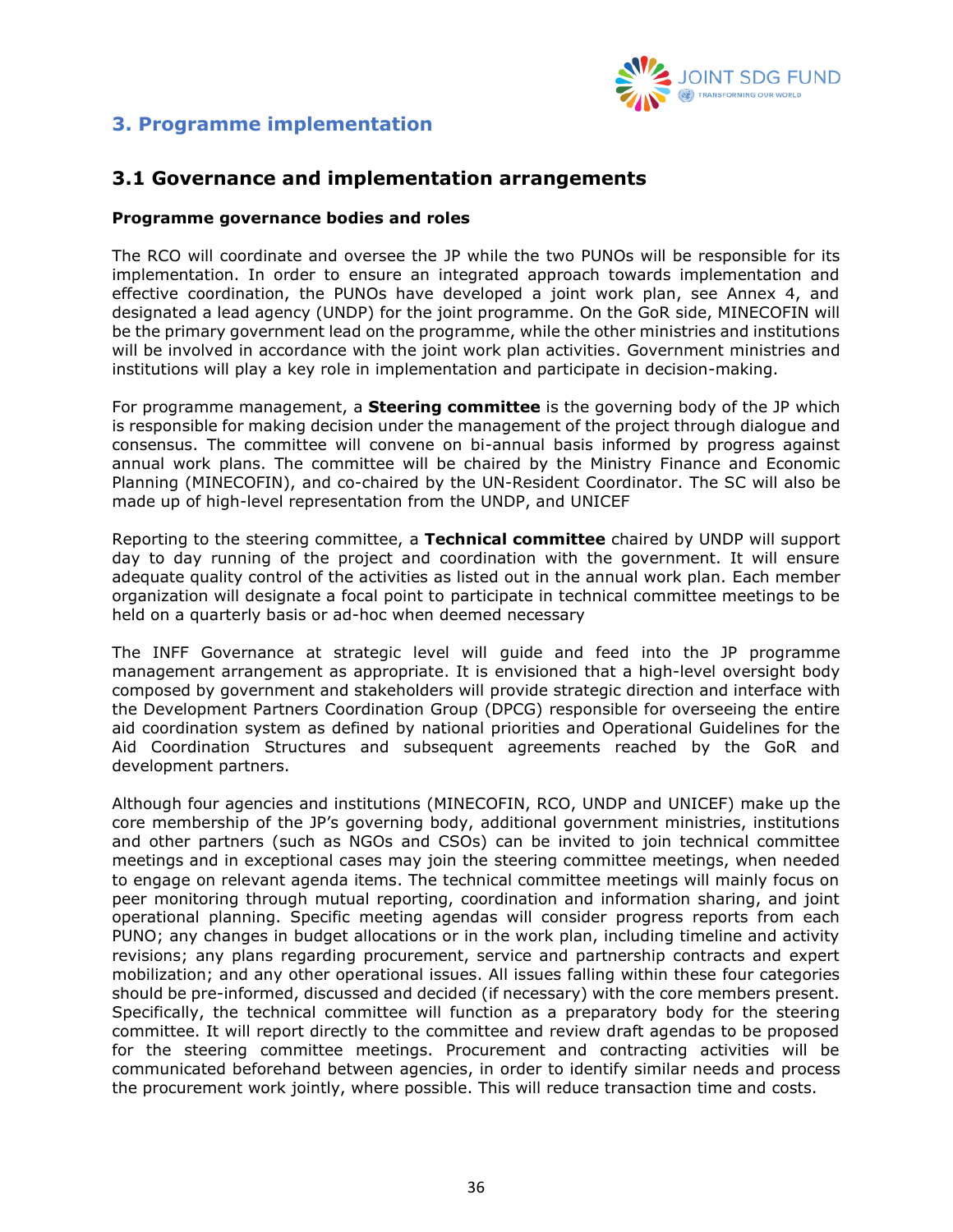# 3. Programme implementation

## 3.1 Governance and implementation arrangements

**Programme governance bodies and roles**

The RCO will coordinate and oversee the JP while the two PUNOs will be responsible for its implementation. In order to ensure an integrated approach towards implementation and effective coordination, the PUNOs have developed a joint work plan, see Annex 4, and designated a lead agency (UNDP) for the joint programme. On the GoR side, MINECOFIN will be the primary government lead on the programme, while the other ministries and institutions will be involved in accordance with the joint work plan activities. Government ministries and institutions will play a key role in implementation and participate in decision-making.

For programme management, a **Steering committee** is the governing body of the JP which is responsible for making decision under the management of the project through dialogue and consensus. The committee will convene on bi-annual basis informed by progress against annual work plans. The committee will be chaired by the Ministry Finance and Economic Planning (MINECOFIN), and co-chaired by the UN-Resident Coordinator. The SC will also be made up of high-level representation from the UNDP, and UNICEF

Reporting to the steering committee, a **Technical committee** chaired by UNDP will support day to day running of the project and coordination with the government. It will ensure adequate quality control of the activities as listed out in the annual work plan. Each member organization will designate a focal point to participate in technical committee meetings to be held on a quarterly basis or ad-hoc when deemed necessary

The INFF Governance at strategic level will guide and feed into the JP programme management arrangement as appropriate. It is envisioned that a high-level oversight body composed by government and stakeholders will provide strategic direction and interface with the Development Partners Coordination Group (DPCG) responsible for overseeing the entire aid coordination system as defined by national priorities and Operational Guidelines for the Aid Coordination Structures and subsequent agreements reached by the GoR and development partners.

Although four agencies and institutions (MINECOFIN, RCO, UNDP and UNICEF) make up the core membership of the JP's governing body, additional government ministries, institutions and other partners (such as NGOs and CSOs) can be invited to join technical committee meetings and in exceptional cases may join the steering committee meetings, when needed to engage on relevant agenda items. The technical committee meetings will mainly focus on peer monitoring through mutual reporting, coordination and information sharing, and joint operational planning. Specific meeting agendas will consider progress reports from each PUNO; any changes in budget allocations or in the work plan, including timeline and activity revisions; any plans regarding procurement, service and partnership contracts and expert mobilization; and any other operational issues. All issues falling within these four categories should be pre-informed, discussed and decided (if necessary) with the core members present. Specifically, the technical committee will function as a preparatory body for the steering committee. It will report directly to the committee and review draft agendas to be proposed for the steering committee meetings. Procurement and contracting activities will be communicated beforehand between agencies, in order to identify similar needs and process the procurement work jointly, where possible. This will reduce transaction time and costs.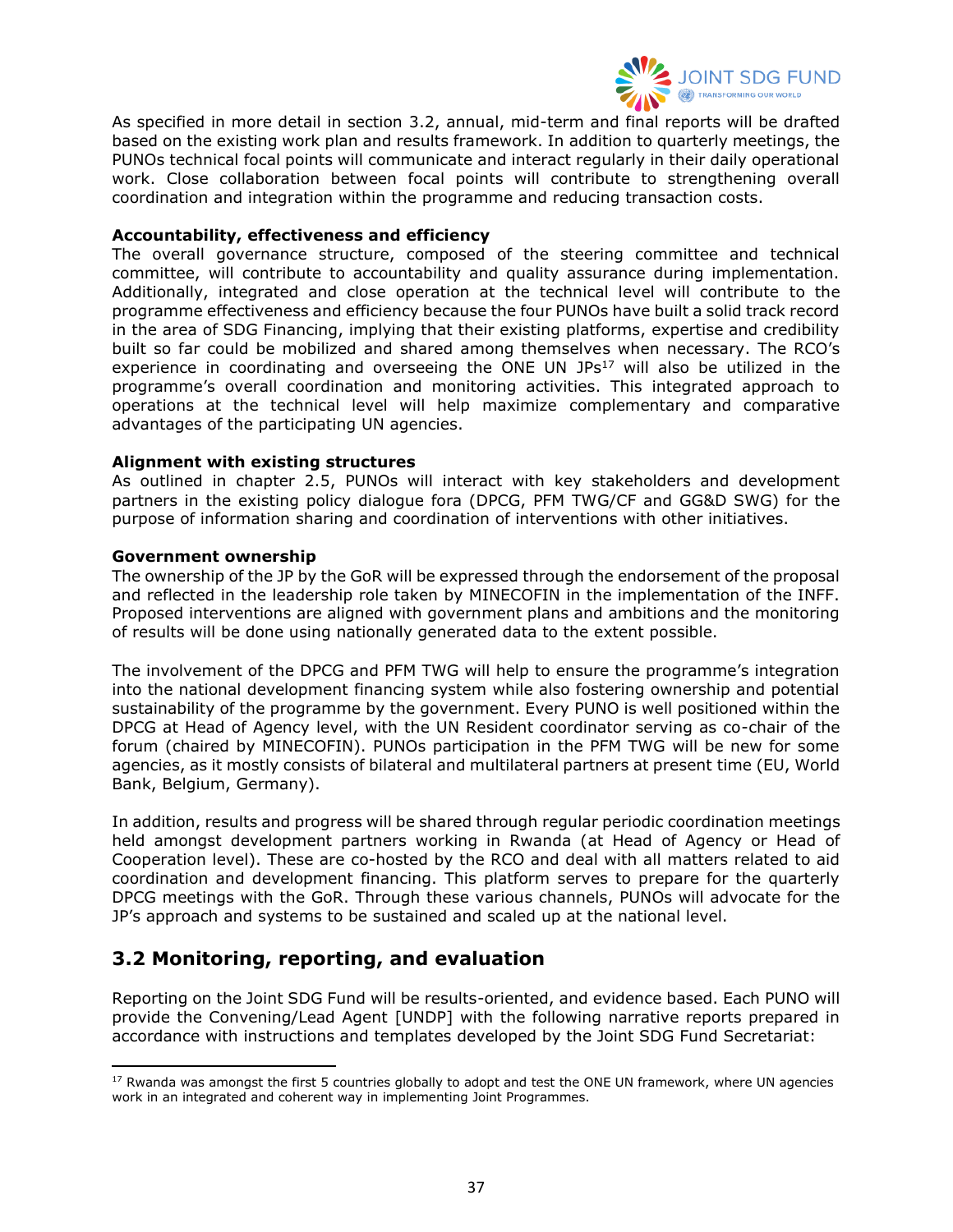As specified in more detail in section 3.2, annual, mid-term and final reports will be drafted based on the existing work plan and results framework. In addition to quarterly meetings, the PUNOs technical focal points will communicate and interact regularly in their daily operational work. Close collaboration between focal points will contribute to strengthening overall coordination and integration within the programme and reducing transaction costs.

**Accountability, effectiveness and efficiency**
The overall governance structure, composed of the steering committee and technical committee, will contribute to accountability and quality assurance during implementation. Additionally, integrated and close operation at the technical level will contribute to the programme effectiveness and efficiency because the four PUNOs have built a solid track record in the area of SDG Financing, implying that their existing platforms, expertise and credibility built so far could be mobilized and shared among themselves when necessary. The RCO's experience in coordinating and overseeing the ONE UN JPs[17] will also be utilized in the programme's overall coordination and monitoring activities. This integrated approach to operations at the technical level will help maximize complementary and comparative advantages of the participating UN agencies.

**Alignment with existing structures**
As outlined in chapter 2.5, PUNOs will interact with key stakeholders and development partners in the existing policy dialogue fora (DPCG, PFM TWG/CF and GG&D SWG) for the purpose of information sharing and coordination of interventions with other initiatives.

**Government ownership**
The ownership of the JP by the GoR will be expressed through the endorsement of the proposal and reflected in the leadership role taken by MINECOFIN in the implementation of the INFF. Proposed interventions are aligned with government plans and ambitions and the monitoring of results will be done using nationally generated data to the extent possible.

The involvement of the DPCG and PFM TWG will help to ensure the programme's integration into the national development financing system while also fostering ownership and potential sustainability of the programme by the government. Every PUNO is well positioned within the DPCG at Head of Agency level, with the UN Resident coordinator serving as co-chair of the forum (chaired by MINECOFIN). PUNOs participation in the PFM TWG will be new for some agencies, as it mostly consists of bilateral and multilateral partners at present time (EU, World Bank, Belgium, Germany).

In addition, results and progress will be shared through regular periodic coordination meetings held amongst development partners working in Rwanda (at Head of Agency or Head of Cooperation level). These are co-hosted by the RCO and deal with all matters related to aid coordination and development financing. This platform serves to prepare for the quarterly DPCG meetings with the GoR. Through these various channels, PUNOs will advocate for the JP's approach and systems to be sustained and scaled up at the national level.

## 3.2 Monitoring, reporting, and evaluation

Reporting on the Joint SDG Fund will be results-oriented, and evidence based. Each PUNO will provide the Convening/Lead Agent [UNDP] with the following narrative reports prepared in accordance with instructions and templates developed by the Joint SDG Fund Secretariat:

---

[17] Rwanda was amongst the first 5 countries globally to adopt and test the ONE UN framework, where UN agencies work in an integrated and coherent way in implementing Joint Programmes.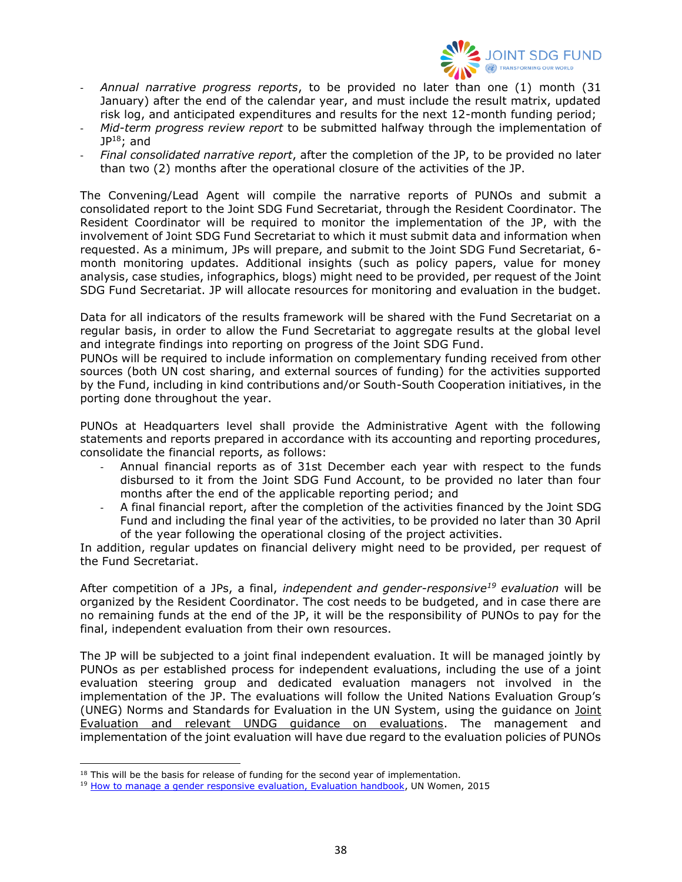- *Annual narrative progress reports*, to be provided no later than one (1) month (31 January) after the end of the calendar year, and must include the result matrix, updated risk log, and anticipated expenditures and results for the next 12-month funding period;
- *Mid-term progress review report* to be submitted halfway through the implementation of JP[18]; and
- *Final consolidated narrative report*, after the completion of the JP, to be provided no later than two (2) months after the operational closure of the activities of the JP.

The Convening/Lead Agent will compile the narrative reports of PUNOs and submit a consolidated report to the Joint SDG Fund Secretariat, through the Resident Coordinator. The Resident Coordinator will be required to monitor the implementation of the JP, with the involvement of Joint SDG Fund Secretariat to which it must submit data and information when requested. As a minimum, JPs will prepare, and submit to the Joint SDG Fund Secretariat, 6-month monitoring updates. Additional insights (such as policy papers, value for money analysis, case studies, infographics, blogs) might need to be provided, per request of the Joint SDG Fund Secretariat. JP will allocate resources for monitoring and evaluation in the budget.

Data for all indicators of the results framework will be shared with the Fund Secretariat on a regular basis, in order to allow the Fund Secretariat to aggregate results at the global level and integrate findings into reporting on progress of the Joint SDG Fund.
PUNOs will be required to include information on complementary funding received from other sources (both UN cost sharing, and external sources of funding) for the activities supported by the Fund, including in kind contributions and/or South-South Cooperation initiatives, in the porting done throughout the year.

PUNOs at Headquarters level shall provide the Administrative Agent with the following statements and reports prepared in accordance with its accounting and reporting procedures, consolidate the financial reports, as follows:

- Annual financial reports as of 31st December each year with respect to the funds disbursed to it from the Joint SDG Fund Account, to be provided no later than four months after the end of the applicable reporting period; and
- A final financial report, after the completion of the activities financed by the Joint SDG Fund and including the final year of the activities, to be provided no later than 30 April of the year following the operational closing of the project activities.

In addition, regular updates on financial delivery might need to be provided, per request of the Fund Secretariat.

After competition of a JPs, a final, *independent and gender-responsive[19] evaluation* will be organized by the Resident Coordinator. The cost needs to be budgeted, and in case there are no remaining funds at the end of the JP, it will be the responsibility of PUNOs to pay for the final, independent evaluation from their own resources.

The JP will be subjected to a joint final independent evaluation. It will be managed jointly by PUNOs as per established process for independent evaluations, including the use of a joint evaluation steering group and dedicated evaluation managers not involved in the implementation of the JP. The evaluations will follow the United Nations Evaluation Group's (UNEG) Norms and Standards for Evaluation in the UN System, using the guidance on Joint Evaluation and relevant UNDG guidance on evaluations. The management and implementation of the joint evaluation will have due regard to the evaluation policies of PUNOs

---

[18] This will be the basis for release of funding for the second year of implementation.

[19] How to manage a gender responsive evaluation, Evaluation handbook, UN Women, 2015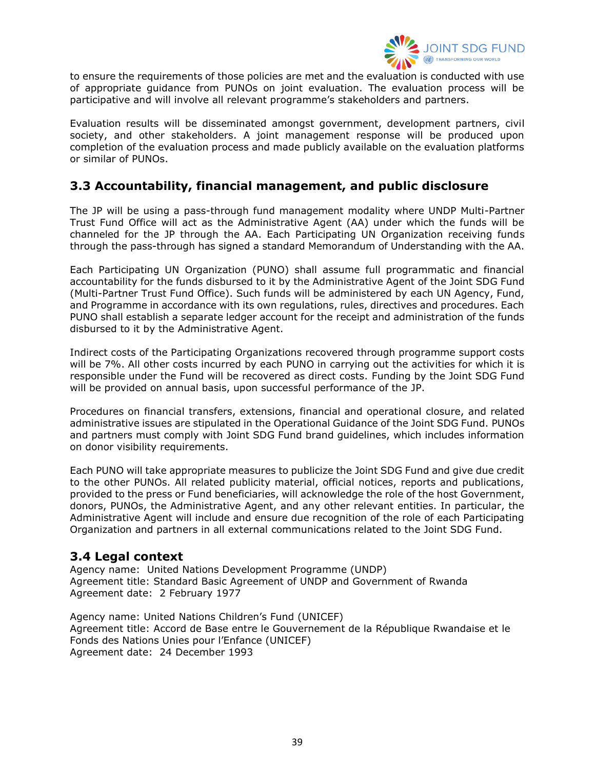to ensure the requirements of those policies are met and the evaluation is conducted with use of appropriate guidance from PUNOs on joint evaluation. The evaluation process will be participative and will involve all relevant programme's stakeholders and partners.

Evaluation results will be disseminated amongst government, development partners, civil society, and other stakeholders. A joint management response will be produced upon completion of the evaluation process and made publicly available on the evaluation platforms or similar of PUNOs.

## 3.3 Accountability, financial management, and public disclosure

The JP will be using a pass-through fund management modality where UNDP Multi-Partner Trust Fund Office will act as the Administrative Agent (AA) under which the funds will be channeled for the JP through the AA. Each Participating UN Organization receiving funds through the pass-through has signed a standard Memorandum of Understanding with the AA.

Each Participating UN Organization (PUNO) shall assume full programmatic and financial accountability for the funds disbursed to it by the Administrative Agent of the Joint SDG Fund (Multi-Partner Trust Fund Office). Such funds will be administered by each UN Agency, Fund, and Programme in accordance with its own regulations, rules, directives and procedures. Each PUNO shall establish a separate ledger account for the receipt and administration of the funds disbursed to it by the Administrative Agent.

Indirect costs of the Participating Organizations recovered through programme support costs will be 7%. All other costs incurred by each PUNO in carrying out the activities for which it is responsible under the Fund will be recovered as direct costs. Funding by the Joint SDG Fund will be provided on annual basis, upon successful performance of the JP.

Procedures on financial transfers, extensions, financial and operational closure, and related administrative issues are stipulated in the Operational Guidance of the Joint SDG Fund. PUNOs and partners must comply with Joint SDG Fund brand guidelines, which includes information on donor visibility requirements.

Each PUNO will take appropriate measures to publicize the Joint SDG Fund and give due credit to the other PUNOs. All related publicity material, official notices, reports and publications, provided to the press or Fund beneficiaries, will acknowledge the role of the host Government, donors, PUNOs, the Administrative Agent, and any other relevant entities. In particular, the Administrative Agent will include and ensure due recognition of the role of each Participating Organization and partners in all external communications related to the Joint SDG Fund.

## 3.4 Legal context

Agency name: United Nations Development Programme (UNDP)
Agreement title: Standard Basic Agreement of UNDP and Government of Rwanda
Agreement date: 2 February 1977

Agency name: United Nations Children's Fund (UNICEF)
Agreement title: Accord de Base entre le Gouvernement de la République Rwandaise et le Fonds des Nations Unies pour l'Enfance (UNICEF)
Agreement date: 24 December 1993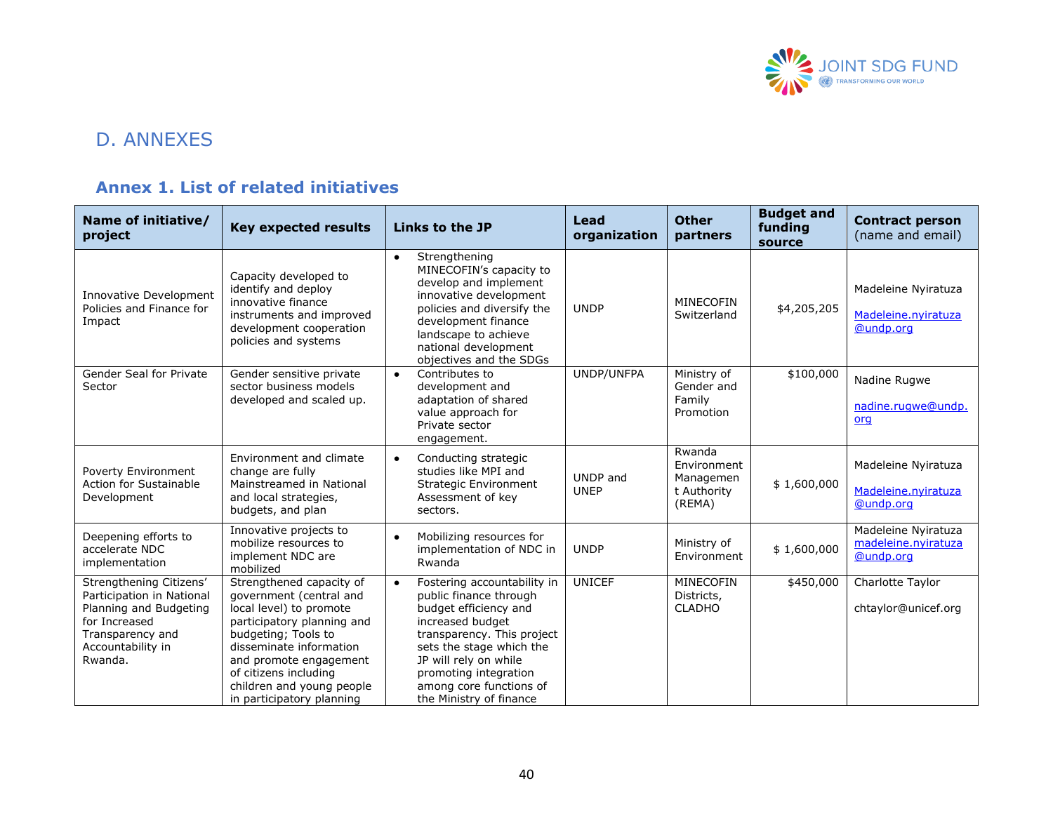# D. ANNEXES

## Annex 1. List of related initiatives

| Name of initiative/ project | Key expected results | Links to the JP | Lead organization | Other partners | Budget and funding source | Contract person (name and email) |
|---|---|---|---|---|---|---|
| Innovative Development Policies and Finance for Impact | Capacity developed to identify and deploy innovative finance instruments and improved development cooperation policies and systems | • Strengthening MINECOFIN's capacity to develop and implement innovative development policies and diversify the development finance landscape to achieve national development objectives and the SDGs | UNDP | MINECOFIN Switzerland | $4,205,205 | Madeleine Nyiratuza Madeleine.nyiratuza@undp.org |
| Gender Seal for Private Sector | Gender sensitive private sector business models developed and scaled up. | • Contributes to development and adaptation of shared value approach for Private sector engagement. | UNDP/UNFPA | Ministry of Gender and Family Promotion | $100,000 | Nadine Rugwe nadine.rugwe@undp.org |
| Poverty Environment Action for Sustainable Development | Environment and climate change are fully Mainstreamed in National and local strategies, budgets, and plan | • Conducting strategic studies like MPI and Strategic Environment Assessment of key sectors. | UNDP and UNEP | Rwanda Environment Management Authority (REMA) | $ 1,600,000 | Madeleine Nyiratuza Madeleine.nyiratuza@undp.org |
| Deepening efforts to accelerate NDC implementation | Innovative projects to mobilize resources to implement NDC are mobilized | • Mobilizing resources for implementation of NDC in Rwanda | UNDP | Ministry of Environment | $ 1,600,000 | Madeleine Nyiratuza madeleine.nyiratuza@undp.org |
| Strengthening Citizens' Participation in National Planning and Budgeting for Increased Transparency and Accountability in Rwanda. | Strengthened capacity of government (central and local level) to promote participatory planning and budgeting; Tools to disseminate information and promote engagement of citizens including children and young people in participatory planning | • Fostering accountability in public finance through budget efficiency and increased budget transparency. This project sets the stage which the JP will rely on while promoting integration among core functions of the Ministry of finance | UNICEF | MINECOFIN Districts, CLADHO | $450,000 | Charlotte Taylor chtaylor@unicef.org |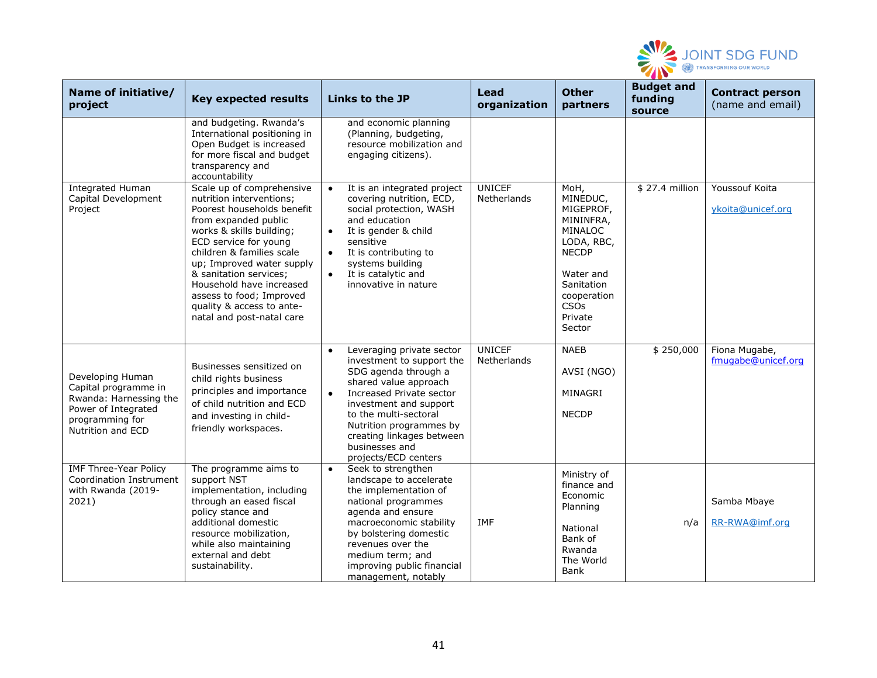| Name of initiative/ project | Key expected results | Links to the JP | Lead organization | Other partners | Budget and funding source | Contract person (name and email) |
|---|---|---|---|---|---|---|
| | and budgeting. Rwanda's International positioning in Open Budget is increased for more fiscal and budget transparency and accountability | and economic planning (Planning, budgeting, resource mobilization and engaging citizens). | | | | |
| Integrated Human Capital Development Project | Scale up of comprehensive nutrition interventions; Poorest households benefit from expanded public works & skills building; ECD service for young children & families scale up; Improved water supply & sanitation services; Household have increased assess to food; Improved quality & access to ante-natal and post-natal care | • It is an integrated project covering nutrition, ECD, social protection, WASH and education<br>• It is gender & child sensitive<br>• It is contributing to systems building<br>• It is catalytic and innovative in nature | UNICEF Netherlands | MoH, MINEDUC, MIGEPROF, MININFRA, MINALOC LODA, RBC, NECDP<br><br>Water and Sanitation cooperation CSOs Private Sector | $ 27.4 million | Youssouf Koita<br><br>ykoita@unicef.org |
| Developing Human Capital programme in Rwanda: Harnessing the Power of Integrated programming for Nutrition and ECD | Businesses sensitized on child rights business principles and importance of child nutrition and ECD and investing in child-friendly workspaces. | • Leveraging private sector investment to support the SDG agenda through a shared value approach<br>• Increased Private sector investment and support to the multi-sectoral Nutrition programmes by creating linkages between businesses and projects/ECD centers | UNICEF Netherlands | NAEB<br><br>AVSI (NGO)<br><br>MINAGRI<br><br>NECDP | $ 250,000 | Fiona Mugabe, fmugabe@unicef.org |
| IMF Three-Year Policy Coordination Instrument with Rwanda (2019-2021) | The programme aims to support NST implementation, including through an eased fiscal policy stance and additional domestic resource mobilization, while also maintaining external and debt sustainability. | • Seek to strengthen landscape to accelerate the implementation of national programmes agenda and ensure macroeconomic stability by bolstering domestic revenues over the medium term; and improving public financial management, notably | IMF | Ministry of finance and Economic Planning<br><br>National Bank of Rwanda The World Bank | n/a | Samba Mbaye<br><br>RR-RWA@imf.org |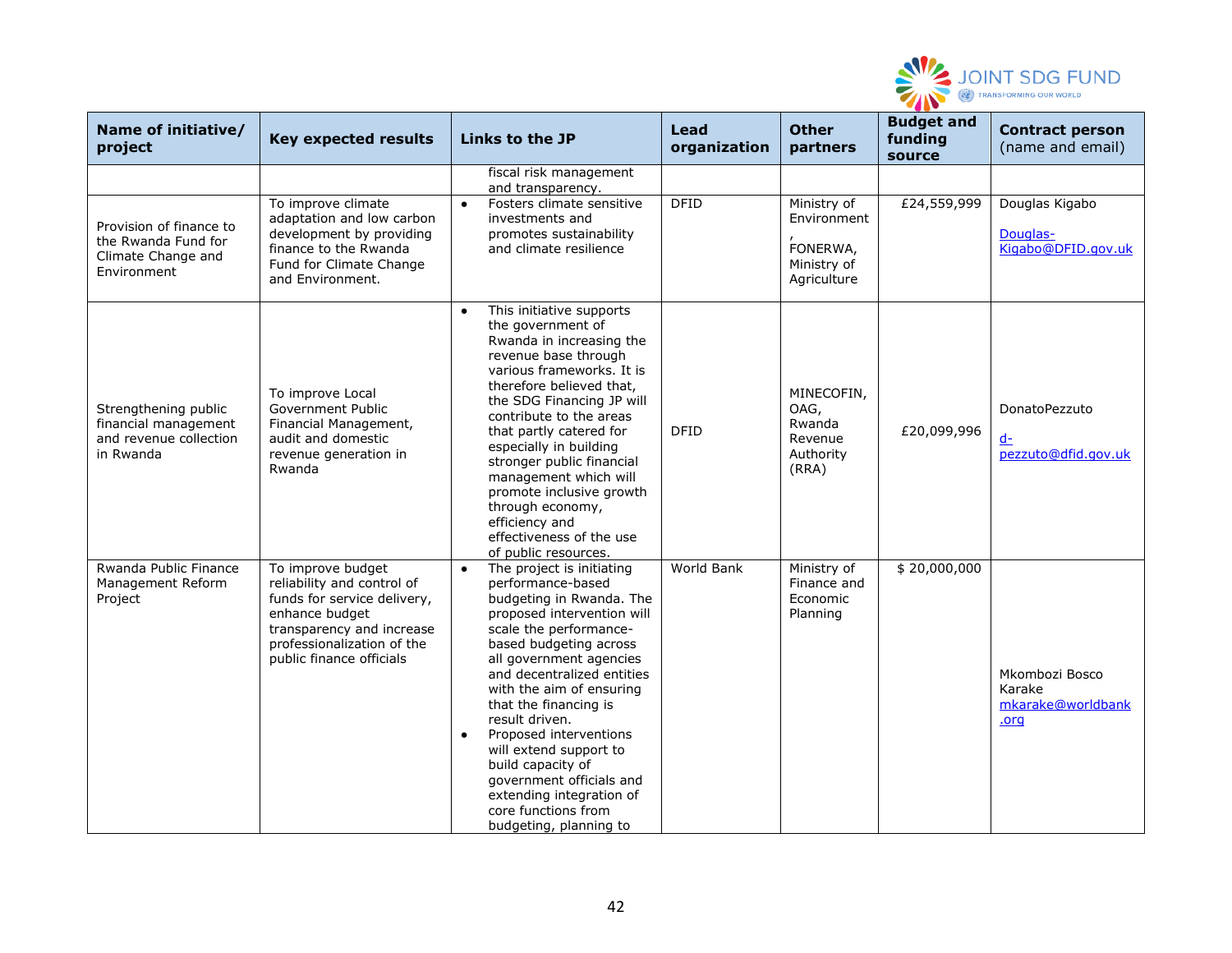| Name of initiative/ project | Key expected results | Links to the JP | Lead organization | Other partners | Budget and funding source | Contract person (name and email) |
|---|---|---|---|---|---|---|
| | | fiscal risk management and transparency. | | | | |
| Provision of finance to the Rwanda Fund for Climate Change and Environment | To improve climate adaptation and low carbon development by providing finance to the Rwanda Fund for Climate Change and Environment. | • Fosters climate sensitive investments and promotes sustainability and climate resilience | DFID | Ministry of Environment, FONERWA, Ministry of Agriculture | £24,559,999 | Douglas Kigabo Douglas-Kigabo@DFID.gov.uk |
| Strengthening public financial management and revenue collection in Rwanda | To improve Local Government Public Financial Management, audit and domestic revenue generation in Rwanda | • This initiative supports the government of Rwanda in increasing the revenue base through various frameworks. It is therefore believed that, the SDG Financing JP will contribute to the areas that partly catered for especially in building stronger public financial management which will promote inclusive growth through economy, efficiency and effectiveness of the use of public resources. | DFID | MINECOFIN, OAG, Rwanda Revenue Authority (RRA) | £20,099,996 | DonatoPezzuto d-pezzuto@dfid.gov.uk |
| Rwanda Public Finance Management Reform Project | To improve budget reliability and control of funds for service delivery, enhance budget transparency and increase professionalization of the public finance officials | • The project is initiating performance-based budgeting in Rwanda. The proposed intervention will scale the performance-based budgeting across all government agencies and decentralized entities with the aim of ensuring that the financing is result driven. <br> • Proposed interventions will extend support to build capacity of government officials and extending integration of core functions from budgeting, planning to | World Bank | Ministry of Finance and Economic Planning | $ 20,000,000 | Mkombozi Bosco Karake mkarake@worldbank.org |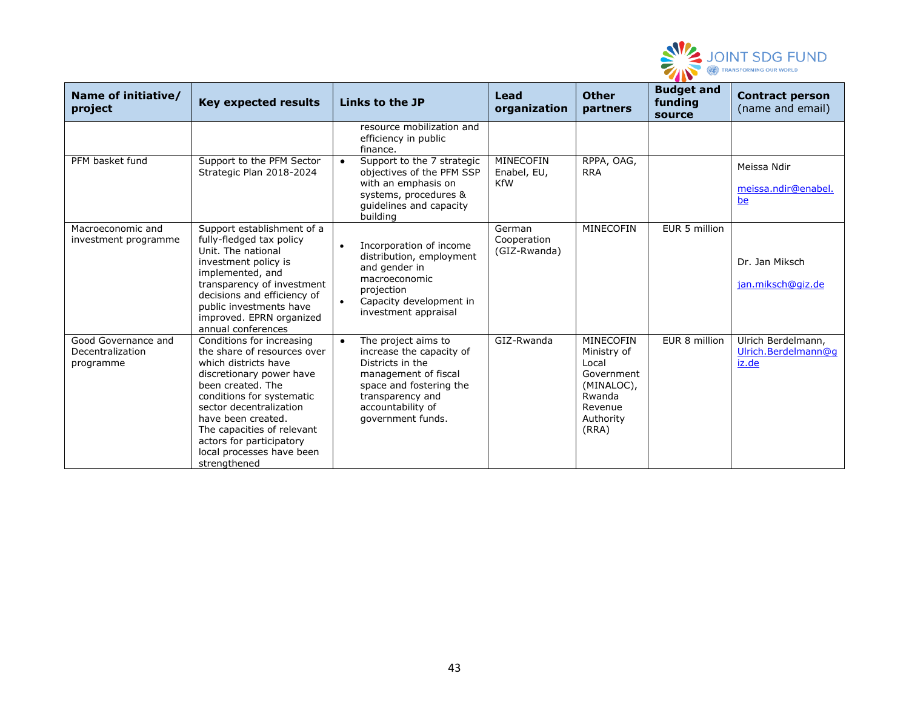| Name of initiative/ project | Key expected results | Links to the JP | Lead organization | Other partners | Budget and funding source | Contract person (name and email) |
|---|---|---|---|---|---|---|
| | | resource mobilization and efficiency in public finance. | | | | |
| PFM basket fund | Support to the PFM Sector Strategic Plan 2018-2024 | • Support to the 7 strategic objectives of the PFM SSP with an emphasis on systems, procedures & guidelines and capacity building | MINECOFIN Enabel, EU, KfW | RPPA, OAG, RRA | | Meissa Ndir<br><br>meissa.ndir@enabel.be |
| Macroeconomic and investment programme | Support establishment of a fully-fledged tax policy Unit. The national investment policy is implemented, and transparency of investment decisions and efficiency of public investments have improved. EPRN organized annual conferences | • Incorporation of income distribution, employment and gender in macroeconomic projection<br>• Capacity development in investment appraisal | German Cooperation (GIZ-Rwanda) | MINECOFIN | EUR 5 million | Dr. Jan Miksch<br><br>jan.miksch@giz.de |
| Good Governance and Decentralization programme | Conditions for increasing the share of resources over which districts have discretionary power have been created. The conditions for systematic sector decentralization have been created.<br>The capacities of relevant actors for participatory local processes have been strengthened | • The project aims to increase the capacity of Districts in the management of fiscal space and fostering the transparency and accountability of government funds. | GIZ-Rwanda | MINECOFIN Ministry of Local Government (MINALOC), Rwanda Revenue Authority (RRA) | EUR 8 million | Ulrich Berdelmann, Ulrich.Berdelmann@giz.de |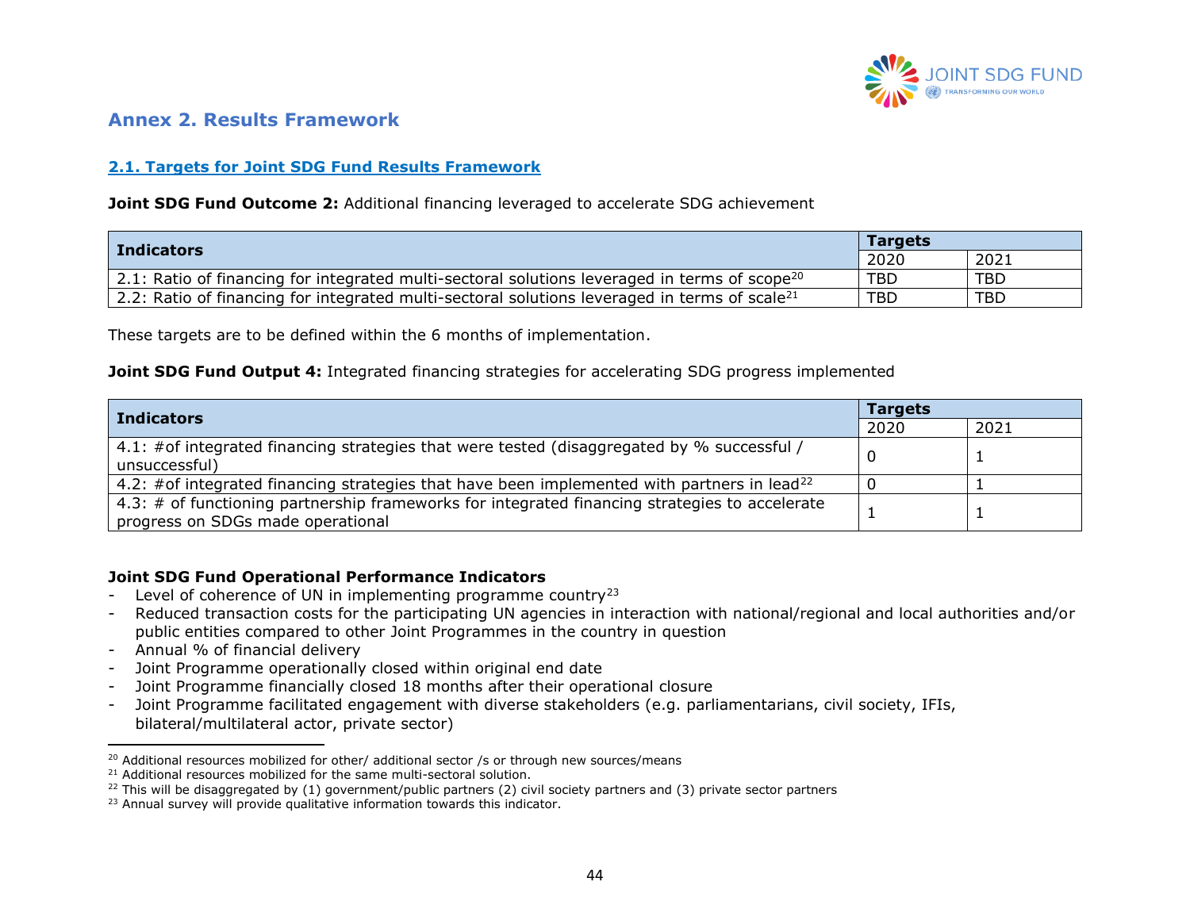## Annex 2. Results Framework

### 2.1. Targets for Joint SDG Fund Results Framework

**Joint SDG Fund Outcome 2:** Additional financing leveraged to accelerate SDG achievement

| Indicators | Targets | |
|---|---|---|
| | 2020 | 2021 |
| 2.1: Ratio of financing for integrated multi-sectoral solutions leveraged in terms of scope[20] | TBD | TBD |
| 2.2: Ratio of financing for integrated multi-sectoral solutions leveraged in terms of scale[21] | TBD | TBD |

These targets are to be defined within the 6 months of implementation.

**Joint SDG Fund Output 4:** Integrated financing strategies for accelerating SDG progress implemented

| Indicators | Targets | |
|---|---|---|
| | 2020 | 2021 |
| 4.1: #of integrated financing strategies that were tested (disaggregated by % successful / unsuccessful) | 0 | 1 |
| 4.2: #of integrated financing strategies that have been implemented with partners in lead[22] | 0 | 1 |
| 4.3: # of functioning partnership frameworks for integrated financing strategies to accelerate progress on SDGs made operational | 1 | 1 |

**Joint SDG Fund Operational Performance Indicators**

- Level of coherence of UN in implementing programme country[23]
- Reduced transaction costs for the participating UN agencies in interaction with national/regional and local authorities and/or public entities compared to other Joint Programmes in the country in question
- Annual % of financial delivery
- Joint Programme operationally closed within original end date
- Joint Programme financially closed 18 months after their operational closure
- Joint Programme facilitated engagement with diverse stakeholders (e.g. parliamentarians, civil society, IFIs, bilateral/multilateral actor, private sector)

---

[20] Additional resources mobilized for other/ additional sector /s or through new sources/means

[21] Additional resources mobilized for the same multi-sectoral solution.

[22] This will be disaggregated by (1) government/public partners (2) civil society partners and (3) private sector partners

[23] Annual survey will provide qualitative information towards this indicator.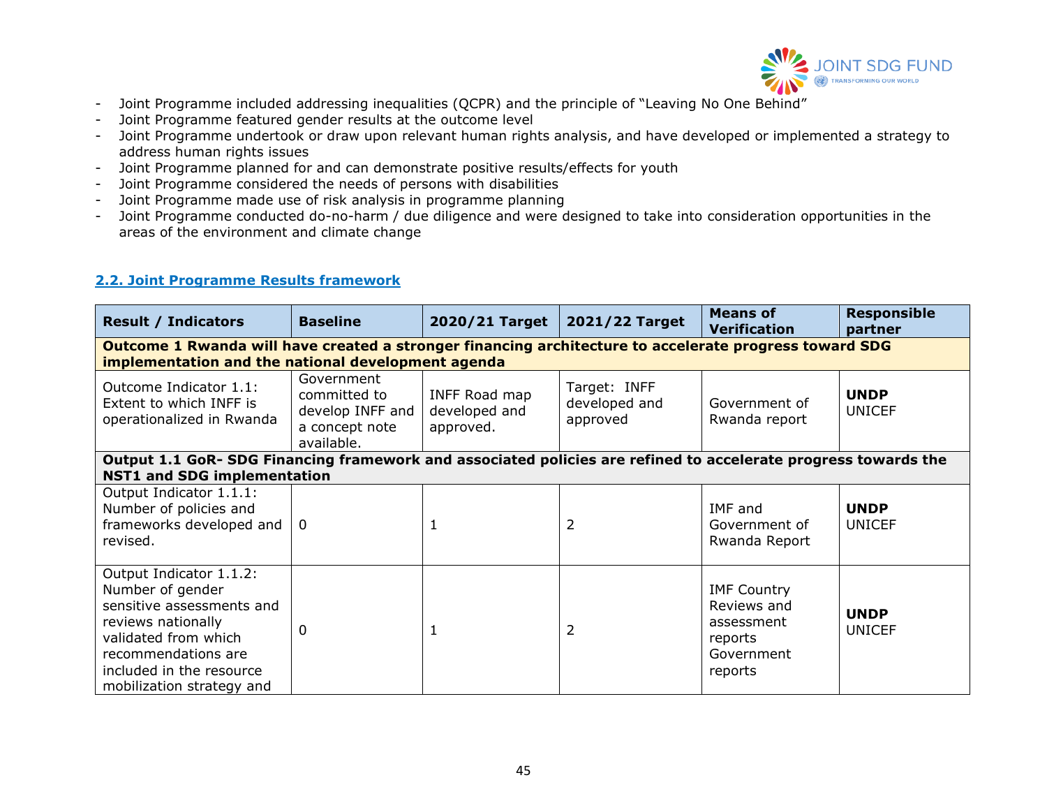- Joint Programme included addressing inequalities (QCPR) and the principle of "Leaving No One Behind"
- Joint Programme featured gender results at the outcome level
- Joint Programme undertook or draw upon relevant human rights analysis, and have developed or implemented a strategy to address human rights issues
- Joint Programme planned for and can demonstrate positive results/effects for youth
- Joint Programme considered the needs of persons with disabilities
- Joint Programme made use of risk analysis in programme planning
- Joint Programme conducted do-no-harm / due diligence and were designed to take into consideration opportunities in the areas of the environment and climate change

## 2.2. Joint Programme Results framework

| Result / Indicators | Baseline | 2020/21 Target | 2021/22 Target | Means of Verification | Responsible partner |
|---|---|---|---|---|---|
| **Outcome 1 Rwanda will have created a stronger financing architecture to accelerate progress toward SDG implementation and the national development agenda** | | | | | |
| Outcome Indicator 1.1: Extent to which INFF is operationalized in Rwanda | Government committed to develop INFF and a concept note available. | INFF Road map developed and approved. | Target: INFF developed and approved | Government of Rwanda report | **UNDP** UNICEF |
| **Output 1.1 GoR- SDG Financing framework and associated policies are refined to accelerate progress towards the NST1 and SDG implementation** | | | | | |
| Output Indicator 1.1.1: Number of policies and frameworks developed and revised. | 0 | 1 | 2 | IMF and Government of Rwanda Report | **UNDP** UNICEF |
| Output Indicator 1.1.2: Number of gender sensitive assessments and reviews nationally validated from which recommendations are included in the resource mobilization strategy and | 0 | 1 | 2 | IMF Country Reviews and assessment reports Government reports | **UNDP** UNICEF |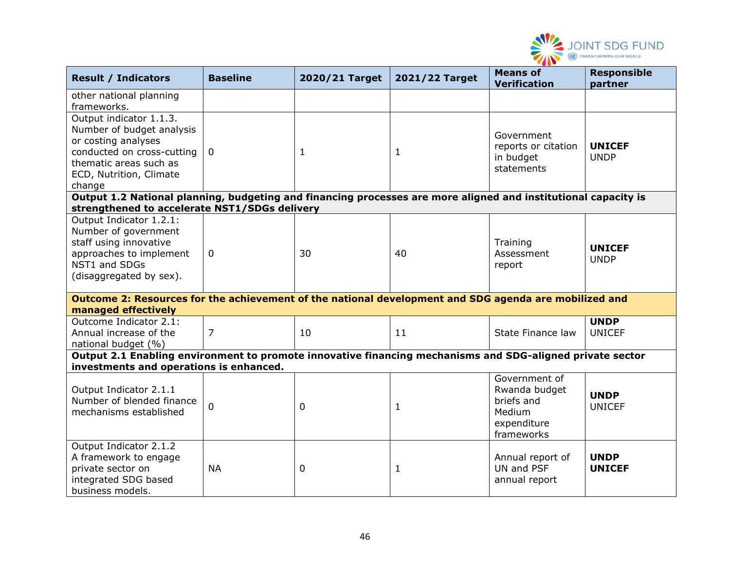| Result / Indicators | Baseline | 2020/21 Target | 2021/22 Target | Means of Verification | Responsible partner |
|---|---|---|---|---|---|
| other national planning frameworks. | | | | | |
| Output indicator 1.1.3. Number of budget analysis or costing analyses conducted on cross-cutting thematic areas such as ECD, Nutrition, Climate change | 0 | 1 | 1 | Government reports or citation in budget statements | **UNICEF** UNDP |
| **Output 1.2 National planning, budgeting and financing processes are more aligned and institutional capacity is strengthened to accelerate NST1/SDGs delivery** | | | | | |
| Output Indicator 1.2.1: Number of government staff using innovative approaches to implement NST1 and SDGs (disaggregated by sex). | 0 | 30 | 40 | Training Assessment report | **UNICEF** UNDP |
| **Outcome 2: Resources for the achievement of the national development and SDG agenda are mobilized and managed effectively** | | | | | |
| Outcome Indicator 2.1: Annual increase of the national budget (%) | 7 | 10 | 11 | State Finance law | **UNDP** UNICEF |
| **Output 2.1 Enabling environment to promote innovative financing mechanisms and SDG-aligned private sector investments and operations is enhanced.** | | | | | |
| Output Indicator 2.1.1 Number of blended finance mechanisms established | 0 | 0 | 1 | Government of Rwanda budget briefs and Medium expenditure frameworks | **UNDP** UNICEF |
| Output Indicator 2.1.2 A framework to engage private sector on integrated SDG based business models. | NA | 0 | 1 | Annual report of UN and PSF annual report | **UNDP** **UNICEF** |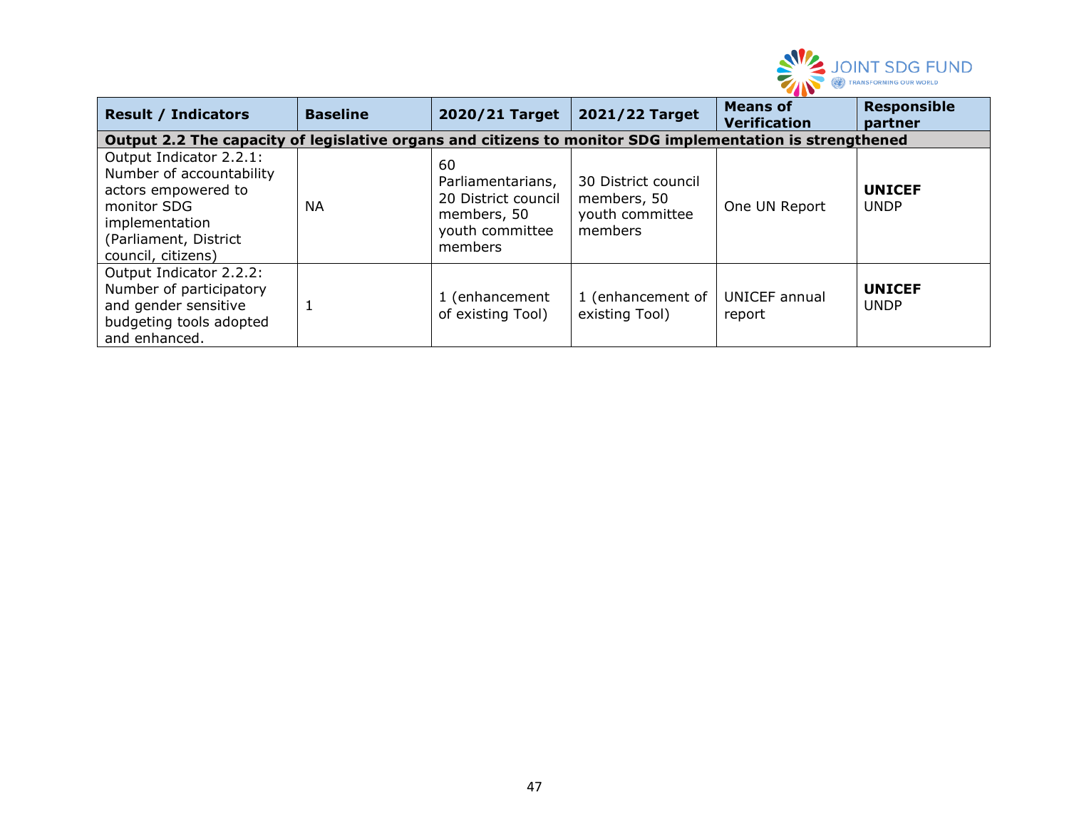| Result / Indicators | Baseline | 2020/21 Target | 2021/22 Target | Means of Verification | Responsible partner |
|---|---|---|---|---|---|
| **Output 2.2 The capacity of legislative organs and citizens to monitor SDG implementation is strengthened** | | | | | |
| Output Indicator 2.2.1: Number of accountability actors empowered to monitor SDG implementation (Parliament, District council, citizens) | NA | 60 Parliamentarians, 20 District council members, 50 youth committee members | 30 District council members, 50 youth committee members | One UN Report | **UNICEF** UNDP |
| Output Indicator 2.2.2: Number of participatory and gender sensitive budgeting tools adopted and enhanced. | 1 | 1 (enhancement of existing Tool) | 1 (enhancement of existing Tool) | UNICEF annual report | **UNICEF** UNDP |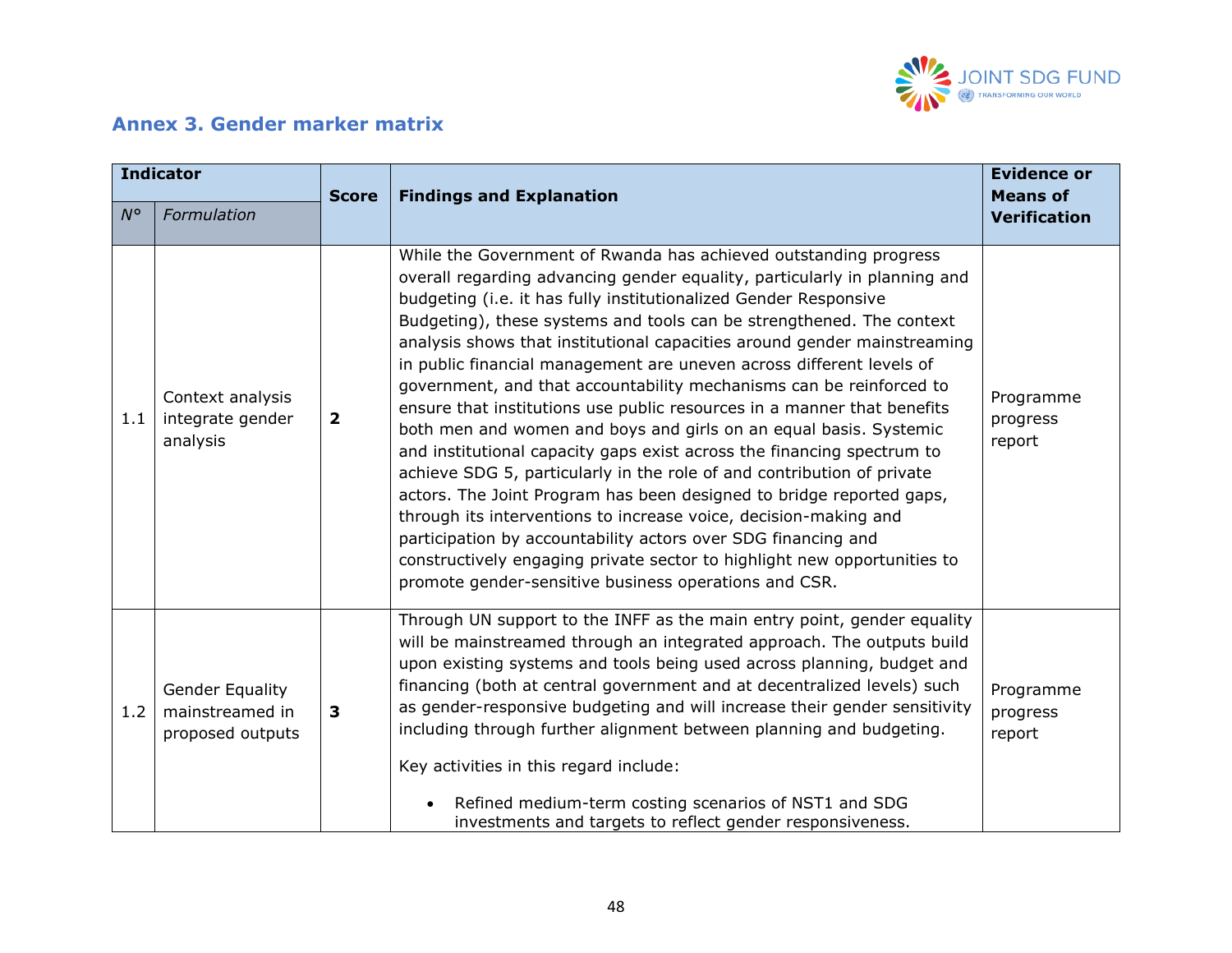## Annex 3. Gender marker matrix

| Indicator | | Score | Findings and Explanation | Evidence or Means of Verification |
|---|---|---|---|---|
| *N°* | *Formulation* | | | |
| 1.1 | Context analysis integrate gender analysis | **2** | While the Government of Rwanda has achieved outstanding progress overall regarding advancing gender equality, particularly in planning and budgeting (i.e. it has fully institutionalized Gender Responsive Budgeting), these systems and tools can be strengthened. The context analysis shows that institutional capacities around gender mainstreaming in public financial management are uneven across different levels of government, and that accountability mechanisms can be reinforced to ensure that institutions use public resources in a manner that benefits both men and women and boys and girls on an equal basis. Systemic and institutional capacity gaps exist across the financing spectrum to achieve SDG 5, particularly in the role of and contribution of private actors. The Joint Program has been designed to bridge reported gaps, through its interventions to increase voice, decision-making and participation by accountability actors over SDG financing and constructively engaging private sector to highlight new opportunities to promote gender-sensitive business operations and CSR. | Programme progress report |
| 1.2 | Gender Equality mainstreamed in proposed outputs | **3** | Through UN support to the INFF as the main entry point, gender equality will be mainstreamed through an integrated approach. The outputs build upon existing systems and tools being used across planning, budget and financing (both at central government and at decentralized levels) such as gender-responsive budgeting and will increase their gender sensitivity including through further alignment between planning and budgeting.<br><br>Key activities in this regard include:<br><br>• Refined medium-term costing scenarios of NST1 and SDG investments and targets to reflect gender responsiveness. | Programme progress report |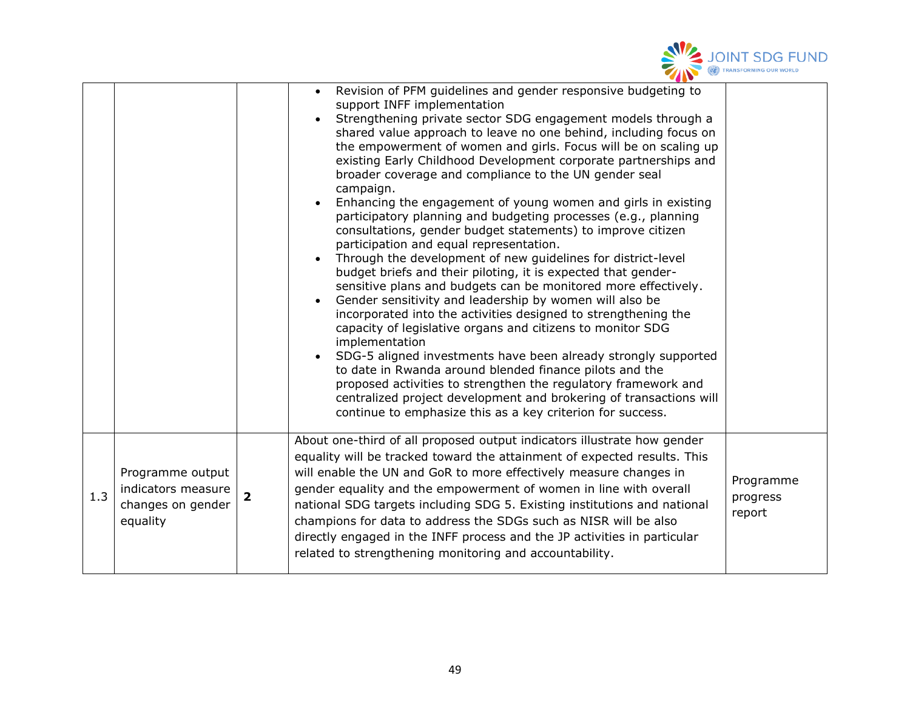| | | | | |
|---|---|---|---|---|
| | | | • Revision of PFM guidelines and gender responsive budgeting to support INFF implementation<br>• Strengthening private sector SDG engagement models through a shared value approach to leave no one behind, including focus on the empowerment of women and girls. Focus will be on scaling up existing Early Childhood Development corporate partnerships and broader coverage and compliance to the UN gender seal campaign.<br>• Enhancing the engagement of young women and girls in existing participatory planning and budgeting processes (e.g., planning consultations, gender budget statements) to improve citizen participation and equal representation.<br>• Through the development of new guidelines for district-level budget briefs and their piloting, it is expected that gender-sensitive plans and budgets can be monitored more effectively.<br>• Gender sensitivity and leadership by women will also be incorporated into the activities designed to strengthening the capacity of legislative organs and citizens to monitor SDG implementation<br>• SDG-5 aligned investments have been already strongly supported to date in Rwanda around blended finance pilots and the proposed activities to strengthen the regulatory framework and centralized project development and brokering of transactions will continue to emphasize this as a key criterion for success. | |
| 1.3 | Programme output indicators measure changes on gender equality | **2** | About one-third of all proposed output indicators illustrate how gender equality will be tracked toward the attainment of expected results. This will enable the UN and GoR to more effectively measure changes in gender equality and the empowerment of women in line with overall national SDG targets including SDG 5. Existing institutions and national champions for data to address the SDGs such as NISR will be also directly engaged in the INFF process and the JP activities in particular related to strengthening monitoring and accountability. | Programme progress report |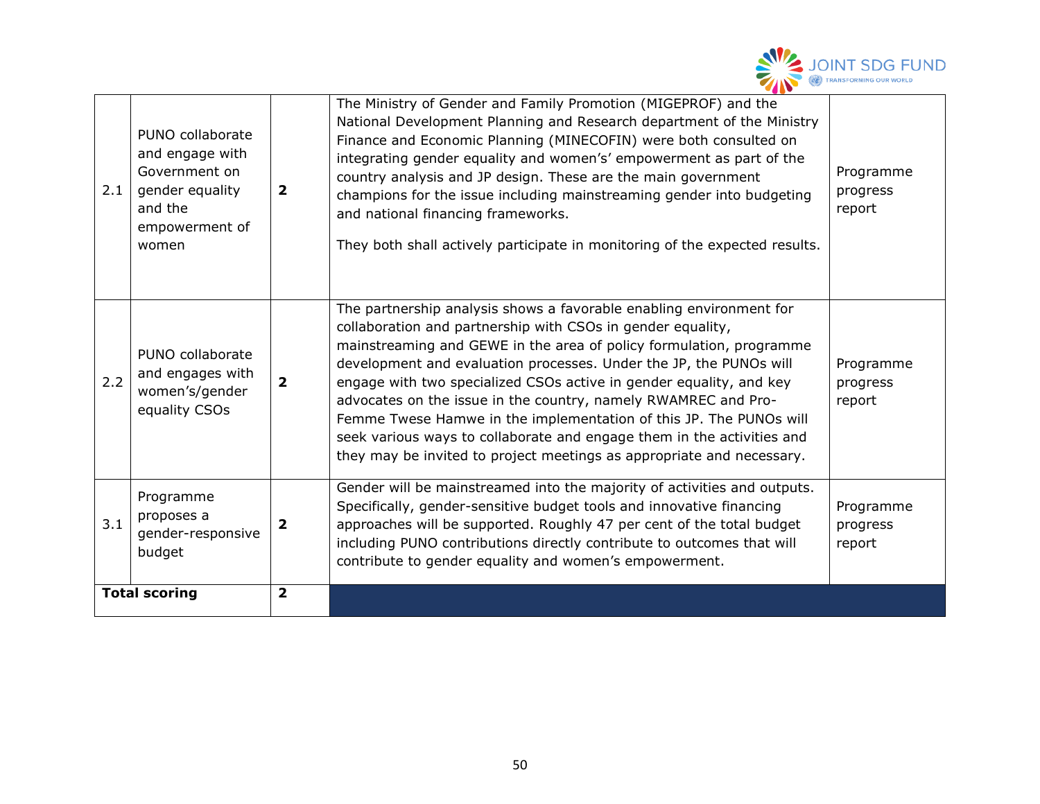| | | | | |
|---|---|---|---|---|
| 2.1 | PUNO collaborate and engage with Government on gender equality and the empowerment of women | **2** | The Ministry of Gender and Family Promotion (MIGEPROF) and the National Development Planning and Research department of the Ministry Finance and Economic Planning (MINECOFIN) were both consulted on integrating gender equality and women's' empowerment as part of the country analysis and JP design. These are the main government champions for the issue including mainstreaming gender into budgeting and national financing frameworks.<br><br>They both shall actively participate in monitoring of the expected results. | Programme progress report |
| 2.2 | PUNO collaborate and engages with women's/gender equality CSOs | **2** | The partnership analysis shows a favorable enabling environment for collaboration and partnership with CSOs in gender equality, mainstreaming and GEWE in the area of policy formulation, programme development and evaluation processes. Under the JP, the PUNOs will engage with two specialized CSOs active in gender equality, and key advocates on the issue in the country, namely RWAMREC and Pro-Femme Twese Hamwe in the implementation of this JP. The PUNOs will seek various ways to collaborate and engage them in the activities and they may be invited to project meetings as appropriate and necessary. | Programme progress report |
| 3.1 | Programme proposes a gender-responsive budget | **2** | Gender will be mainstreamed into the majority of activities and outputs. Specifically, gender-sensitive budget tools and innovative financing approaches will be supported. Roughly 47 per cent of the total budget including PUNO contributions directly contribute to outcomes that will contribute to gender equality and women's empowerment. | Programme progress report |
| **Total scoring** | | **2** | | |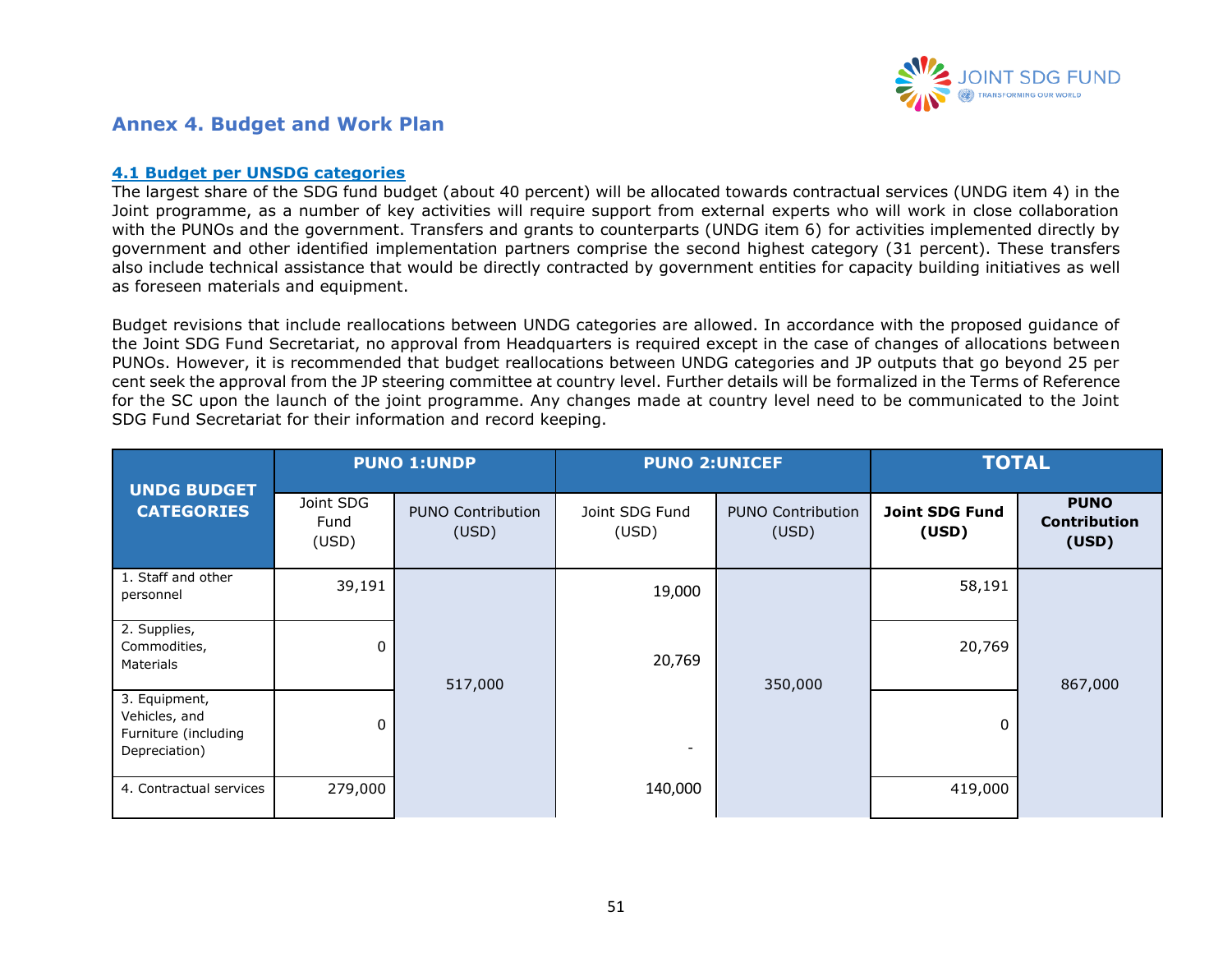## Annex 4. Budget and Work Plan

### 4.1 Budget per UNSDG categories

The largest share of the SDG fund budget (about 40 percent) will be allocated towards contractual services (UNDG item 4) in the Joint programme, as a number of key activities will require support from external experts who will work in close collaboration with the PUNOs and the government. Transfers and grants to counterparts (UNDG item 6) for activities implemented directly by government and other identified implementation partners comprise the second highest category (31 percent). These transfers also include technical assistance that would be directly contracted by government entities for capacity building initiatives as well as foreseen materials and equipment.

Budget revisions that include reallocations between UNDG categories are allowed. In accordance with the proposed guidance of the Joint SDG Fund Secretariat, no approval from Headquarters is required except in the case of changes of allocations between PUNOs. However, it is recommended that budget reallocations between UNDG categories and JP outputs that go beyond 25 per cent seek the approval from the JP steering committee at country level. Further details will be formalized in the Terms of Reference for the SC upon the launch of the joint programme. Any changes made at country level need to be communicated to the Joint SDG Fund Secretariat for their information and record keeping.

| UNDG BUDGET CATEGORIES | PUNO 1:UNDP | | PUNO 2:UNICEF | | TOTAL | |
|---|---|---|---|---|---|---|
| | Joint SDG Fund (USD) | PUNO Contribution (USD) | Joint SDG Fund (USD) | PUNO Contribution (USD) | **Joint SDG Fund (USD)** | **PUNO Contribution (USD)** |
| 1. Staff and other personnel | 39,191 | 517,000 | 19,000 | 350,000 | 58,191 | 867,000 |
| 2. Supplies, Commodities, Materials | 0 | | 20,769 | | 20,769 | |
| 3. Equipment, Vehicles, and Furniture (including Depreciation) | 0 | | - | | 0 | |
| 4. Contractual services | 279,000 | | 140,000 | | 419,000 | |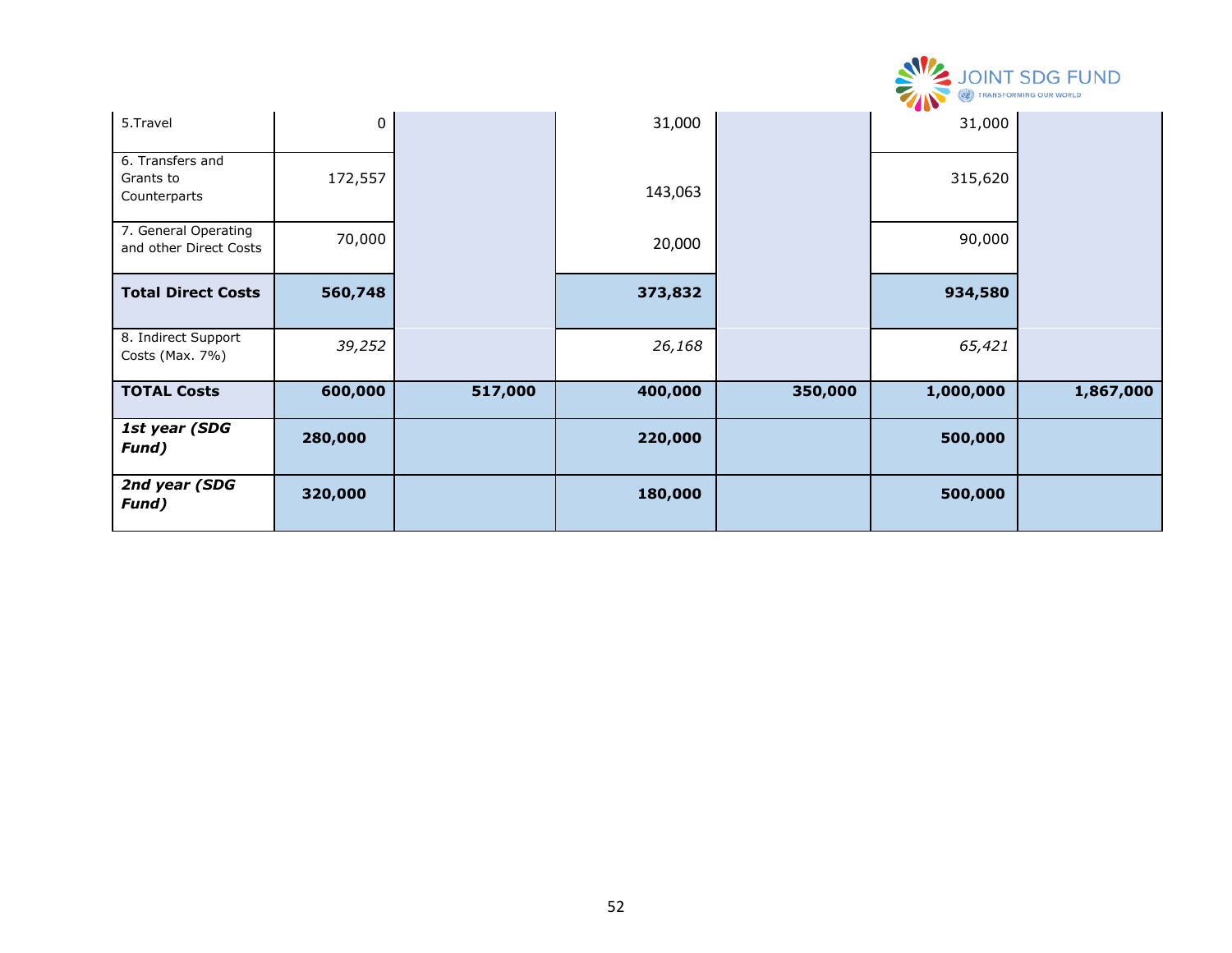| 5.Travel | 0 | | 31,000 | | 31,000 | |
|---|---|---|---|---|---|---|
| 6. Transfers and Grants to Counterparts | 172,557 | | 143,063 | | 315,620 | |
| 7. General Operating and other Direct Costs | 70,000 | | 20,000 | | 90,000 | |
| **Total Direct Costs** | **560,748** | | **373,832** | | **934,580** | |
| 8. Indirect Support Costs (Max. 7%) | *39,252* | | *26,168* | | *65,421* | |
| **TOTAL Costs** | **600,000** | **517,000** | **400,000** | **350,000** | **1,000,000** | **1,867,000** |
| ***1st year (SDG Fund)*** | **280,000** | | **220,000** | | **500,000** | |
| ***2nd year (SDG Fund)*** | **320,000** | | **180,000** | | **500,000** | |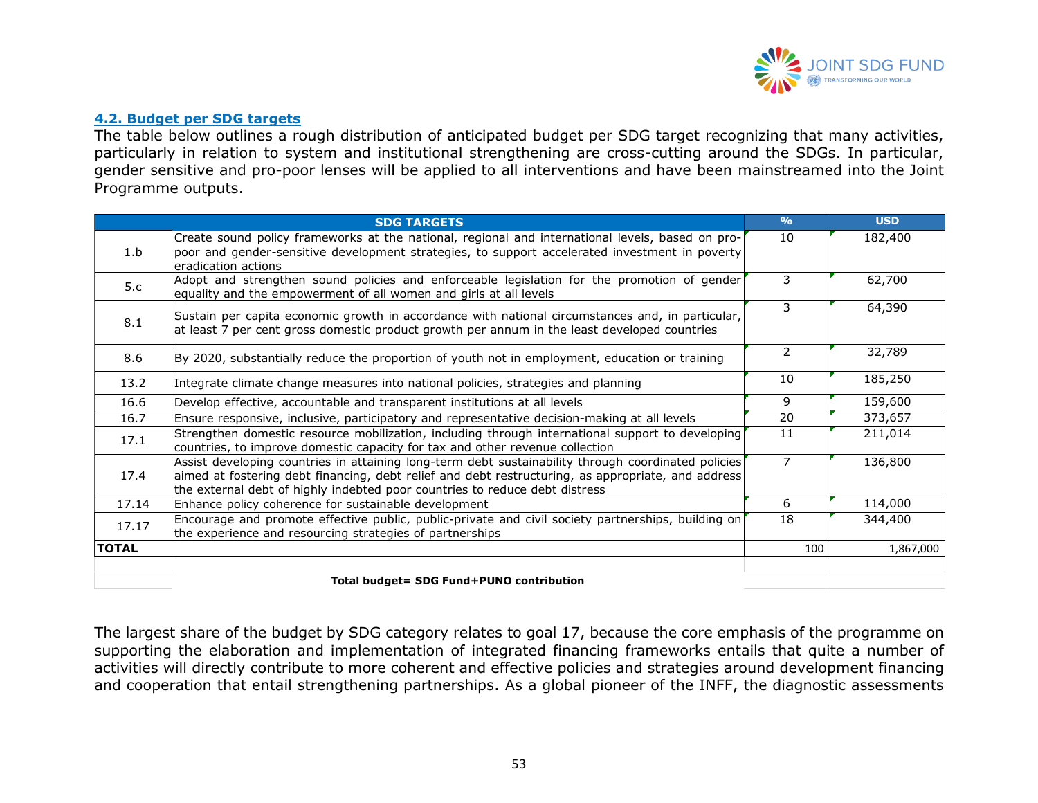### 4.2. Budget per SDG targets

The table below outlines a rough distribution of anticipated budget per SDG target recognizing that many activities, particularly in relation to system and institutional strengthening are cross-cutting around the SDGs. In particular, gender sensitive and pro-poor lenses will be applied to all interventions and have been mainstreamed into the Joint Programme outputs.

| | SDG TARGETS | % | USD |
|---|---|---|---|
| 1.b | Create sound policy frameworks at the national, regional and international levels, based on pro-poor and gender-sensitive development strategies, to support accelerated investment in poverty eradication actions | 10 | 182,400 |
| 5.c | Adopt and strengthen sound policies and enforceable legislation for the promotion of gender equality and the empowerment of all women and girls at all levels | 3 | 62,700 |
| 8.1 | Sustain per capita economic growth in accordance with national circumstances and, in particular, at least 7 per cent gross domestic product growth per annum in the least developed countries | 3 | 64,390 |
| 8.6 | By 2020, substantially reduce the proportion of youth not in employment, education or training | 2 | 32,789 |
| 13.2 | Integrate climate change measures into national policies, strategies and planning | 10 | 185,250 |
| 16.6 | Develop effective, accountable and transparent institutions at all levels | 9 | 159,600 |
| 16.7 | Ensure responsive, inclusive, participatory and representative decision-making at all levels | 20 | 373,657 |
| 17.1 | Strengthen domestic resource mobilization, including through international support to developing countries, to improve domestic capacity for tax and other revenue collection | 11 | 211,014 |
| 17.4 | Assist developing countries in attaining long-term debt sustainability through coordinated policies aimed at fostering debt financing, debt relief and debt restructuring, as appropriate, and address the external debt of highly indebted poor countries to reduce debt distress | 7 | 136,800 |
| 17.14 | Enhance policy coherence for sustainable development | 6 | 114,000 |
| 17.17 | Encourage and promote effective public, public-private and civil society partnerships, building on the experience and resourcing strategies of partnerships | 18 | 344,400 |
| **TOTAL** | | 100 | 1,867,000 |
| | **Total budget= SDG Fund+PUNO contribution** | | |

The largest share of the budget by SDG category relates to goal 17, because the core emphasis of the programme on supporting the elaboration and implementation of integrated financing frameworks entails that quite a number of activities will directly contribute to more coherent and effective policies and strategies around development financing and cooperation that entail strengthening partnerships. As a global pioneer of the INFF, the diagnostic assessments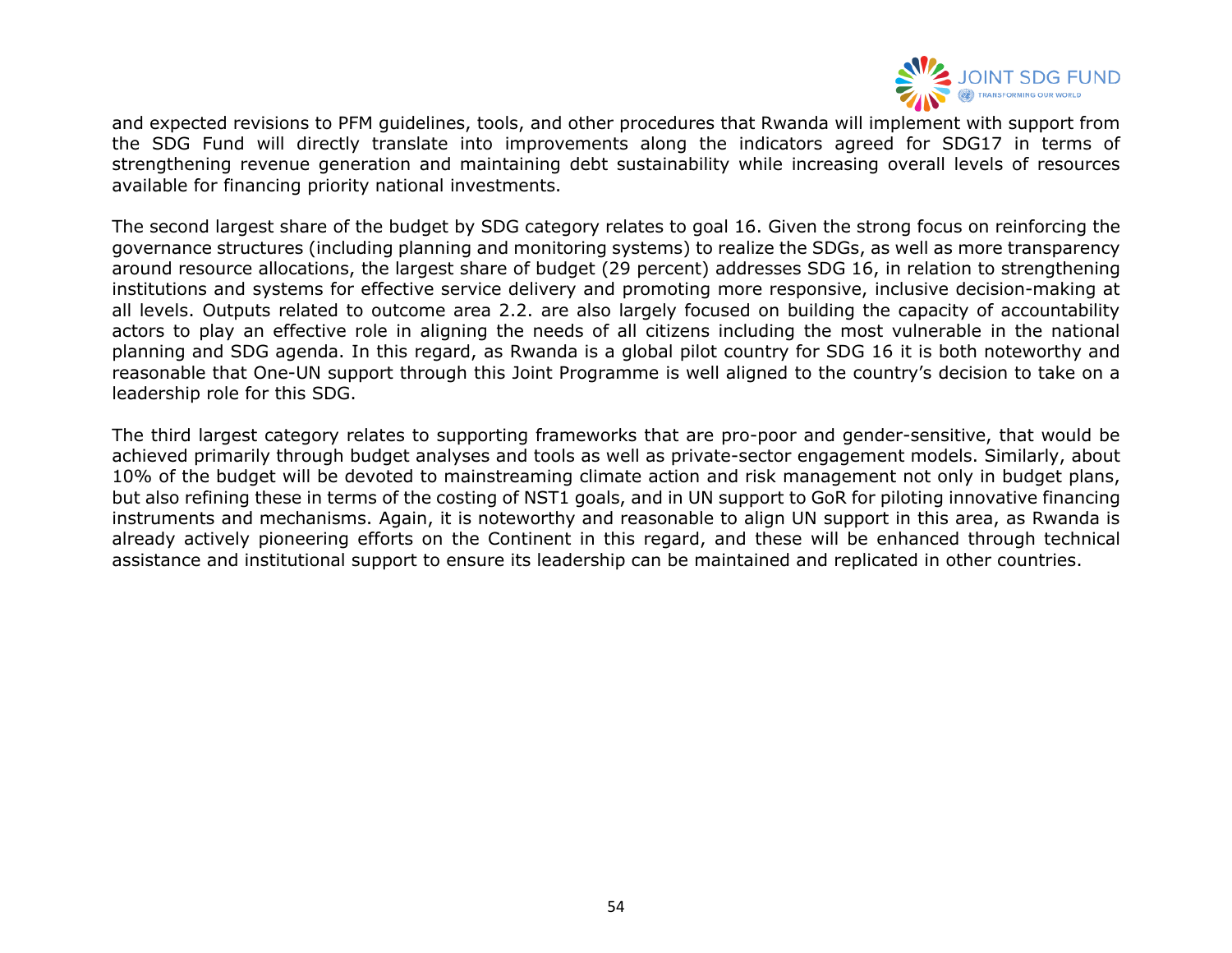and expected revisions to PFM guidelines, tools, and other procedures that Rwanda will implement with support from the SDG Fund will directly translate into improvements along the indicators agreed for SDG17 in terms of strengthening revenue generation and maintaining debt sustainability while increasing overall levels of resources available for financing priority national investments.

The second largest share of the budget by SDG category relates to goal 16. Given the strong focus on reinforcing the governance structures (including planning and monitoring systems) to realize the SDGs, as well as more transparency around resource allocations, the largest share of budget (29 percent) addresses SDG 16, in relation to strengthening institutions and systems for effective service delivery and promoting more responsive, inclusive decision-making at all levels. Outputs related to outcome area 2.2. are also largely focused on building the capacity of accountability actors to play an effective role in aligning the needs of all citizens including the most vulnerable in the national planning and SDG agenda. In this regard, as Rwanda is a global pilot country for SDG 16 it is both noteworthy and reasonable that One-UN support through this Joint Programme is well aligned to the country's decision to take on a leadership role for this SDG.

The third largest category relates to supporting frameworks that are pro-poor and gender-sensitive, that would be achieved primarily through budget analyses and tools as well as private-sector engagement models. Similarly, about 10% of the budget will be devoted to mainstreaming climate action and risk management not only in budget plans, but also refining these in terms of the costing of NST1 goals, and in UN support to GoR for piloting innovative financing instruments and mechanisms. Again, it is noteworthy and reasonable to align UN support in this area, as Rwanda is already actively pioneering efforts on the Continent in this regard, and these will be enhanced through technical assistance and institutional support to ensure its leadership can be maintained and replicated in other countries.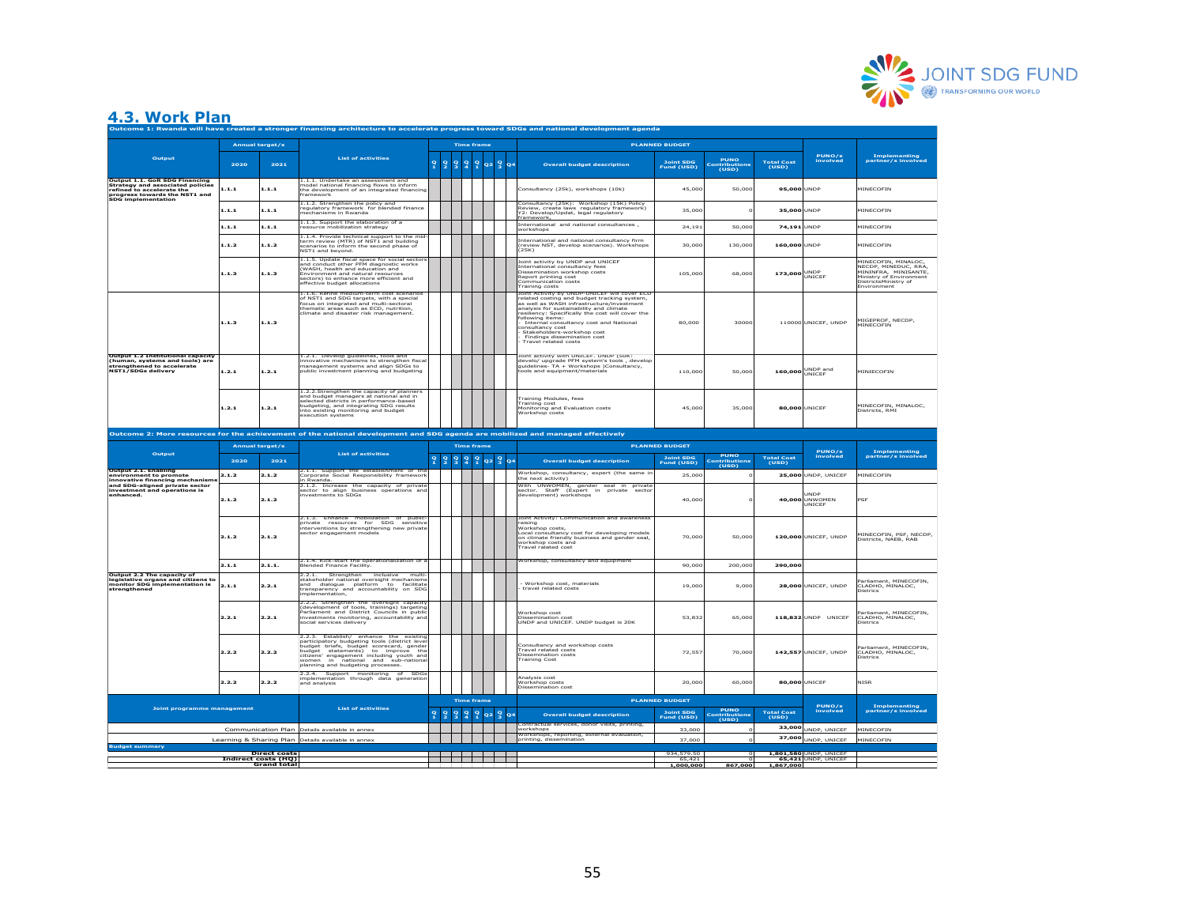## 4.3. Work Plan

| Output | Annual target/s | | List of activities | Time frame | | | | | | | | PLANNED BUDGET | | | | PUNO/s involved | Implementing partner/s involved |
|---|---|---|---|---|---|---|---|---|---|---|---|---|---|---|---|---|---|
| | 2020 | 2021 | | Q1 | Q2 | Q3 | Q4 | Q1 | Q2 | Q3 | Q4 | Overall budget description | Joint SDG Fund (USD) | PUNO Contributions (USD) | Total Cost (USD) | | |
| **Outcome 1: Rwanda will have created a stronger financing architecture to accelerate progress toward SDGs and national development agenda** | | | | | | | | | | | | | | | | | |
| **Output 1.1. GoR SDG Financing Strategy and associated policies refined to accelerate the progress towards the NST1 and SDG implementation** | 1.1.1 | 1.1.1 | 1.1.1. Undertake an assessment and model national financing flows to inform the development of an integrated financing framework | | | | | | | | | Consultancy (25k), workshops (10k) | 45,000 | 50,000 | **95,000** | UNDP | MINECOFIN |
| | 1.1.1 | 1.1.1 | 1.1.2. Strengthen the policy and regulatory framework for blended finance mechanisms in Rwanda | | | | | | | | | Consultancy (25K): Workshop (15K) Policy Review, create laws regulatory framework) Y2: Develop/Updat, legal regulatory framework, | 35,000 | 0 | **35,000** | UNDP | MINECOFIN |
| | 1.1.1 | 1.1.1 | 1.1.3. Support the elaboration of a resource mobilization strategy | | | | | | | | | International and national consultances , workshops | 24,191 | 50,000 | **74,191** | UNDP | MINECOFIN |
| | 1.1.2 | 1.1.2 | 1.1.4. Provide technical support to the mid-term review (MTR) of NST1 and building scenarios to inform the second phase of NST1 and beyond. | | | | | | | | | International and national consultancy firm (review NST, develop scenarios). Workshops (25K) | 30,000 | 130,000 | **160,000** | UNDP | MINECOFIN |
| | 1.1.3 | 1.1.3 | 1.1.5. Update fiscal space for social sectors and conduct other PFM diagnostic works (WASH, health and education and Environment and natural resources sectors) to enhance more efficient and effective budget allocations | | | | | | | | | Joint activity by UNDP and UNICEF International consultancy fees Dissemination workshop costs Report printing cost Communication costs Training costs | 105,000 | 68,000 | **173,000** | UNDP UNICEF | MINECOFIN, MINALOC, NECDP, MINEDUC, RRA, MININFRA, MINISANTE, Ministry of Environment DistrictsMinistry of Environment |
| | 1.1.3 | 1.1.3 | 1.1.6. Refine medium-term cost scenarios of NST1 and SDG targets, with a special focus on integrated and multi-sectoral thematic areas such as ECD, nutrition, climate and disaster risk management. | | | | | | | | | Joint Activity by UNDP-UNICEF will cover ECD related costing and budget tracking system, as well as WASH infrastructure/investment analysis for sustainability and climate resiliency: Specifically the cost will cover the following items: - Internal consultancy cost and National consultancy cost - Stakeholders-workshop cost - Findings dissemination cost - Travel related costs | 80,000 | 30000 | 110000 | UNICEF, UNDP | MIGEPROF, NECDP, MINECOFIN |
| **Output 1.2 Institutional capacity (human, systems and tools) are strengthened to accelerate NST1/SDGs delivery** | 1.2.1 | 1.2.1 | 1.2.1. Develop guidelines, tools and innovative mechanisms to strengthen fiscal management systems and align SDGs to public investment planning and budgeting | | | | | | | | | Joint activity with UNICEF. UNDP (50k: develo/ upgrade PFM system's tools , develop guidelines- TA + Workshops )Consultancy, tools and equipment/materials | 110,000 | 50,000 | **160,000** | UNDP and UNICEF | MINIECOFIN |
| | 1.2.1 | 1.2.1 | 1.2.2.Strengthen the capacity of planners and budget managers at national and in selected districts in performance-based budgeting, and integrating SDG results into existing monitoring and budget execution systems | | | | | | | | | Training Modules, fees Training cost Monitoring and Evaluation costs Workshop costs | 45,000 | 35,000 | **80,000** | UNICEF | MINECOFIN, MINALOC, Districts, RMI |
| **Outcome 2: More resources for the achievement of the national development and SDG agenda are mobilized and managed effectively** | | | | | | | | | | | | | | | | | |
| **Output 2.1. Enabling environment to promote innovative financing mechanisms and SDG-aligned private sector investment and operations is enhanced.** | 2.1.2 | 2.1.2 | 2.1.1. Support the establishment of the Corporate Social Responsibility framework in Rwanda. | | | | | | | | | Workshop, consultancy, expert (the same in the next activity) | 25,000 | 0 | **25,000** | UNDP, UNICEF | MINECOFIN |
| | 2.1.2 | 2.1.2 | 2.1.2. Increase the capacity of private sector to align business operations and investments to SDGs | | | | | | | | | With UNWOMEN, gender seal in private sector. Staff (Expert in private sector development) workshops | 40,000 | 0 | **40,000** | UNDP UNWOMEN UNICEF | PSF |
| | 2.1.2 | 2.1.2 | 2.1.3. Enhance mobilization of public-private resources for SDG sensitive interventions by strengthening new private sector engagement models | | | | | | | | | Joint Activity: Communication and awareness raising Workshop costs, Local consultancy cost for developing models on climate friendly business and gender seal, workshop costs and Travel related cost | 70,000 | 50,000 | **120,000** | UNICEF, UNDP | MINECOFIN, PSF, NECDP, Districts, NAEB, RAB |
| | 2.1.1 | 2.1.1. | 2.1.4. Kick-start the operationalization of a Blended Finance Facility. | | | | | | | | | Workshop, consultancy and equipment | 90,000 | 200,000 | **290,000** | | |
| **Output 2.2 The capacity of legislative organs and citizens to monitor SDG implementation is strengthened** | 2.1.1 | 2.2.1 | 2.2.1. Strengthen inclusive multi-stakeholder national oversight mechanisms and dialogue platform to facilitate transparency and accountability on SDG implementation, | | | | | | | | | - Workshop cost, materials - travel related costs | 19,000 | 9,000 | **28,000** | UNICEF, UNDP | Parliament, MINECOFIN, CLADHO, MINALOC, Districs |
| | 2.2.1 | 2.2.1 | 2.2.2. Strengthen the oversight capacity (development of tools, trainings) targeting Parliament and District Councils in public investments monitoring, accountability and social services delivery | | | | | | | | | Workshop cost Dissemination cost UNDP and UNICEF. UNDP budget is 20K | 53,832 | 65,000 | **118,832** | UNDP UNICEF | Parliament, MINECOFIN, CLADHO, MINALOC, Districs |
| | 2.2.2 | 2.2.2 | 2.2.3. Establish/ enhance the existing participatory budgeting tools (district level budget briefs, budget scorecard, gender budget statements) to improve the citizens' engagement including youth and women in national and sub-national planning and budgeting processes. | | | | | | | | | Consultancy and workshop costs Travel related costs Dissemination costs Training Cost | 72,557 | 70,000 | **142,557** | UNICEF, UNDP | Parliament, MINECOFIN, CLADHO, MINALOC, Districs |
| | 2.2.2 | 2.2.2 | 2.2.4. Support monitoring of SDGs implementation through data generation and analysis | | | | | | | | | Analysis cost Workshop costs Dissemination cost | 20,000 | 60,000 | **80,000** | UNICEF | NISR |
| **Joint programme management** | | | List of activities | | | | | | | | | Overall budget description | Joint SDG Fund (USD) | PUNO Contributions (USD) | Total Cost (USD) | PUNO/s involved | Implementing partner/s involved |
| | | Communication Plan | Details available in annex | | | | | | | | | Contractual services, donor visits, printing, workshops | 33,000 | 0 | **33,000** | UNDP, UNICEF | MINECOFIN |
| | | Learning & Sharing Plan | Details available in annex | | | | | | | | | Workshops, reporting, external evaluation, printing, dissemination | 37,000 | 0 | **37,000** | UNDP, UNICEF | MINECOFIN |
| **Budget summary** | | | | | | | | | | | | | | | | | |
| | | **Direct costs** | | | | | | | | | | | 934,579.50 | 0 | **1,801,580** | UNDP, UNICEF | |
| | | **Indirect costs (HQ)** | | | | | | | | | | | 65,421 | 0 | **65,421** | UNDP, UNICEF | |
| | | **Grand total** | | | | | | | | | | | **1,000,000** | **867,000** | **1,867,000** | | |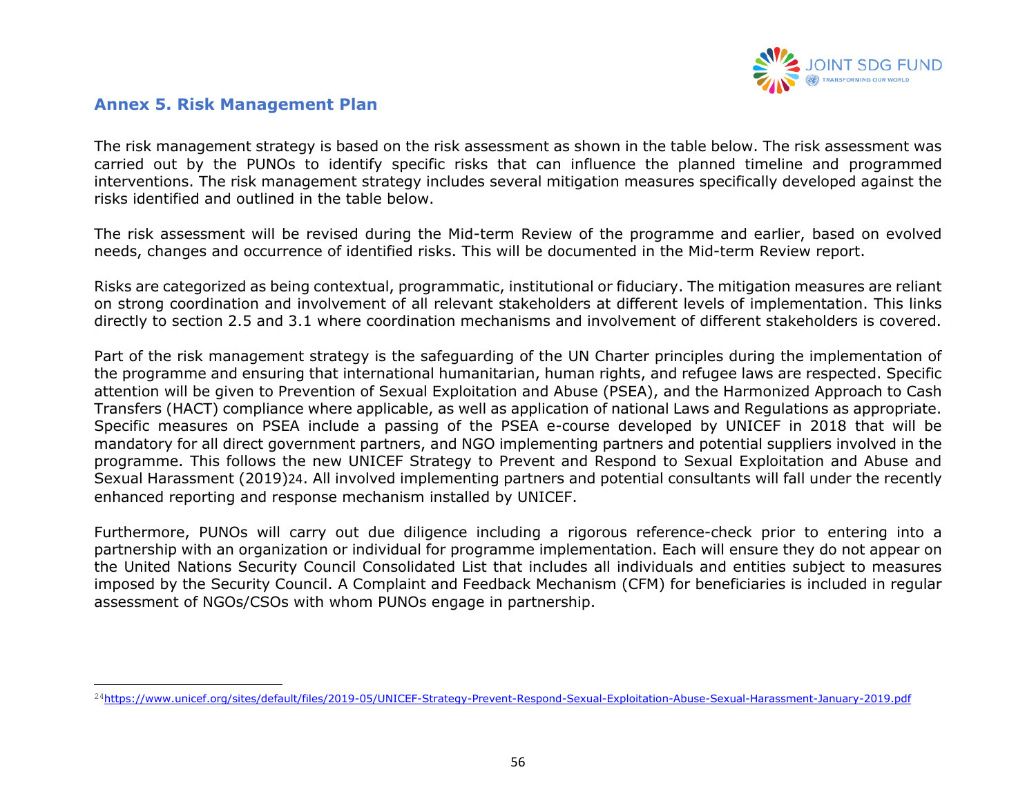## Annex 5. Risk Management Plan

The risk management strategy is based on the risk assessment as shown in the table below. The risk assessment was carried out by the PUNOs to identify specific risks that can influence the planned timeline and programmed interventions. The risk management strategy includes several mitigation measures specifically developed against the risks identified and outlined in the table below.

The risk assessment will be revised during the Mid-term Review of the programme and earlier, based on evolved needs, changes and occurrence of identified risks. This will be documented in the Mid-term Review report.

Risks are categorized as being contextual, programmatic, institutional or fiduciary. The mitigation measures are reliant on strong coordination and involvement of all relevant stakeholders at different levels of implementation. This links directly to section 2.5 and 3.1 where coordination mechanisms and involvement of different stakeholders is covered.

Part of the risk management strategy is the safeguarding of the UN Charter principles during the implementation of the programme and ensuring that international humanitarian, human rights, and refugee laws are respected. Specific attention will be given to Prevention of Sexual Exploitation and Abuse (PSEA), and the Harmonized Approach to Cash Transfers (HACT) compliance where applicable, as well as application of national Laws and Regulations as appropriate. Specific measures on PSEA include a passing of the PSEA e-course developed by UNICEF in 2018 that will be mandatory for all direct government partners, and NGO implementing partners and potential suppliers involved in the programme. This follows the new UNICEF Strategy to Prevent and Respond to Sexual Exploitation and Abuse and Sexual Harassment (2019)[24]. All involved implementing partners and potential consultants will fall under the recently enhanced reporting and response mechanism installed by UNICEF.

Furthermore, PUNOs will carry out due diligence including a rigorous reference-check prior to entering into a partnership with an organization or individual for programme implementation. Each will ensure they do not appear on the United Nations Security Council Consolidated List that includes all individuals and entities subject to measures imposed by the Security Council. A Complaint and Feedback Mechanism (CFM) for beneficiaries is included in regular assessment of NGOs/CSOs with whom PUNOs engage in partnership.

---

[24] https://www.unicef.org/sites/default/files/2019-05/UNICEF-Strategy-Prevent-Respond-Sexual-Exploitation-Abuse-Sexual-Harassment-January-2019.pdf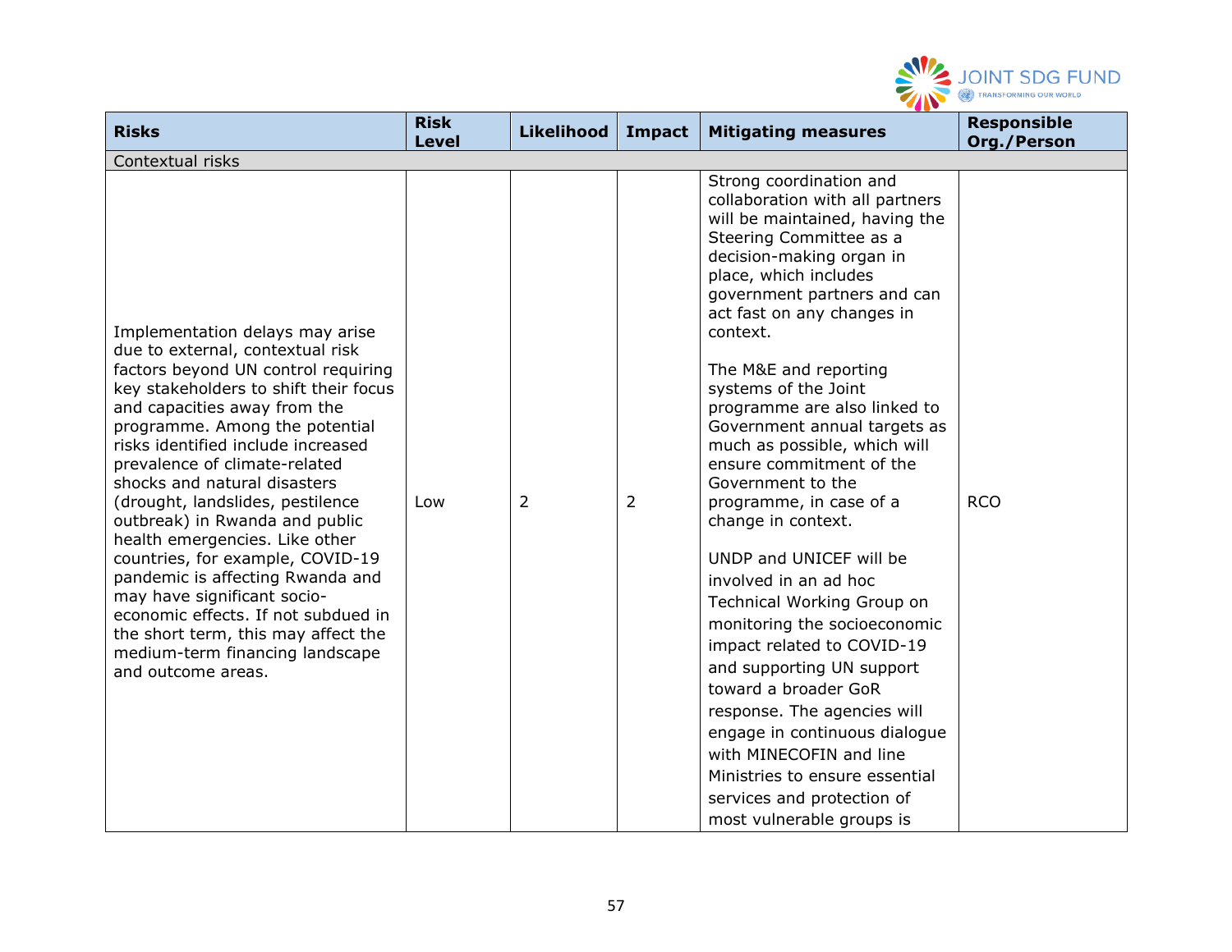| Risks | Risk Level | Likelihood | Impact | Mitigating measures | Responsible Org./Person |
|---|---|---|---|---|---|
| Contextual risks | | | | | |
| Implementation delays may arise due to external, contextual risk factors beyond UN control requiring key stakeholders to shift their focus and capacities away from the programme. Among the potential risks identified include increased prevalence of climate-related shocks and natural disasters (drought, landslides, pestilence outbreak) in Rwanda and public health emergencies. Like other countries, for example, COVID-19 pandemic is affecting Rwanda and may have significant socio-economic effects. If not subdued in the short term, this may affect the medium-term financing landscape and outcome areas. | Low | 2 | 2 | Strong coordination and collaboration with all partners will be maintained, having the Steering Committee as a decision-making organ in place, which includes government partners and can act fast on any changes in context.<br><br>The M&E and reporting systems of the Joint programme are also linked to Government annual targets as much as possible, which will ensure commitment of the Government to the programme, in case of a change in context.<br><br>UNDP and UNICEF will be involved in an ad hoc Technical Working Group on monitoring the socioeconomic impact related to COVID-19 and supporting UN support toward a broader GoR response. The agencies will engage in continuous dialogue with MINECOFIN and line Ministries to ensure essential services and protection of most vulnerable groups is | RCO |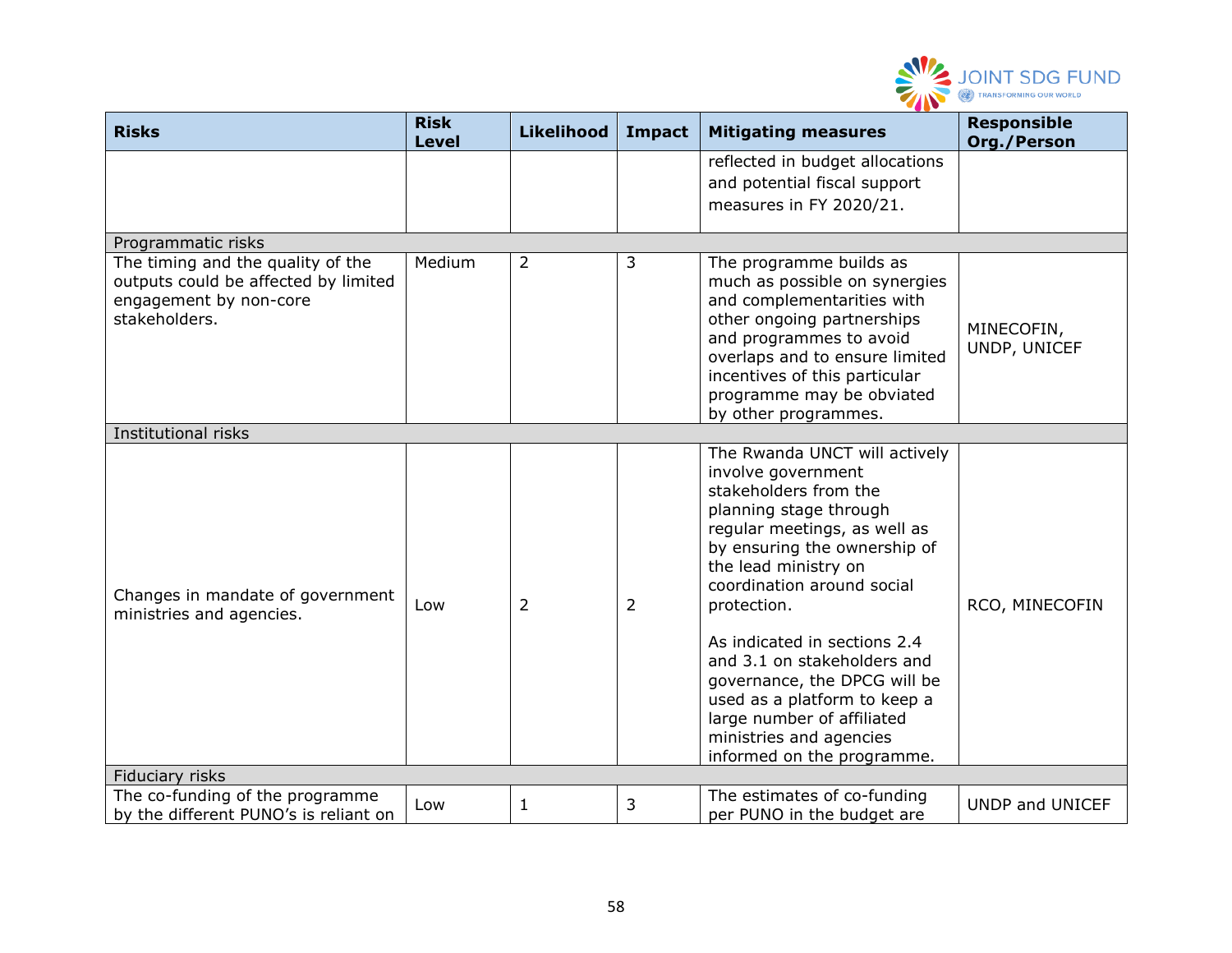| Risks | Risk Level | Likelihood | Impact | Mitigating measures | Responsible Org./Person |
|---|---|---|---|---|---|
| | | | | reflected in budget allocations and potential fiscal support measures in FY 2020/21. | |
| Programmatic risks | | | | | |
| The timing and the quality of the outputs could be affected by limited engagement by non-core stakeholders. | Medium | 2 | 3 | The programme builds as much as possible on synergies and complementarities with other ongoing partnerships and programmes to avoid overlaps and to ensure limited incentives of this particular programme may be obviated by other programmes. | MINECOFIN, UNDP, UNICEF |
| Institutional risks | | | | | |
| Changes in mandate of government ministries and agencies. | Low | 2 | 2 | The Rwanda UNCT will actively involve government stakeholders from the planning stage through regular meetings, as well as by ensuring the ownership of the lead ministry on coordination around social protection.<br><br>As indicated in sections 2.4 and 3.1 on stakeholders and governance, the DPCG will be used as a platform to keep a large number of affiliated ministries and agencies informed on the programme. | RCO, MINECOFIN |
| Fiduciary risks | | | | | |
| The co-funding of the programme by the different PUNO's is reliant on | Low | 1 | 3 | The estimates of co-funding per PUNO in the budget are | UNDP and UNICEF |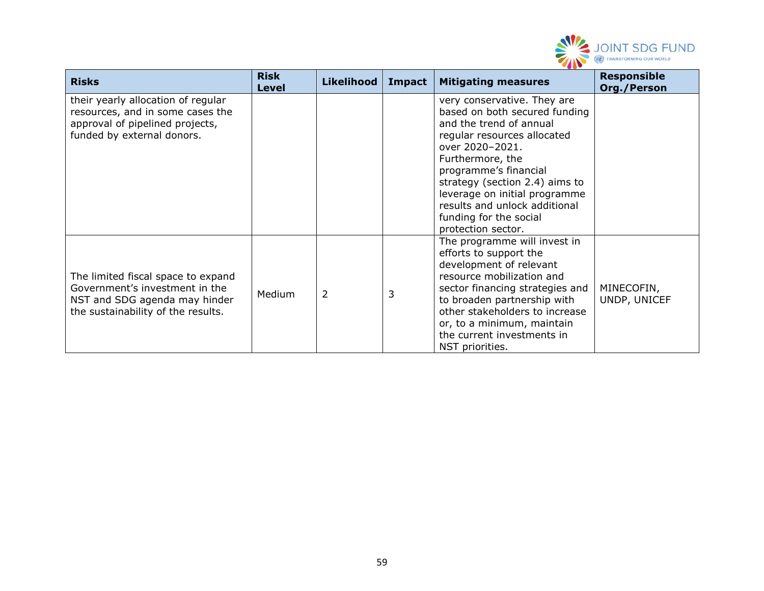| Risks | Risk Level | Likelihood | Impact | Mitigating measures | Responsible Org./Person |
|---|---|---|---|---|---|
| their yearly allocation of regular resources, and in some cases the approval of pipelined projects, funded by external donors. | | | | very conservative. They are based on both secured funding and the trend of annual regular resources allocated over 2020–2021. Furthermore, the programme's financial strategy (section 2.4) aims to leverage on initial programme results and unlock additional funding for the social protection sector. | |
| The limited fiscal space to expand Government's investment in the NST and SDG agenda may hinder the sustainability of the results. | Medium | 2 | 3 | The programme will invest in efforts to support the development of relevant resource mobilization and sector financing strategies and to broaden partnership with other stakeholders to increase or, to a minimum, maintain the current investments in NST priorities. | MINECOFIN, UNDP, UNICEF |